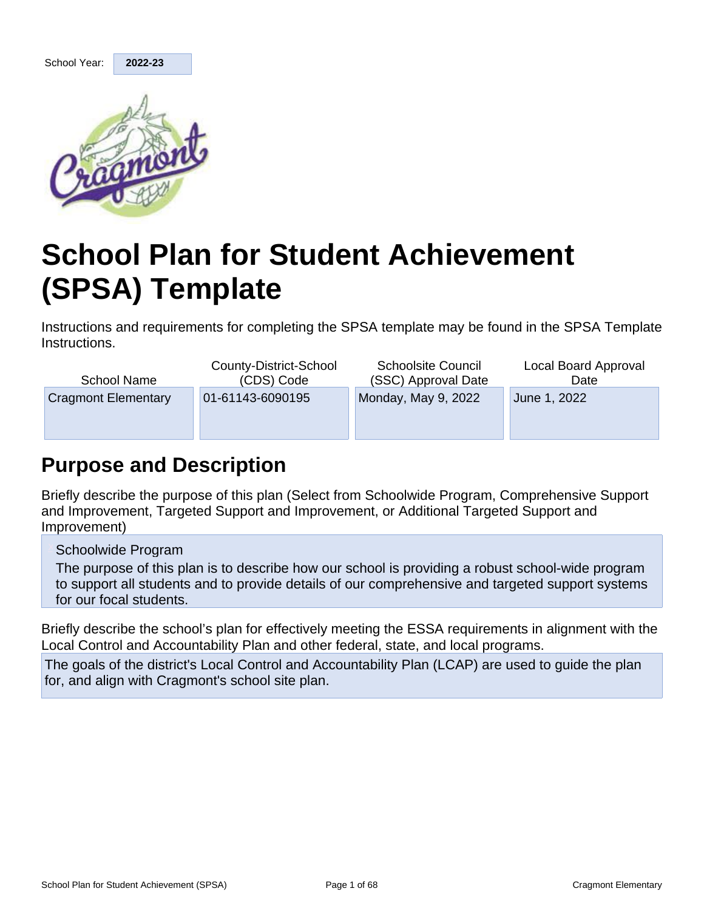School Year: **2022-23**

# School Plan for Student Achievement (SPSA) Template

Instructions and requirements for completing the SPSA template may be found in the SPSA Template Instructions.

| School Name | County-District-School (CDS) Code | Schoolsite Council (SSC) Approval Date | Local Board Approval Date |
| --- | --- | --- | --- |
| Cragmont Elementary | 01-61143-6090195 | Monday, May 9, 2022 | June 1, 2022 |

## Purpose and Description

Briefly describe the purpose of this plan (Select from Schoolwide Program, Comprehensive Support and Improvement, Targeted Support and Improvement, or Additional Targeted Support and Improvement)

Schoolwide Program

The purpose of this plan is to describe how our school is providing a robust school-wide program to support all students and to provide details of our comprehensive and targeted support systems for our focal students.

Briefly describe the school's plan for effectively meeting the ESSA requirements in alignment with the Local Control and Accountability Plan and other federal, state, and local programs.

The goals of the district's Local Control and Accountability Plan (LCAP) are used to guide the plan for, and align with Cragmont's school site plan.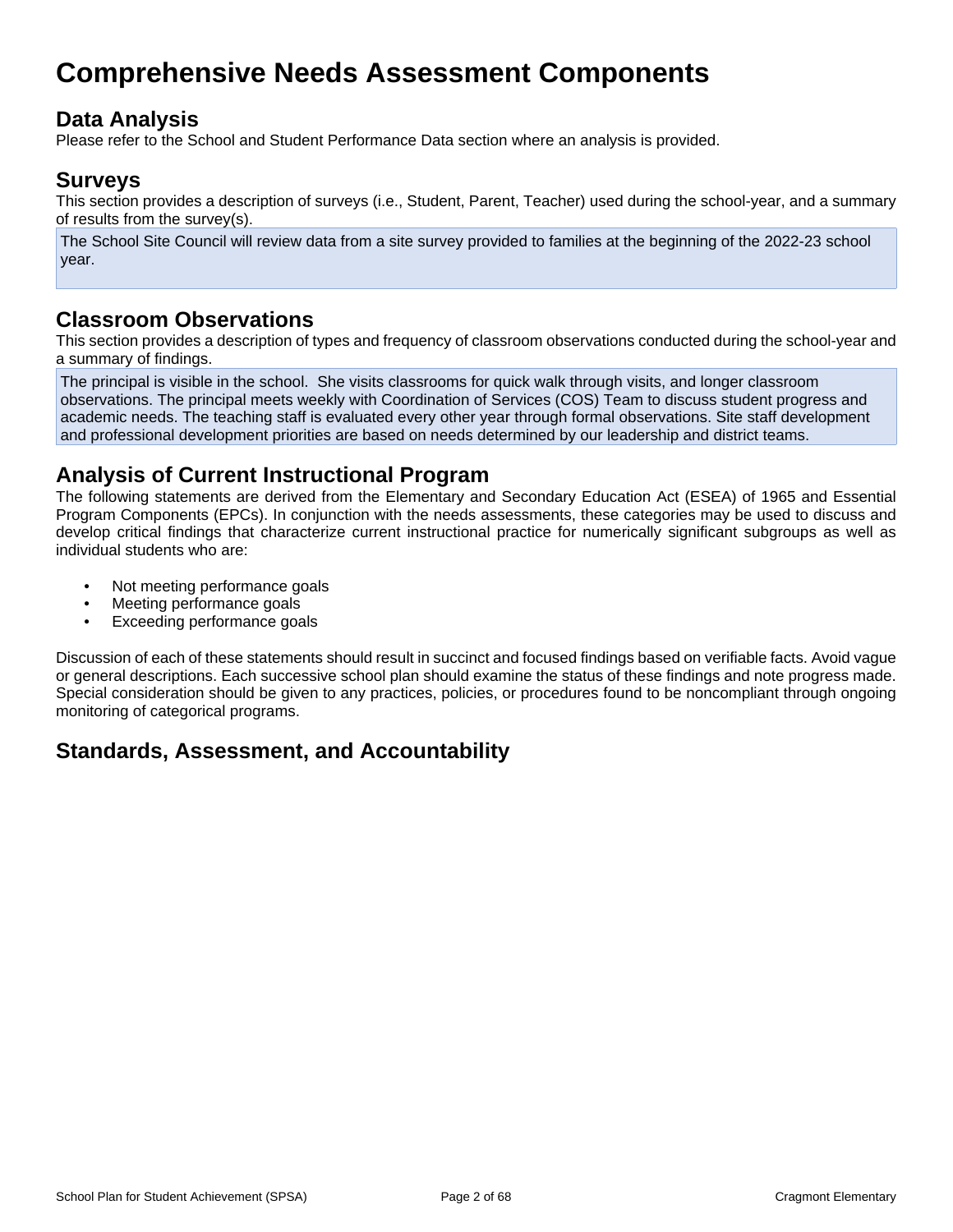# Comprehensive Needs Assessment Components

## Data Analysis

Please refer to the School and Student Performance Data section where an analysis is provided.

## Surveys

This section provides a description of surveys (i.e., Student, Parent, Teacher) used during the school-year, and a summary of results from the survey(s).

The School Site Council will review data from a site survey provided to families at the beginning of the 2022-23 school year.

## Classroom Observations

This section provides a description of types and frequency of classroom observations conducted during the school-year and a summary of findings.

The principal is visible in the school. She visits classrooms for quick walk through visits, and longer classroom observations. The principal meets weekly with Coordination of Services (COS) Team to discuss student progress and academic needs. The teaching staff is evaluated every other year through formal observations. Site staff development and professional development priorities are based on needs determined by our leadership and district teams.

## Analysis of Current Instructional Program

The following statements are derived from the Elementary and Secondary Education Act (ESEA) of 1965 and Essential Program Components (EPCs). In conjunction with the needs assessments, these categories may be used to discuss and develop critical findings that characterize current instructional practice for numerically significant subgroups as well as individual students who are:

- Not meeting performance goals
- Meeting performance goals
- Exceeding performance goals

Discussion of each of these statements should result in succinct and focused findings based on verifiable facts. Avoid vague or general descriptions. Each successive school plan should examine the status of these findings and note progress made. Special consideration should be given to any practices, policies, or procedures found to be noncompliant through ongoing monitoring of categorical programs.

## Standards, Assessment, and Accountability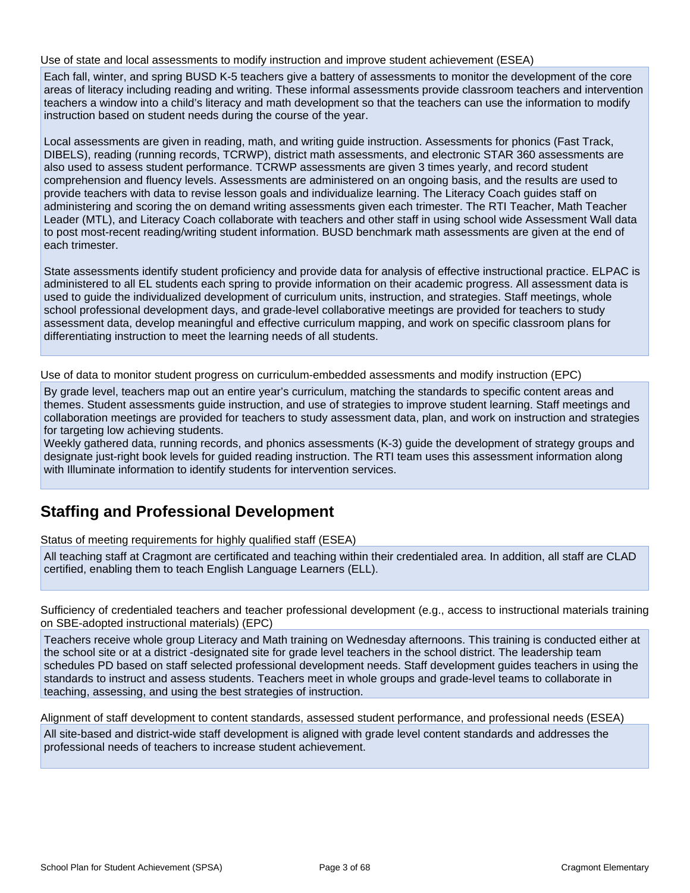Use of state and local assessments to modify instruction and improve student achievement (ESEA)

Each fall, winter, and spring BUSD K-5 teachers give a battery of assessments to monitor the development of the core areas of literacy including reading and writing. These informal assessments provide classroom teachers and intervention teachers a window into a child's literacy and math development so that the teachers can use the information to modify instruction based on student needs during the course of the year.

Local assessments are given in reading, math, and writing guide instruction. Assessments for phonics (Fast Track, DIBELS), reading (running records, TCRWP), district math assessments, and electronic STAR 360 assessments are also used to assess student performance. TCRWP assessments are given 3 times yearly, and record student comprehension and fluency levels. Assessments are administered on an ongoing basis, and the results are used to provide teachers with data to revise lesson goals and individualize learning. The Literacy Coach guides staff on administering and scoring the on demand writing assessments given each trimester. The RTI Teacher, Math Teacher Leader (MTL), and Literacy Coach collaborate with teachers and other staff in using school wide Assessment Wall data to post most-recent reading/writing student information. BUSD benchmark math assessments are given at the end of each trimester.

State assessments identify student proficiency and provide data for analysis of effective instructional practice. ELPAC is administered to all EL students each spring to provide information on their academic progress. All assessment data is used to guide the individualized development of curriculum units, instruction, and strategies. Staff meetings, whole school professional development days, and grade-level collaborative meetings are provided for teachers to study assessment data, develop meaningful and effective curriculum mapping, and work on specific classroom plans for differentiating instruction to meet the learning needs of all students.

Use of data to monitor student progress on curriculum-embedded assessments and modify instruction (EPC)

By grade level, teachers map out an entire year's curriculum, matching the standards to specific content areas and themes. Student assessments guide instruction, and use of strategies to improve student learning. Staff meetings and collaboration meetings are provided for teachers to study assessment data, plan, and work on instruction and strategies for targeting low achieving students.
Weekly gathered data, running records, and phonics assessments (K-3) guide the development of strategy groups and designate just-right book levels for guided reading instruction. The RTI team uses this assessment information along with Illuminate information to identify students for intervention services.

## Staffing and Professional Development

Status of meeting requirements for highly qualified staff (ESEA)

All teaching staff at Cragmont are certificated and teaching within their credentialed area. In addition, all staff are CLAD certified, enabling them to teach English Language Learners (ELL).

Sufficiency of credentialed teachers and teacher professional development (e.g., access to instructional materials training on SBE-adopted instructional materials) (EPC)

Teachers receive whole group Literacy and Math training on Wednesday afternoons. This training is conducted either at the school site or at a district -designated site for grade level teachers in the school district. The leadership team schedules PD based on staff selected professional development needs. Staff development guides teachers in using the standards to instruct and assess students. Teachers meet in whole groups and grade-level teams to collaborate in teaching, assessing, and using the best strategies of instruction.

Alignment of staff development to content standards, assessed student performance, and professional needs (ESEA)

All site-based and district-wide staff development is aligned with grade level content standards and addresses the professional needs of teachers to increase student achievement.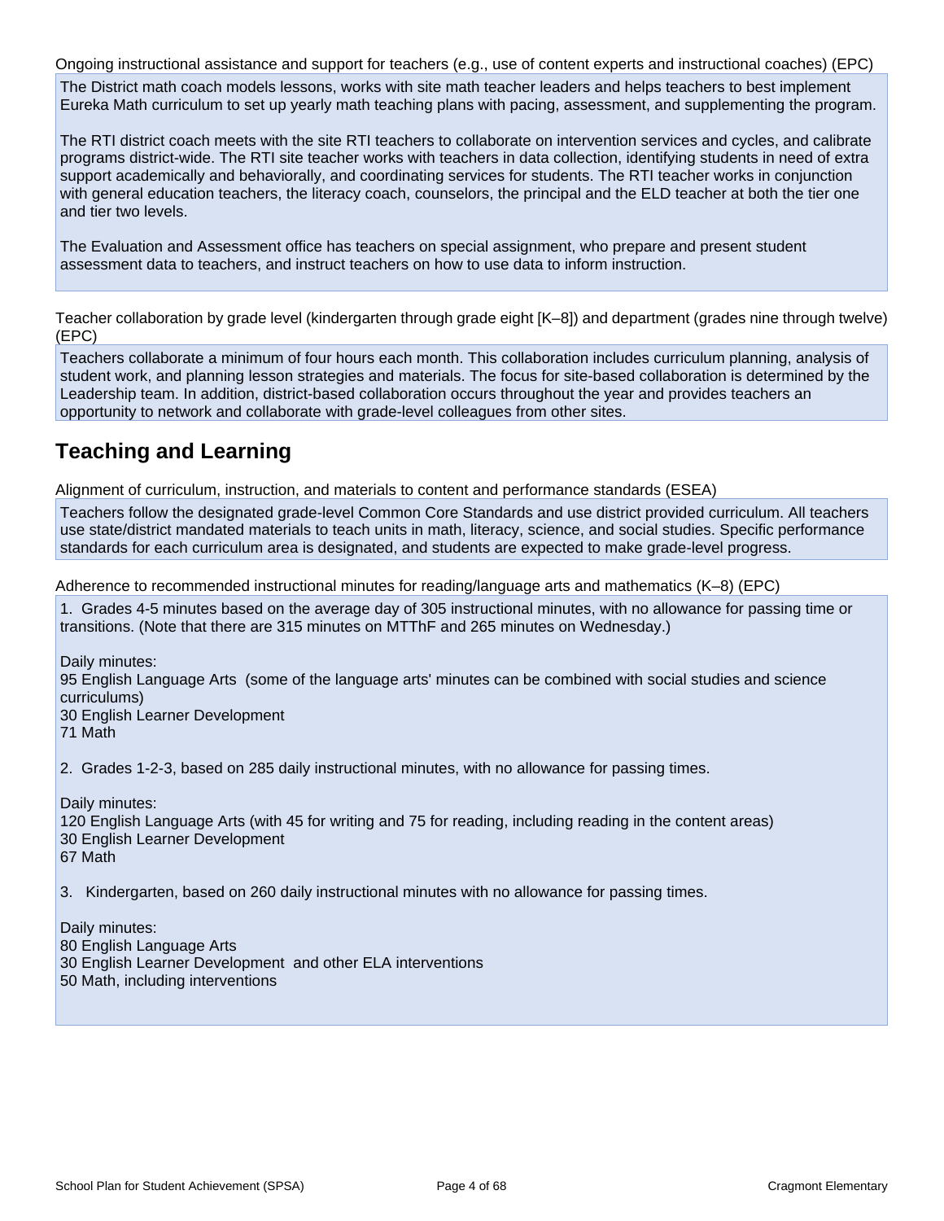Ongoing instructional assistance and support for teachers (e.g., use of content experts and instructional coaches) (EPC)

The District math coach models lessons, works with site math teacher leaders and helps teachers to best implement Eureka Math curriculum to set up yearly math teaching plans with pacing, assessment, and supplementing the program.

The RTI district coach meets with the site RTI teachers to collaborate on intervention services and cycles, and calibrate programs district-wide. The RTI site teacher works with teachers in data collection, identifying students in need of extra support academically and behaviorally, and coordinating services for students. The RTI teacher works in conjunction with general education teachers, the literacy coach, counselors, the principal and the ELD teacher at both the tier one and tier two levels.

The Evaluation and Assessment office has teachers on special assignment, who prepare and present student assessment data to teachers, and instruct teachers on how to use data to inform instruction.

Teacher collaboration by grade level (kindergarten through grade eight [K–8]) and department (grades nine through twelve) (EPC)

Teachers collaborate a minimum of four hours each month. This collaboration includes curriculum planning, analysis of student work, and planning lesson strategies and materials. The focus for site-based collaboration is determined by the Leadership team. In addition, district-based collaboration occurs throughout the year and provides teachers an opportunity to network and collaborate with grade-level colleagues from other sites.

## Teaching and Learning

Alignment of curriculum, instruction, and materials to content and performance standards (ESEA)

Teachers follow the designated grade-level Common Core Standards and use district provided curriculum. All teachers use state/district mandated materials to teach units in math, literacy, science, and social studies. Specific performance standards for each curriculum area is designated, and students are expected to make grade-level progress.

Adherence to recommended instructional minutes for reading/language arts and mathematics (K–8) (EPC)

1. Grades 4-5 minutes based on the average day of 305 instructional minutes, with no allowance for passing time or transitions. (Note that there are 315 minutes on MTThF and 265 minutes on Wednesday.)

Daily minutes:
95 English Language Arts (some of the language arts' minutes can be combined with social studies and science curriculums)
30 English Learner Development
71 Math

2. Grades 1-2-3, based on 285 daily instructional minutes, with no allowance for passing times.

Daily minutes:
120 English Language Arts (with 45 for writing and 75 for reading, including reading in the content areas)
30 English Learner Development
67 Math

3. Kindergarten, based on 260 daily instructional minutes with no allowance for passing times.

Daily minutes:
80 English Language Arts
30 English Learner Development and other ELA interventions
50 Math, including interventions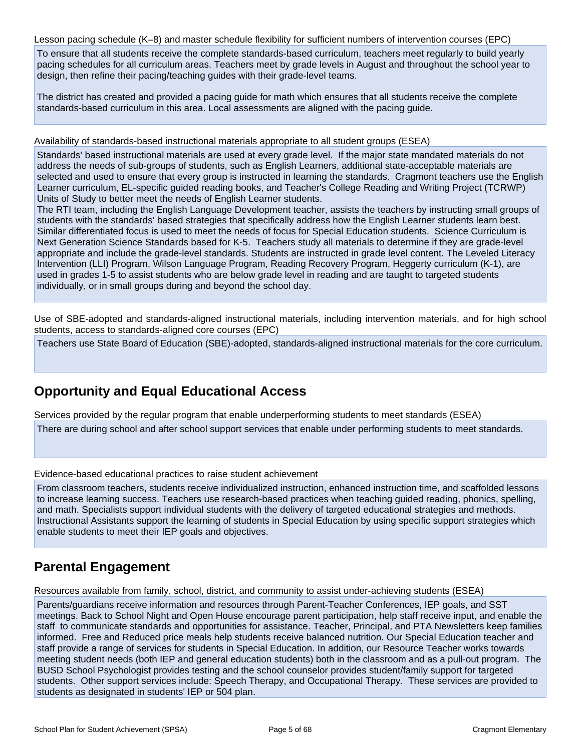Lesson pacing schedule (K–8) and master schedule flexibility for sufficient numbers of intervention courses (EPC)

To ensure that all students receive the complete standards-based curriculum, teachers meet regularly to build yearly pacing schedules for all curriculum areas. Teachers meet by grade levels in August and throughout the school year to design, then refine their pacing/teaching guides with their grade-level teams.

The district has created and provided a pacing guide for math which ensures that all students receive the complete standards-based curriculum in this area. Local assessments are aligned with the pacing guide.

Availability of standards-based instructional materials appropriate to all student groups (ESEA)

Standards' based instructional materials are used at every grade level. If the major state mandated materials do not address the needs of sub-groups of students, such as English Learners, additional state-acceptable materials are selected and used to ensure that every group is instructed in learning the standards. Cragmont teachers use the English Learner curriculum, EL-specific guided reading books, and Teacher's College Reading and Writing Project (TCRWP) Units of Study to better meet the needs of English Learner students.
The RTI team, including the English Language Development teacher, assists the teachers by instructing small groups of students with the standards' based strategies that specifically address how the English Learner students learn best. Similar differentiated focus is used to meet the needs of focus for Special Education students. Science Curriculum is Next Generation Science Standards based for K-5. Teachers study all materials to determine if they are grade-level appropriate and include the grade-level standards. Students are instructed in grade level content. The Leveled Literacy Intervention (LLI) Program, Wilson Language Program, Reading Recovery Program, Heggerty curriculum (K-1), are used in grades 1-5 to assist students who are below grade level in reading and are taught to targeted students individually, or in small groups during and beyond the school day.

Use of SBE-adopted and standards-aligned instructional materials, including intervention materials, and for high school students, access to standards-aligned core courses (EPC)

Teachers use State Board of Education (SBE)-adopted, standards-aligned instructional materials for the core curriculum.

## Opportunity and Equal Educational Access

Services provided by the regular program that enable underperforming students to meet standards (ESEA)

There are during school and after school support services that enable under performing students to meet standards.

Evidence-based educational practices to raise student achievement

From classroom teachers, students receive individualized instruction, enhanced instruction time, and scaffolded lessons to increase learning success. Teachers use research-based practices when teaching guided reading, phonics, spelling, and math. Specialists support individual students with the delivery of targeted educational strategies and methods. Instructional Assistants support the learning of students in Special Education by using specific support strategies which enable students to meet their IEP goals and objectives.

## Parental Engagement

Resources available from family, school, district, and community to assist under-achieving students (ESEA)

Parents/guardians receive information and resources through Parent-Teacher Conferences, IEP goals, and SST meetings. Back to School Night and Open House encourage parent participation, help staff receive input, and enable the staff to communicate standards and opportunities for assistance. Teacher, Principal, and PTA Newsletters keep families informed. Free and Reduced price meals help students receive balanced nutrition. Our Special Education teacher and staff provide a range of services for students in Special Education. In addition, our Resource Teacher works towards meeting student needs (both IEP and general education students) both in the classroom and as a pull-out program. The BUSD School Psychologist provides testing and the school counselor provides student/family support for targeted students. Other support services include: Speech Therapy, and Occupational Therapy. These services are provided to students as designated in students' IEP or 504 plan.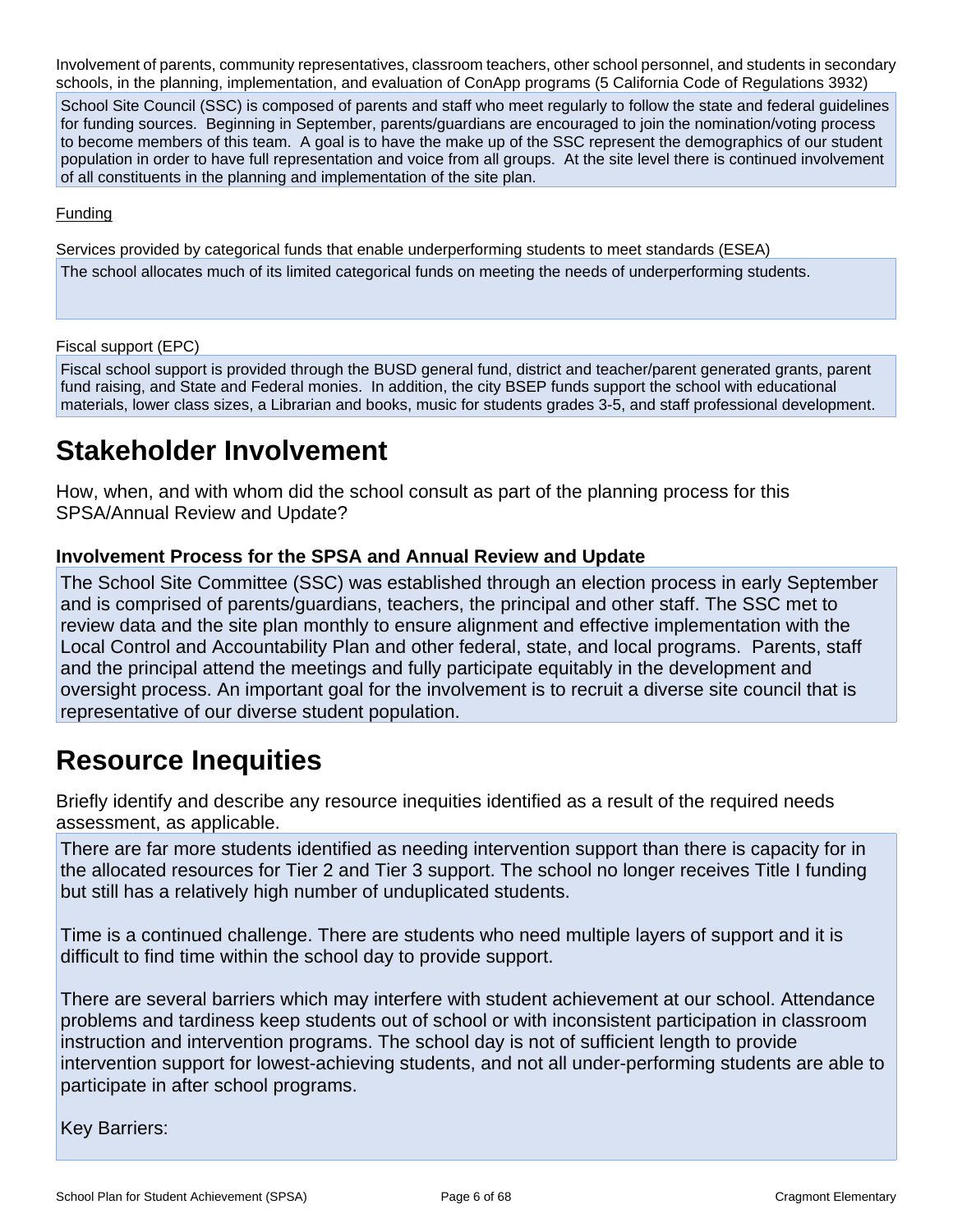Involvement of parents, community representatives, classroom teachers, other school personnel, and students in secondary schools, in the planning, implementation, and evaluation of ConApp programs (5 California Code of Regulations 3932)

School Site Council (SSC) is composed of parents and staff who meet regularly to follow the state and federal guidelines for funding sources. Beginning in September, parents/guardians are encouraged to join the nomination/voting process to become members of this team. A goal is to have the make up of the SSC represent the demographics of our student population in order to have full representation and voice from all groups. At the site level there is continued involvement of all constituents in the planning and implementation of the site plan.

Funding

Services provided by categorical funds that enable underperforming students to meet standards (ESEA)

The school allocates much of its limited categorical funds on meeting the needs of underperforming students.

Fiscal support (EPC)

Fiscal school support is provided through the BUSD general fund, district and teacher/parent generated grants, parent fund raising, and State and Federal monies. In addition, the city BSEP funds support the school with educational materials, lower class sizes, a Librarian and books, music for students grades 3-5, and staff professional development.

# Stakeholder Involvement

How, when, and with whom did the school consult as part of the planning process for this SPSA/Annual Review and Update?

### Involvement Process for the SPSA and Annual Review and Update

The School Site Committee (SSC) was established through an election process in early September and is comprised of parents/guardians, teachers, the principal and other staff. The SSC met to review data and the site plan monthly to ensure alignment and effective implementation with the Local Control and Accountability Plan and other federal, state, and local programs. Parents, staff and the principal attend the meetings and fully participate equitably in the development and oversight process. An important goal for the involvement is to recruit a diverse site council that is representative of our diverse student population.

# Resource Inequities

Briefly identify and describe any resource inequities identified as a result of the required needs assessment, as applicable.

There are far more students identified as needing intervention support than there is capacity for in the allocated resources for Tier 2 and Tier 3 support. The school no longer receives Title I funding but still has a relatively high number of unduplicated students.

Time is a continued challenge. There are students who need multiple layers of support and it is difficult to find time within the school day to provide support.

There are several barriers which may interfere with student achievement at our school. Attendance problems and tardiness keep students out of school or with inconsistent participation in classroom instruction and intervention programs. The school day is not of sufficient length to provide intervention support for lowest-achieving students, and not all under-performing students are able to participate in after school programs.

Key Barriers: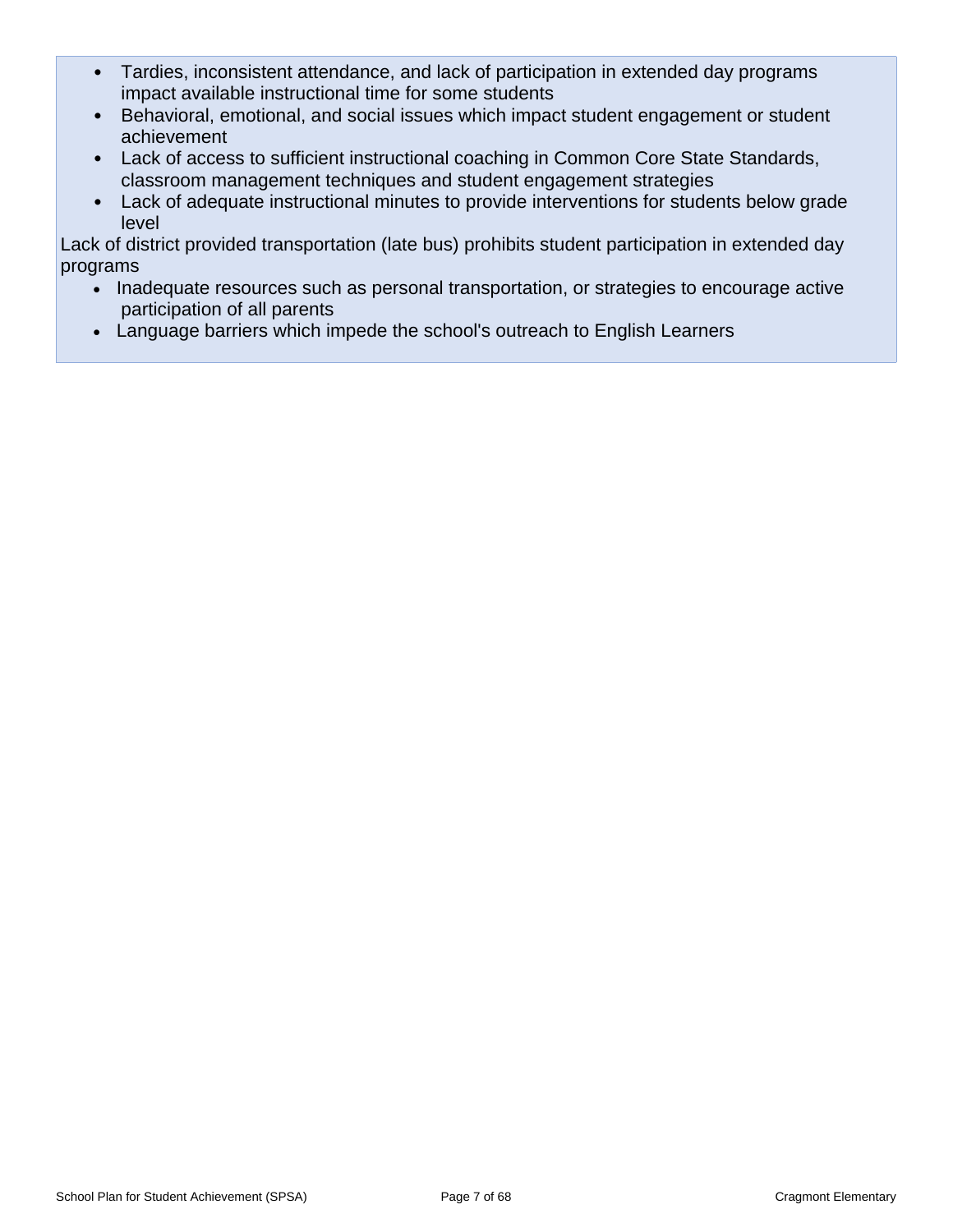- Tardies, inconsistent attendance, and lack of participation in extended day programs impact available instructional time for some students
- Behavioral, emotional, and social issues which impact student engagement or student achievement
- Lack of access to sufficient instructional coaching in Common Core State Standards, classroom management techniques and student engagement strategies
- Lack of adequate instructional minutes to provide interventions for students below grade level

Lack of district provided transportation (late bus) prohibits student participation in extended day programs

- Inadequate resources such as personal transportation, or strategies to encourage active participation of all parents
- Language barriers which impede the school's outreach to English Learners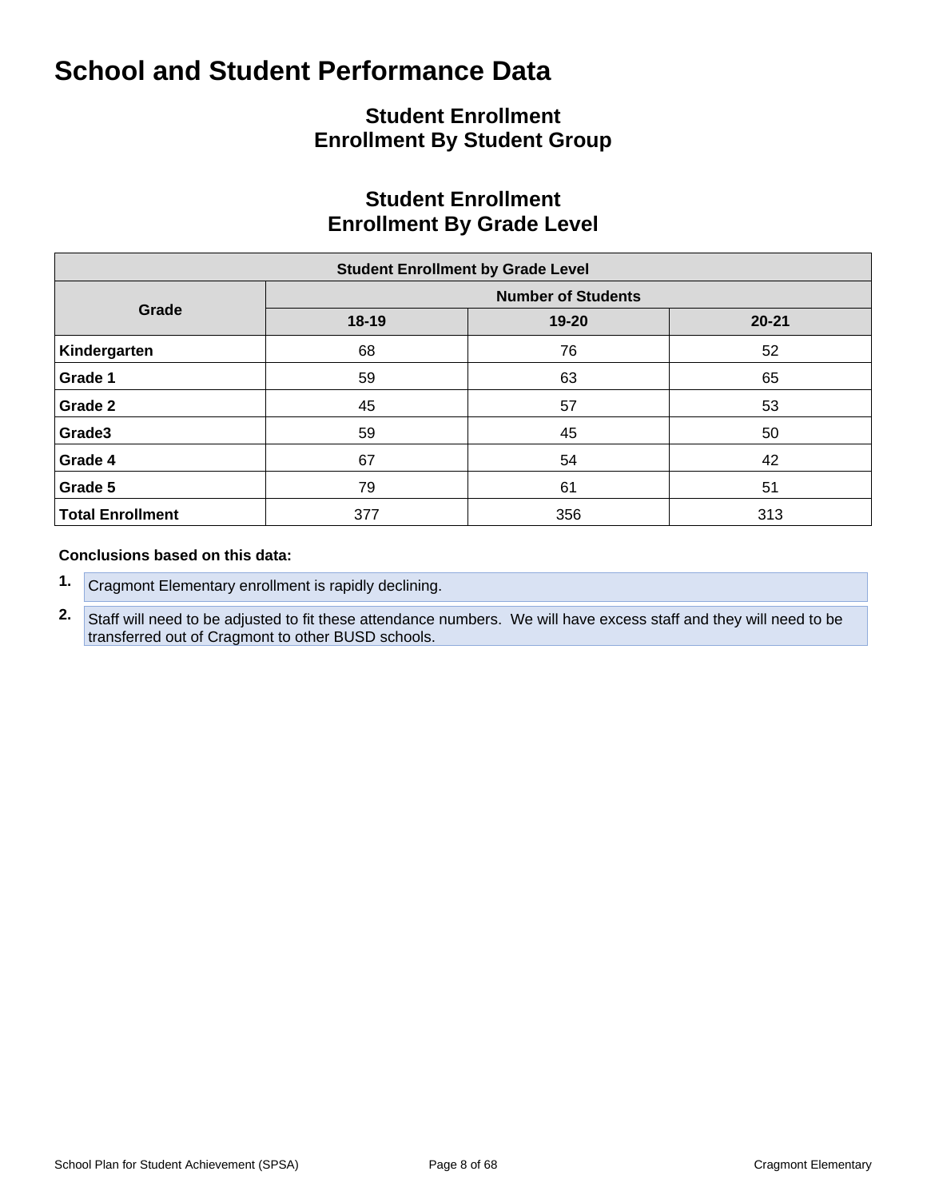# School and Student Performance Data

## Student Enrollment
## Enrollment By Student Group

## Student Enrollment
## Enrollment By Grade Level

| Student Enrollment by Grade Level | | | |
|---|---|---|---|
| **Grade** | **Number of Students** | | |
| | **18-19** | **19-20** | **20-21** |
| **Kindergarten** | 68 | 76 | 52 |
| **Grade 1** | 59 | 63 | 65 |
| **Grade 2** | 45 | 57 | 53 |
| **Grade3** | 59 | 45 | 50 |
| **Grade 4** | 67 | 54 | 42 |
| **Grade 5** | 79 | 61 | 51 |
| **Total Enrollment** | 377 | 356 | 313 |

**Conclusions based on this data:**

1. Cragmont Elementary enrollment is rapidly declining.
2. Staff will need to be adjusted to fit these attendance numbers. We will have excess staff and they will need to be transferred out of Cragmont to other BUSD schools.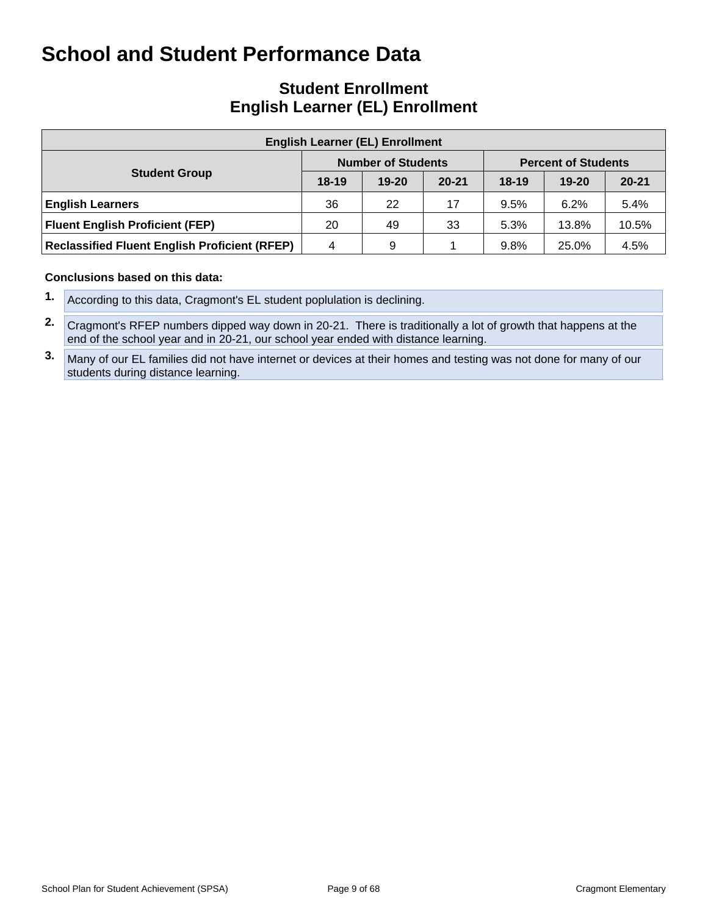# School and Student Performance Data

## Student Enrollment
## English Learner (EL) Enrollment

| English Learner (EL) Enrollment | | | | | | |
|---|---|---|---|---|---|---|
| **Student Group** | **Number of Students** | | | **Percent of Students** | | |
| | **18-19** | **19-20** | **20-21** | **18-19** | **19-20** | **20-21** |
| **English Learners** | 36 | 22 | 17 | 9.5% | 6.2% | 5.4% |
| **Fluent English Proficient (FEP)** | 20 | 49 | 33 | 5.3% | 13.8% | 10.5% |
| **Reclassified Fluent English Proficient (RFEP)** | 4 | 9 | 1 | 9.8% | 25.0% | 4.5% |

**Conclusions based on this data:**

1. According to this data, Cragmont's EL student poplulation is declining.
2. Cragmont's RFEP numbers dipped way down in 20-21. There is traditionally a lot of growth that happens at the end of the school year and in 20-21, our school year ended with distance learning.
3. Many of our EL families did not have internet or devices at their homes and testing was not done for many of our students during distance learning.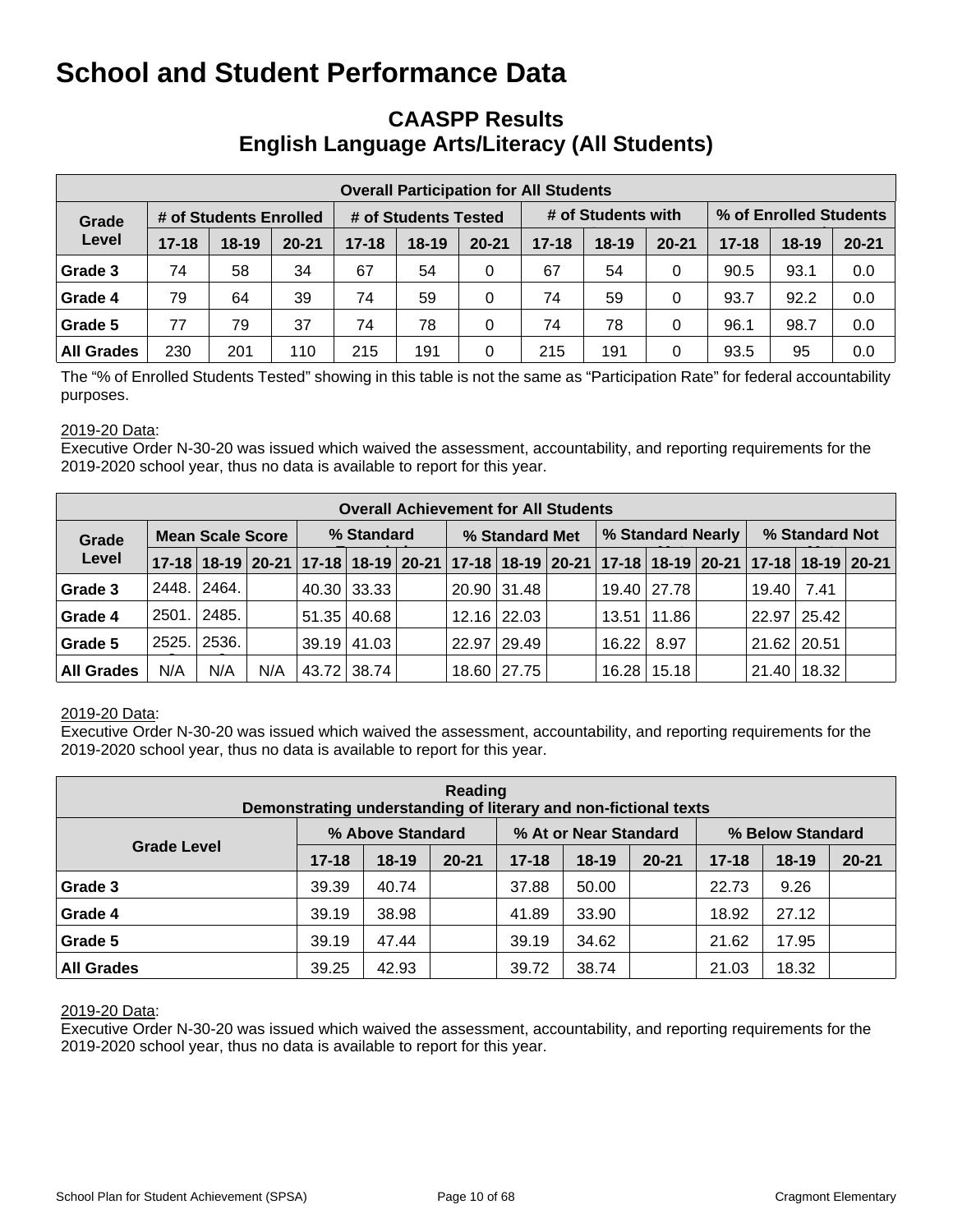# School and Student Performance Data

## CAASPP Results
## English Language Arts/Literacy (All Students)

| Overall Participation for All Students | | | | | | | | | | | | |
|---|---|---|---|---|---|---|---|---|---|---|---|---|
| Grade Level | # of Students Enrolled | | | # of Students Tested | | | # of Students with | | | % of Enrolled Students | | |
| | 17-18 | 18-19 | 20-21 | 17-18 | 18-19 | 20-21 | 17-18 | 18-19 | 20-21 | 17-18 | 18-19 | 20-21 |
| Grade 3 | 74 | 58 | 34 | 67 | 54 | 0 | 67 | 54 | 0 | 90.5 | 93.1 | 0.0 |
| Grade 4 | 79 | 64 | 39 | 74 | 59 | 0 | 74 | 59 | 0 | 93.7 | 92.2 | 0.0 |
| Grade 5 | 77 | 79 | 37 | 74 | 78 | 0 | 74 | 78 | 0 | 96.1 | 98.7 | 0.0 |
| All Grades | 230 | 201 | 110 | 215 | 191 | 0 | 215 | 191 | 0 | 93.5 | 95 | 0.0 |

The "% of Enrolled Students Tested" showing in this table is not the same as "Participation Rate" for federal accountability purposes.

2019-20 Data:
Executive Order N-30-20 was issued which waived the assessment, accountability, and reporting requirements for the 2019-2020 school year, thus no data is available to report for this year.

| Overall Achievement for All Students | | | | | | | | | | | | | | | |
|---|---|---|---|---|---|---|---|---|---|---|---|---|---|---|---|
| Grade Level | Mean Scale Score | | | % Standard | | | % Standard Met | | | % Standard Nearly | | | % Standard Not | | |
| | 17-18 | 18-19 | 20-21 | 17-18 | 18-19 | 20-21 | 17-18 | 18-19 | 20-21 | 17-18 | 18-19 | 20-21 | 17-18 | 18-19 | 20-21 |
| Grade 3 | 2448. | 2464. | | 40.30 | 33.33 | | 20.90 | 31.48 | | 19.40 | 27.78 | | 19.40 | 7.41 | |
| Grade 4 | 2501. | 2485. | | 51.35 | 40.68 | | 12.16 | 22.03 | | 13.51 | 11.86 | | 22.97 | 25.42 | |
| Grade 5 | 2525. | 2536. | | 39.19 | 41.03 | | 22.97 | 29.49 | | 16.22 | 8.97 | | 21.62 | 20.51 | |
| All Grades | N/A | N/A | N/A | 43.72 | 38.74 | | 18.60 | 27.75 | | 16.28 | 15.18 | | 21.40 | 18.32 | |

2019-20 Data:
Executive Order N-30-20 was issued which waived the assessment, accountability, and reporting requirements for the 2019-2020 school year, thus no data is available to report for this year.

| Reading<br>Demonstrating understanding of literary and non-fictional texts | | | | | | | | | |
|---|---|---|---|---|---|---|---|---|---|
| Grade Level | % Above Standard | | | % At or Near Standard | | | % Below Standard | | |
| | 17-18 | 18-19 | 20-21 | 17-18 | 18-19 | 20-21 | 17-18 | 18-19 | 20-21 |
| Grade 3 | 39.39 | 40.74 | | 37.88 | 50.00 | | 22.73 | 9.26 | |
| Grade 4 | 39.19 | 38.98 | | 41.89 | 33.90 | | 18.92 | 27.12 | |
| Grade 5 | 39.19 | 47.44 | | 39.19 | 34.62 | | 21.62 | 17.95 | |
| All Grades | 39.25 | 42.93 | | 39.72 | 38.74 | | 21.03 | 18.32 | |

2019-20 Data:
Executive Order N-30-20 was issued which waived the assessment, accountability, and reporting requirements for the 2019-2020 school year, thus no data is available to report for this year.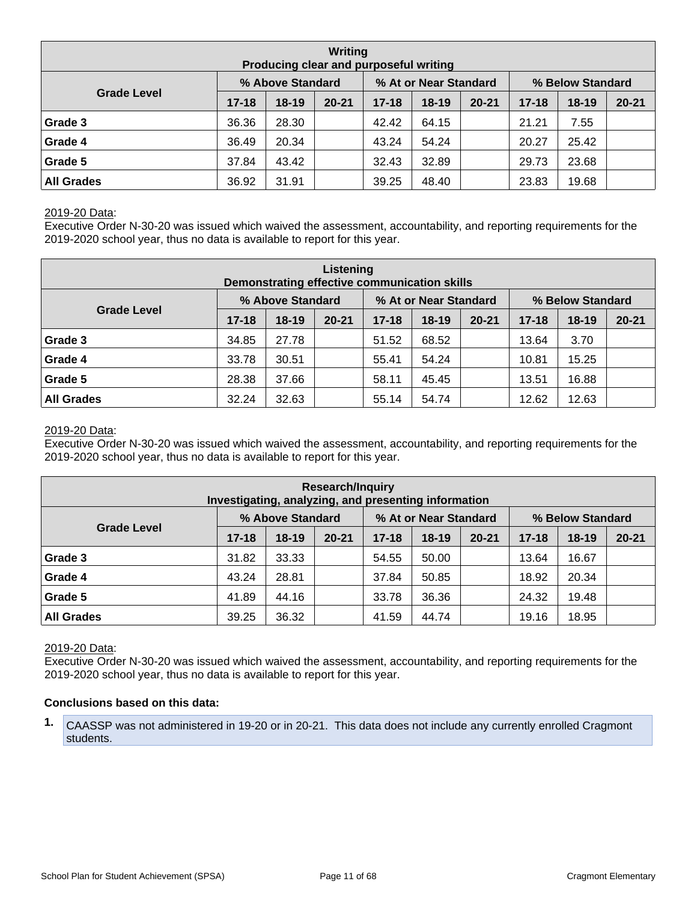| Writing<br>Producing clear and purposeful writing | | | | | | | | | |
|---|---|---|---|---|---|---|---|---|---|
| Grade Level | % Above Standard | | | % At or Near Standard | | | % Below Standard | | |
| | 17-18 | 18-19 | 20-21 | 17-18 | 18-19 | 20-21 | 17-18 | 18-19 | 20-21 |
| Grade 3 | 36.36 | 28.30 | | 42.42 | 64.15 | | 21.21 | 7.55 | |
| Grade 4 | 36.49 | 20.34 | | 43.24 | 54.24 | | 20.27 | 25.42 | |
| Grade 5 | 37.84 | 43.42 | | 32.43 | 32.89 | | 29.73 | 23.68 | |
| All Grades | 36.92 | 31.91 | | 39.25 | 48.40 | | 23.83 | 19.68 | |

2019-20 Data:
Executive Order N-30-20 was issued which waived the assessment, accountability, and reporting requirements for the 2019-2020 school year, thus no data is available to report for this year.

| Listening<br>Demonstrating effective communication skills | | | | | | | | | |
|---|---|---|---|---|---|---|---|---|---|
| Grade Level | % Above Standard | | | % At or Near Standard | | | % Below Standard | | |
| | 17-18 | 18-19 | 20-21 | 17-18 | 18-19 | 20-21 | 17-18 | 18-19 | 20-21 |
| Grade 3 | 34.85 | 27.78 | | 51.52 | 68.52 | | 13.64 | 3.70 | |
| Grade 4 | 33.78 | 30.51 | | 55.41 | 54.24 | | 10.81 | 15.25 | |
| Grade 5 | 28.38 | 37.66 | | 58.11 | 45.45 | | 13.51 | 16.88 | |
| All Grades | 32.24 | 32.63 | | 55.14 | 54.74 | | 12.62 | 12.63 | |

2019-20 Data:
Executive Order N-30-20 was issued which waived the assessment, accountability, and reporting requirements for the 2019-2020 school year, thus no data is available to report for this year.

| Research/Inquiry<br>Investigating, analyzing, and presenting information | | | | | | | | | |
|---|---|---|---|---|---|---|---|---|---|
| Grade Level | % Above Standard | | | % At or Near Standard | | | % Below Standard | | |
| | 17-18 | 18-19 | 20-21 | 17-18 | 18-19 | 20-21 | 17-18 | 18-19 | 20-21 |
| Grade 3 | 31.82 | 33.33 | | 54.55 | 50.00 | | 13.64 | 16.67 | |
| Grade 4 | 43.24 | 28.81 | | 37.84 | 50.85 | | 18.92 | 20.34 | |
| Grade 5 | 41.89 | 44.16 | | 33.78 | 36.36 | | 24.32 | 19.48 | |
| All Grades | 39.25 | 36.32 | | 41.59 | 44.74 | | 19.16 | 18.95 | |

2019-20 Data:
Executive Order N-30-20 was issued which waived the assessment, accountability, and reporting requirements for the 2019-2020 school year, thus no data is available to report for this year.

**Conclusions based on this data:**

1. CAASSP was not administered in 19-20 or in 20-21. This data does not include any currently enrolled Cragmont students.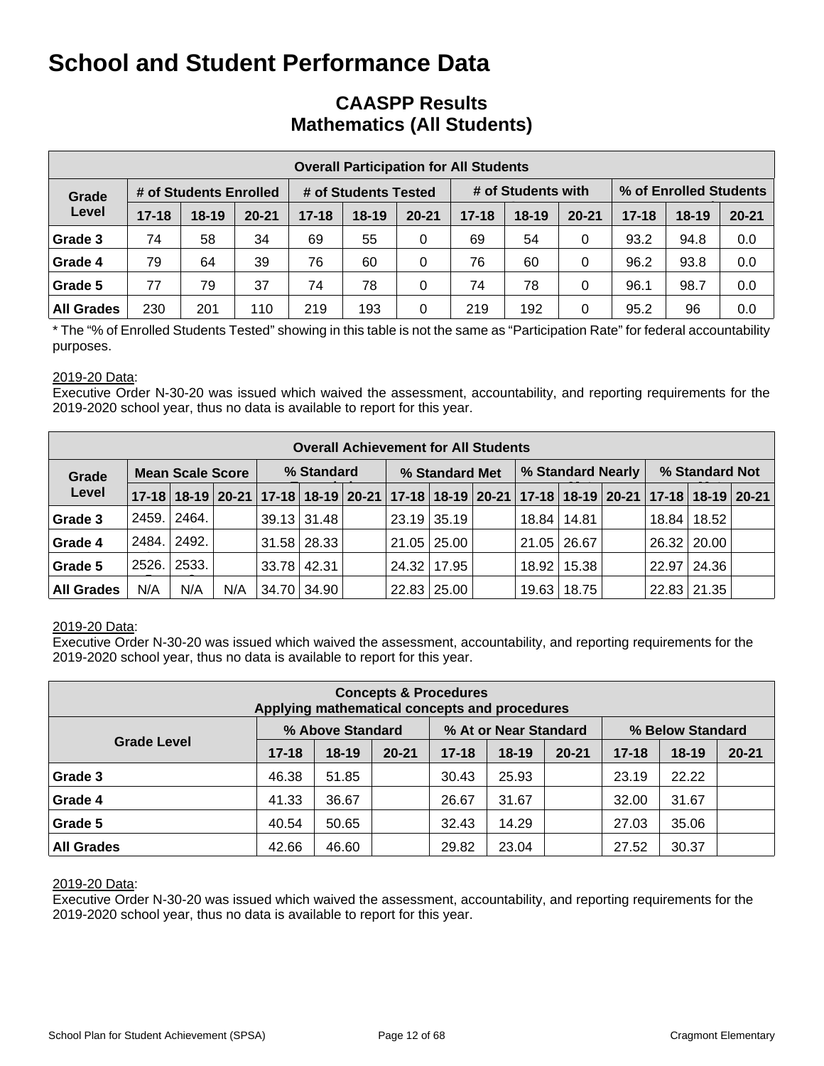# School and Student Performance Data

## CAASPP Results
## Mathematics (All Students)

| Overall Participation for All Students | | | | | | | | | | | | |
|---|---|---|---|---|---|---|---|---|---|---|---|---|
| Grade Level | # of Students Enrolled | | | # of Students Tested | | | # of Students with | | | % of Enrolled Students | | |
| | 17-18 | 18-19 | 20-21 | 17-18 | 18-19 | 20-21 | 17-18 | 18-19 | 20-21 | 17-18 | 18-19 | 20-21 |
| **Grade 3** | 74 | 58 | 34 | 69 | 55 | 0 | 69 | 54 | 0 | 93.2 | 94.8 | 0.0 |
| **Grade 4** | 79 | 64 | 39 | 76 | 60 | 0 | 76 | 60 | 0 | 96.2 | 93.8 | 0.0 |
| **Grade 5** | 77 | 79 | 37 | 74 | 78 | 0 | 74 | 78 | 0 | 96.1 | 98.7 | 0.0 |
| **All Grades** | 230 | 201 | 110 | 219 | 193 | 0 | 219 | 192 | 0 | 95.2 | 96 | 0.0 |

* The "% of Enrolled Students Tested" showing in this table is not the same as "Participation Rate" for federal accountability purposes.

2019-20 Data:
Executive Order N-30-20 was issued which waived the assessment, accountability, and reporting requirements for the 2019-2020 school year, thus no data is available to report for this year.

| Overall Achievement for All Students | | | | | | | | | | | | | | | | |
|---|---|---|---|---|---|---|---|---|---|---|---|---|---|---|---|---|
| Grade Level | Mean Scale Score | | | % Standard | | | % Standard Met | | | % Standard Nearly | | | % Standard Not | | |
| | 17-18 | 18-19 | 20-21 | 17-18 | 18-19 | 20-21 | 17-18 | 18-19 | 20-21 | 17-18 | 18-19 | 20-21 | 17-18 | 18-19 | 20-21 |
| **Grade 3** | 2459. | 2464. | | 39.13 | 31.48 | | 23.19 | 35.19 | | 18.84 | 14.81 | | 18.84 | 18.52 | |
| **Grade 4** | 2484. | 2492. | | 31.58 | 28.33 | | 21.05 | 25.00 | | 21.05 | 26.67 | | 26.32 | 20.00 | |
| **Grade 5** | 2526. | 2533. | | 33.78 | 42.31 | | 24.32 | 17.95 | | 18.92 | 15.38 | | 22.97 | 24.36 | |
| **All Grades** | N/A | N/A | N/A | 34.70 | 34.90 | | 22.83 | 25.00 | | 19.63 | 18.75 | | 22.83 | 21.35 | |

2019-20 Data:
Executive Order N-30-20 was issued which waived the assessment, accountability, and reporting requirements for the 2019-2020 school year, thus no data is available to report for this year.

| Concepts & Procedures<br>Applying mathematical concepts and procedures | | | | | | | | | |
|---|---|---|---|---|---|---|---|---|---|
| Grade Level | % Above Standard | | | % At or Near Standard | | | % Below Standard | | |
| | 17-18 | 18-19 | 20-21 | 17-18 | 18-19 | 20-21 | 17-18 | 18-19 | 20-21 |
| **Grade 3** | 46.38 | 51.85 | | 30.43 | 25.93 | | 23.19 | 22.22 | |
| **Grade 4** | 41.33 | 36.67 | | 26.67 | 31.67 | | 32.00 | 31.67 | |
| **Grade 5** | 40.54 | 50.65 | | 32.43 | 14.29 | | 27.03 | 35.06 | |
| **All Grades** | 42.66 | 46.60 | | 29.82 | 23.04 | | 27.52 | 30.37 | |

2019-20 Data:
Executive Order N-30-20 was issued which waived the assessment, accountability, and reporting requirements for the 2019-2020 school year, thus no data is available to report for this year.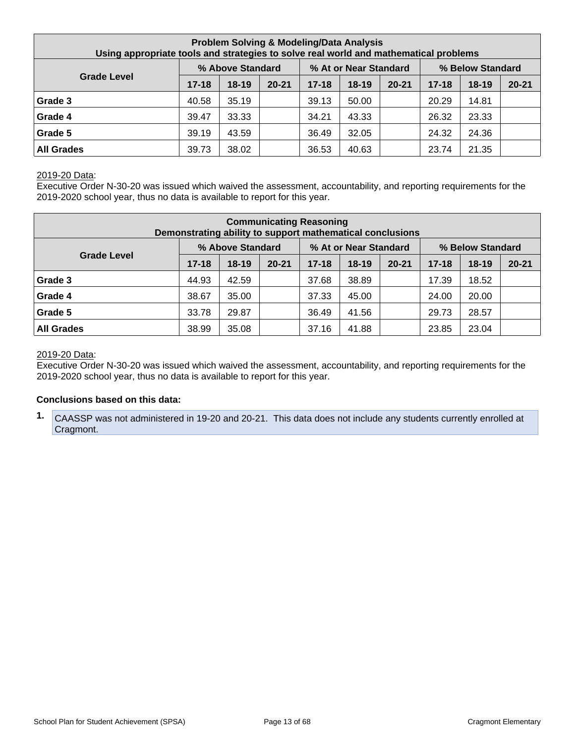| Problem Solving & Modeling/Data Analysis<br>Using appropriate tools and strategies to solve real world and mathematical problems | | | | | | | | | |
|---|---|---|---|---|---|---|---|---|---|
| Grade Level | % Above Standard | | | % At or Near Standard | | | % Below Standard | | |
| | 17-18 | 18-19 | 20-21 | 17-18 | 18-19 | 20-21 | 17-18 | 18-19 | 20-21 |
| **Grade 3** | 40.58 | 35.19 | | 39.13 | 50.00 | | 20.29 | 14.81 | |
| **Grade 4** | 39.47 | 33.33 | | 34.21 | 43.33 | | 26.32 | 23.33 | |
| **Grade 5** | 39.19 | 43.59 | | 36.49 | 32.05 | | 24.32 | 24.36 | |
| **All Grades** | 39.73 | 38.02 | | 36.53 | 40.63 | | 23.74 | 21.35 | |

2019-20 Data:
Executive Order N-30-20 was issued which waived the assessment, accountability, and reporting requirements for the 2019-2020 school year, thus no data is available to report for this year.

| Communicating Reasoning<br>Demonstrating ability to support mathematical conclusions | | | | | | | | | |
|---|---|---|---|---|---|---|---|---|---|
| Grade Level | % Above Standard | | | % At or Near Standard | | | % Below Standard | | |
| | 17-18 | 18-19 | 20-21 | 17-18 | 18-19 | 20-21 | 17-18 | 18-19 | 20-21 |
| **Grade 3** | 44.93 | 42.59 | | 37.68 | 38.89 | | 17.39 | 18.52 | |
| **Grade 4** | 38.67 | 35.00 | | 37.33 | 45.00 | | 24.00 | 20.00 | |
| **Grade 5** | 33.78 | 29.87 | | 36.49 | 41.56 | | 29.73 | 28.57 | |
| **All Grades** | 38.99 | 35.08 | | 37.16 | 41.88 | | 23.85 | 23.04 | |

2019-20 Data:
Executive Order N-30-20 was issued which waived the assessment, accountability, and reporting requirements for the 2019-2020 school year, thus no data is available to report for this year.

**Conclusions based on this data:**

1. CAASSP was not administered in 19-20 and 20-21. This data does not include any students currently enrolled at Cragmont.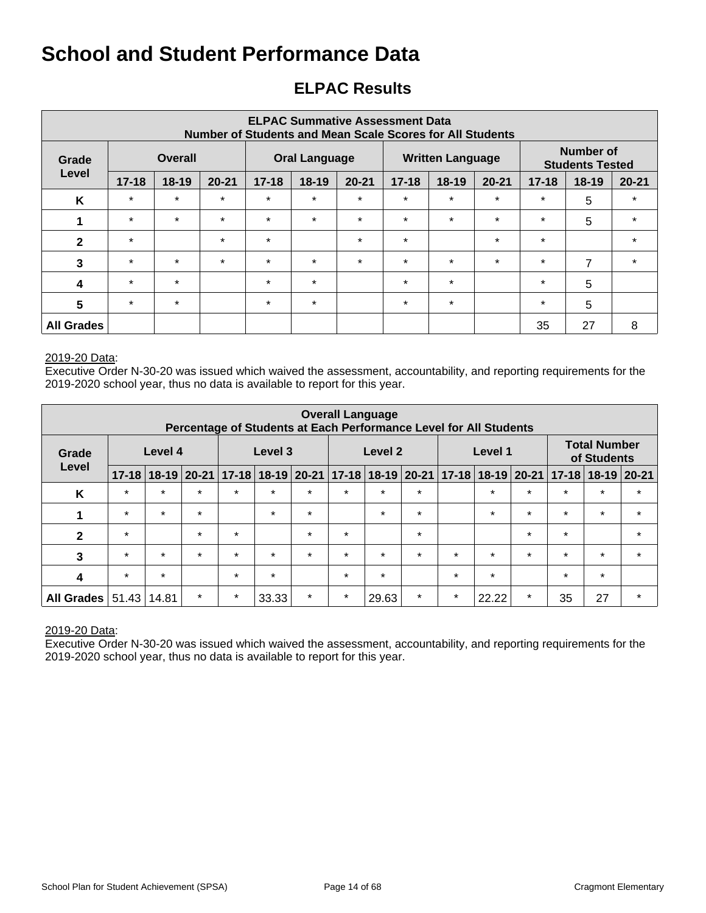# School and Student Performance Data

## ELPAC Results

| ELPAC Summative Assessment Data Number of Students and Mean Scale Scores for All Students | | | | | | | | | | | | |
|---|---|---|---|---|---|---|---|---|---|---|---|---|
| Grade Level | Overall | | | Oral Language | | | Written Language | | | Number of Students Tested | | |
| | 17-18 | 18-19 | 20-21 | 17-18 | 18-19 | 20-21 | 17-18 | 18-19 | 20-21 | 17-18 | 18-19 | 20-21 |
| K | * | * | * | * | * | * | * | * | * | * | 5 | * |
| 1 | * | * | * | * | * | * | * | * | * | * | 5 | * |
| 2 | * | | * | * | | * | * | | * | * | | * |
| 3 | * | * | * | * | * | * | * | * | * | * | 7 | * |
| 4 | * | * | | * | * | | * | * | | * | 5 | |
| 5 | * | * | | * | * | | * | * | | * | 5 | |
| All Grades | | | | | | | | | | 35 | 27 | 8 |

2019-20 Data:
Executive Order N-30-20 was issued which waived the assessment, accountability, and reporting requirements for the 2019-2020 school year, thus no data is available to report for this year.

| Overall Language Percentage of Students at Each Performance Level for All Students | | | | | | | | | | | | | | | |
|---|---|---|---|---|---|---|---|---|---|---|---|---|---|---|---|
| Grade Level | Level 4 | | | Level 3 | | | Level 2 | | | Level 1 | | | Total Number of Students | | |
| | 17-18 | 18-19 | 20-21 | 17-18 | 18-19 | 20-21 | 17-18 | 18-19 | 20-21 | 17-18 | 18-19 | 20-21 | 17-18 | 18-19 | 20-21 |
| K | * | * | * | * | * | * | * | * | * | | * | * | * | * | * |
| 1 | * | * | * | | * | * | | * | * | | * | * | * | * | * |
| 2 | * | | * | * | | * | * | | * | | | * | * | | * |
| 3 | * | * | * | * | * | * | * | * | * | * | * | * | * | * | * |
| 4 | * | * | | * | * | | * | * | | * | * | | * | * | |
| All Grades | 51.43 | 14.81 | * | * | 33.33 | * | * | 29.63 | * | * | 22.22 | * | 35 | 27 | * |

2019-20 Data:
Executive Order N-30-20 was issued which waived the assessment, accountability, and reporting requirements for the 2019-2020 school year, thus no data is available to report for this year.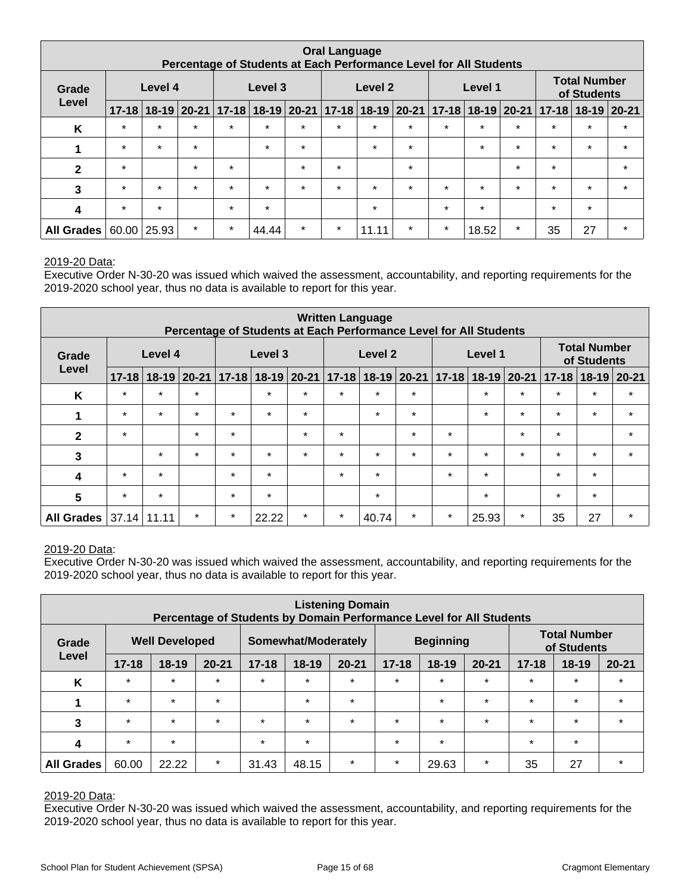| Oral Language Percentage of Students at Each Performance Level for All Students | | | | | | | | | | | | | | | |
|---|---|---|---|---|---|---|---|---|---|---|---|---|---|---|---|
| Grade Level | Level 4 | | | Level 3 | | | Level 2 | | | Level 1 | | | Total Number of Students | | |
| | 17-18 | 18-19 | 20-21 | 17-18 | 18-19 | 20-21 | 17-18 | 18-19 | 20-21 | 17-18 | 18-19 | 20-21 | 17-18 | 18-19 | 20-21 |
| K | * | * | * | * | * | * | * | * | * | * | * | * | * | * | * |
| 1 | * | * | * | | * | * | | * | * | | * | * | * | * | * |
| 2 | * | | * | * | | * | * | | * | | | * | * | | * |
| 3 | * | * | * | * | * | * | * | * | * | * | * | * | * | * | * |
| 4 | * | * | | * | * | | | * | | * | * | | * | * | |
| All Grades | 60.00 | 25.93 | * | * | 44.44 | * | * | 11.11 | * | * | 18.52 | * | 35 | 27 | * |

2019-20 Data:
Executive Order N-30-20 was issued which waived the assessment, accountability, and reporting requirements for the 2019-2020 school year, thus no data is available to report for this year.

| Written Language Percentage of Students at Each Performance Level for All Students | | | | | | | | | | | | | | | |
|---|---|---|---|---|---|---|---|---|---|---|---|---|---|---|---|
| Grade Level | Level 4 | | | Level 3 | | | Level 2 | | | Level 1 | | | Total Number of Students | | |
| | 17-18 | 18-19 | 20-21 | 17-18 | 18-19 | 20-21 | 17-18 | 18-19 | 20-21 | 17-18 | 18-19 | 20-21 | 17-18 | 18-19 | 20-21 |
| K | * | * | * | | * | * | * | * | * | | * | * | * | * | * |
| 1 | * | * | * | * | * | * | | * | * | | * | * | * | * | * |
| 2 | * | | * | * | | * | * | | * | * | | * | * | | * |
| 3 | | * | * | * | * | * | * | * | * | * | * | * | * | * | * |
| 4 | * | * | | * | * | | * | * | | * | * | | * | * | |
| 5 | * | * | | * | * | | | * | | | * | | * | * | |
| All Grades | 37.14 | 11.11 | * | * | 22.22 | * | * | 40.74 | * | * | 25.93 | * | 35 | 27 | * |

2019-20 Data:
Executive Order N-30-20 was issued which waived the assessment, accountability, and reporting requirements for the 2019-2020 school year, thus no data is available to report for this year.

| Listening Domain Percentage of Students by Domain Performance Level for All Students | | | | | | | | | | | | |
|---|---|---|---|---|---|---|---|---|---|---|---|---|
| Grade Level | Well Developed | | | Somewhat/Moderately | | | Beginning | | | Total Number of Students | | |
| | 17-18 | 18-19 | 20-21 | 17-18 | 18-19 | 20-21 | 17-18 | 18-19 | 20-21 | 17-18 | 18-19 | 20-21 |
| K | * | * | * | * | * | * | * | * | * | * | * | * |
| 1 | * | * | * | | * | * | | * | * | * | * | * |
| 3 | * | * | * | * | * | * | * | * | * | * | * | * |
| 4 | * | * | | * | * | | * | * | | * | * | |
| All Grades | 60.00 | 22.22 | * | 31.43 | 48.15 | * | * | 29.63 | * | 35 | 27 | * |

2019-20 Data:
Executive Order N-30-20 was issued which waived the assessment, accountability, and reporting requirements for the 2019-2020 school year, thus no data is available to report for this year.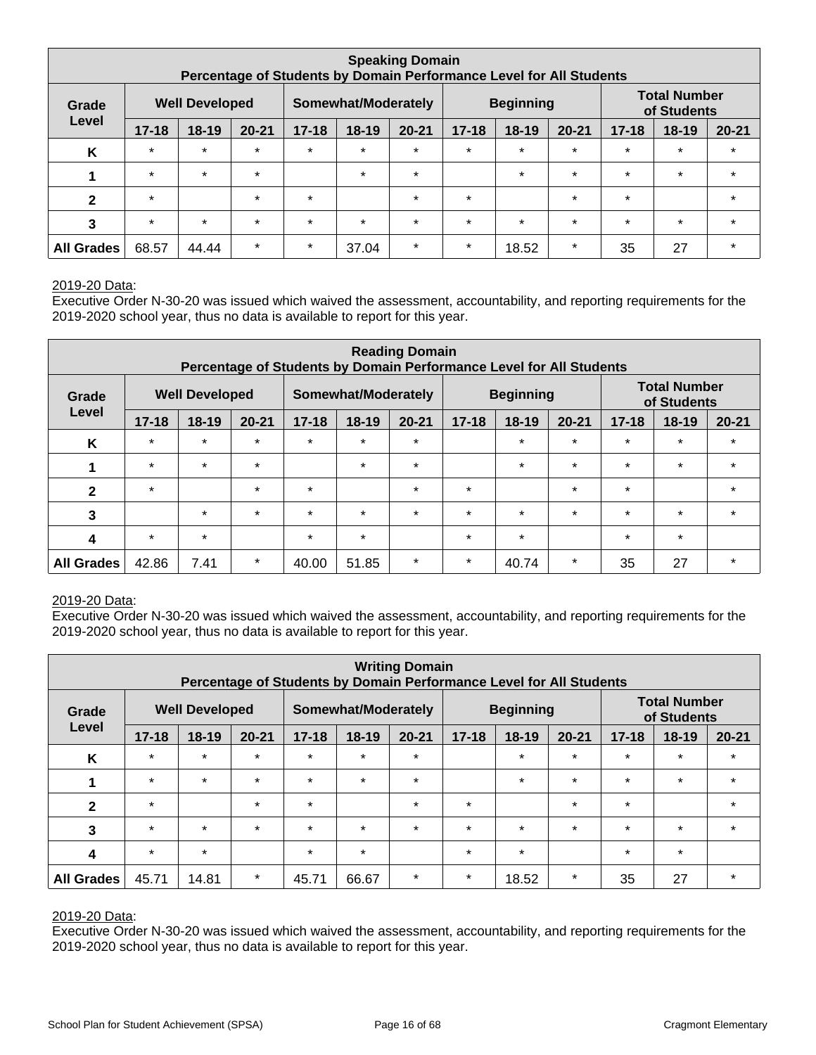| Speaking Domain<br>Percentage of Students by Domain Performance Level for All Students | | | | | | | | | | | | |
|---|---|---|---|---|---|---|---|---|---|---|---|---|
| Grade Level | Well Developed | | | Somewhat/Moderately | | | Beginning | | | Total Number of Students | | |
| | 17-18 | 18-19 | 20-21 | 17-18 | 18-19 | 20-21 | 17-18 | 18-19 | 20-21 | 17-18 | 18-19 | 20-21 |
| K | * | * | * | * | * | * | * | * | * | * | * | * |
| 1 | * | * | * | | * | * | | * | * | * | * | * |
| 2 | * | | * | * | | * | * | | * | * | | * |
| 3 | * | * | * | * | * | * | * | * | * | * | * | * |
| All Grades | 68.57 | 44.44 | * | * | 37.04 | * | * | 18.52 | * | 35 | 27 | * |

2019-20 Data:
Executive Order N-30-20 was issued which waived the assessment, accountability, and reporting requirements for the 2019-2020 school year, thus no data is available to report for this year.

| Reading Domain<br>Percentage of Students by Domain Performance Level for All Students | | | | | | | | | | | | |
|---|---|---|---|---|---|---|---|---|---|---|---|---|
| Grade Level | Well Developed | | | Somewhat/Moderately | | | Beginning | | | Total Number of Students | | |
| | 17-18 | 18-19 | 20-21 | 17-18 | 18-19 | 20-21 | 17-18 | 18-19 | 20-21 | 17-18 | 18-19 | 20-21 |
| K | * | * | * | * | * | * | | * | * | * | * | * |
| 1 | * | * | * | | * | * | | * | * | * | * | * |
| 2 | * | | * | * | | * | * | | * | * | | * |
| 3 | | * | * | * | * | * | * | * | * | * | * | * |
| 4 | * | * | | * | * | | * | * | | * | * | |
| All Grades | 42.86 | 7.41 | * | 40.00 | 51.85 | * | * | 40.74 | * | 35 | 27 | * |

2019-20 Data:
Executive Order N-30-20 was issued which waived the assessment, accountability, and reporting requirements for the 2019-2020 school year, thus no data is available to report for this year.

| Writing Domain<br>Percentage of Students by Domain Performance Level for All Students | | | | | | | | | | | | |
|---|---|---|---|---|---|---|---|---|---|---|---|---|
| Grade Level | Well Developed | | | Somewhat/Moderately | | | Beginning | | | Total Number of Students | | |
| | 17-18 | 18-19 | 20-21 | 17-18 | 18-19 | 20-21 | 17-18 | 18-19 | 20-21 | 17-18 | 18-19 | 20-21 |
| K | * | * | * | * | * | * | | * | * | * | * | * |
| 1 | * | * | * | * | * | * | | * | * | * | * | * |
| 2 | * | | * | * | | * | * | | * | * | | * |
| 3 | * | * | * | * | * | * | * | * | * | * | * | * |
| 4 | * | * | | * | * | | * | * | | * | * | |
| All Grades | 45.71 | 14.81 | * | 45.71 | 66.67 | * | * | 18.52 | * | 35 | 27 | * |

2019-20 Data:
Executive Order N-30-20 was issued which waived the assessment, accountability, and reporting requirements for the 2019-2020 school year, thus no data is available to report for this year.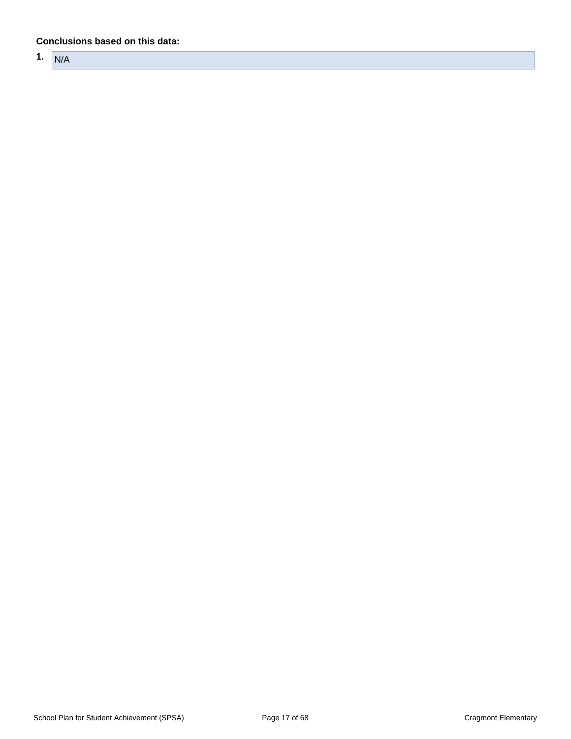**Conclusions based on this data:**

1. N/A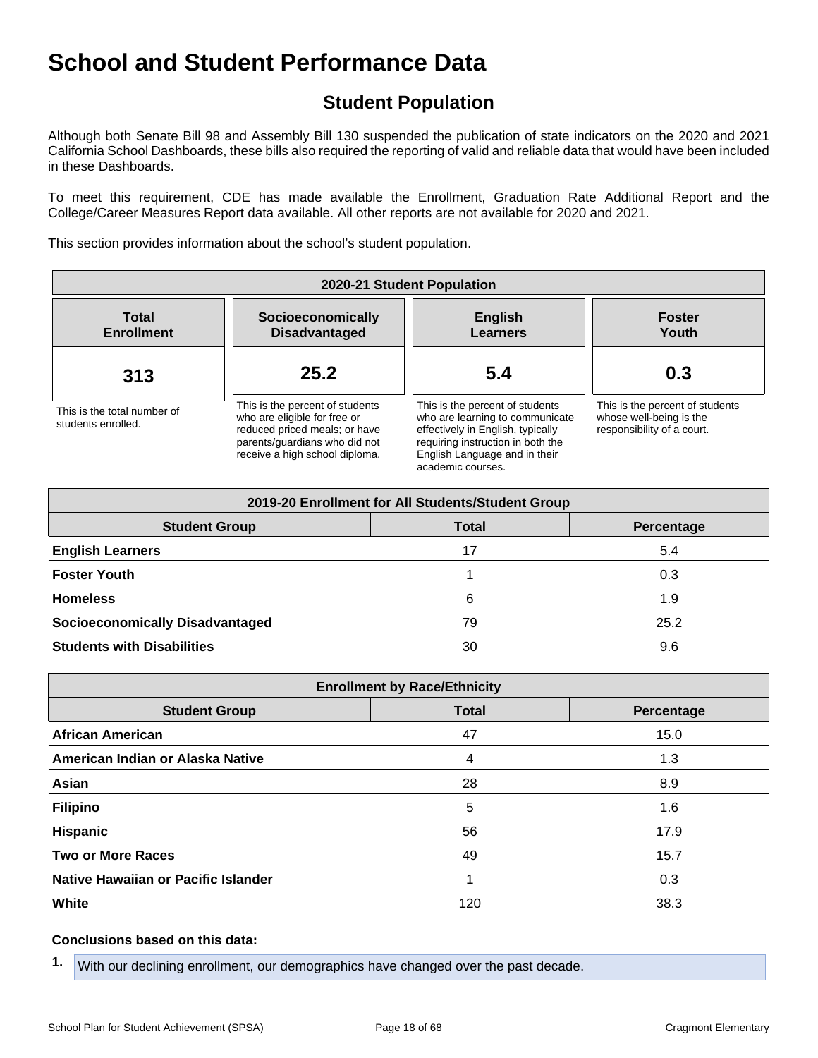# School and Student Performance Data

## Student Population

Although both Senate Bill 98 and Assembly Bill 130 suspended the publication of state indicators on the 2020 and 2021 California School Dashboards, these bills also required the reporting of valid and reliable data that would have been included in these Dashboards.

To meet this requirement, CDE has made available the Enrollment, Graduation Rate Additional Report and the College/Career Measures Report data available. All other reports are not available for 2020 and 2021.

This section provides information about the school's student population.

| 2020-21 Student Population | | | |
|---|---|---|---|
| **Total Enrollment** | **Socioeconomically Disadvantaged** | **English Learners** | **Foster Youth** |
| **313** | **25.2** | **5.4** | **0.3** |
| This is the total number of students enrolled. | This is the percent of students who are eligible for free or reduced priced meals; or have parents/guardians who did not receive a high school diploma. | This is the percent of students who are learning to communicate effectively in English, typically requiring instruction in both the English Language and in their academic courses. | This is the percent of students whose well-being is the responsibility of a court. |

| 2019-20 Enrollment for All Students/Student Group | | |
|---|---|---|
| **Student Group** | **Total** | **Percentage** |
| **English Learners** | 17 | 5.4 |
| **Foster Youth** | 1 | 0.3 |
| **Homeless** | 6 | 1.9 |
| **Socioeconomically Disadvantaged** | 79 | 25.2 |
| **Students with Disabilities** | 30 | 9.6 |

| Enrollment by Race/Ethnicity | | |
|---|---|---|
| **Student Group** | **Total** | **Percentage** |
| **African American** | 47 | 15.0 |
| **American Indian or Alaska Native** | 4 | 1.3 |
| **Asian** | 28 | 8.9 |
| **Filipino** | 5 | 1.6 |
| **Hispanic** | 56 | 17.9 |
| **Two or More Races** | 49 | 15.7 |
| **Native Hawaiian or Pacific Islander** | 1 | 0.3 |
| **White** | 120 | 38.3 |

**Conclusions based on this data:**

1. With our declining enrollment, our demographics have changed over the past decade.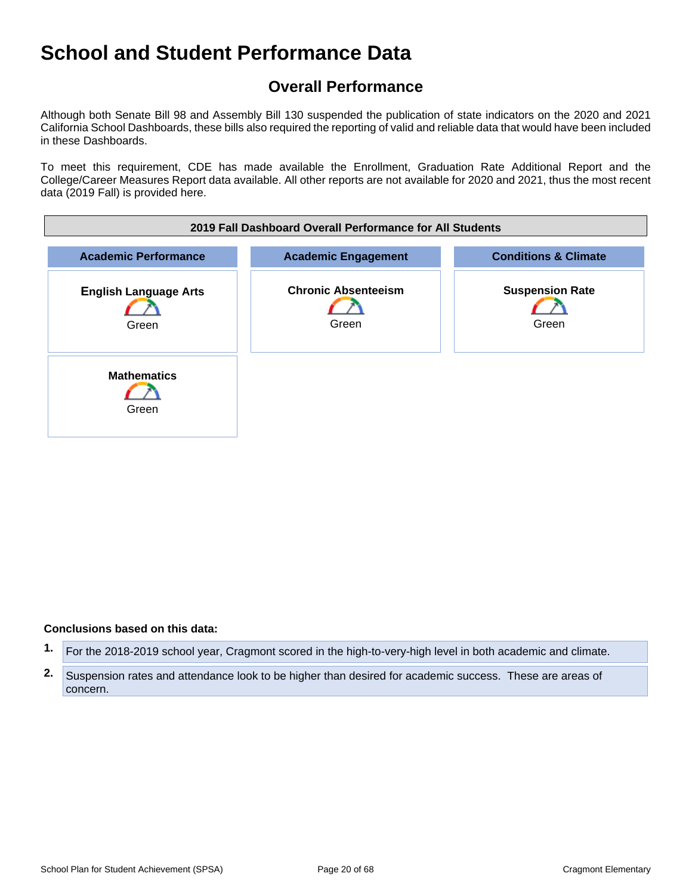# School and Student Performance Data

## Overall Performance

Although both Senate Bill 98 and Assembly Bill 130 suspended the publication of state indicators on the 2020 and 2021 California School Dashboards, these bills also required the reporting of valid and reliable data that would have been included in these Dashboards.

To meet this requirement, CDE has made available the Enrollment, Graduation Rate Additional Report and the College/Career Measures Report data available. All other reports are not available for 2020 and 2021, thus the most recent data (2019 Fall) is provided here.

| 2019 Fall Dashboard Overall Performance for All Students | | |
|---|---|---|
| **Academic Performance** | **Academic Engagement** | **Conditions & Climate** |
| **English Language Arts** Green | **Chronic Absenteeism** Green | **Suspension Rate** Green |
| **Mathematics** Green | | |

**Conclusions based on this data:**

1. For the 2018-2019 school year, Cragmont scored in the high-to-very-high level in both academic and climate.
2. Suspension rates and attendance look to be higher than desired for academic success. These are areas of concern.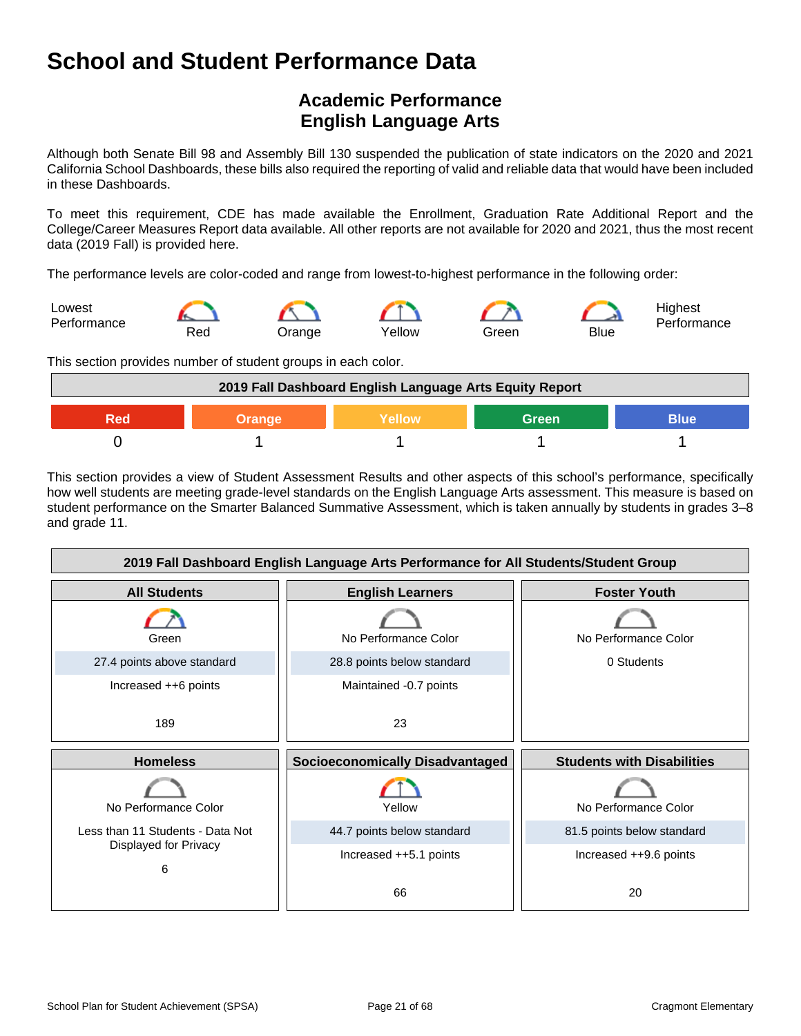# School and Student Performance Data

## Academic Performance
## English Language Arts

Although both Senate Bill 98 and Assembly Bill 130 suspended the publication of state indicators on the 2020 and 2021 California School Dashboards, these bills also required the reporting of valid and reliable data that would have been included in these Dashboards.

To meet this requirement, CDE has made available the Enrollment, Graduation Rate Additional Report and the College/Career Measures Report data available. All other reports are not available for 2020 and 2021, thus the most recent data (2019 Fall) is provided here.

The performance levels are color-coded and range from lowest-to-highest performance in the following order:

Lowest Performance — Red — Orange — Yellow — Green — Blue — Highest Performance

This section provides number of student groups in each color.

| 2019 Fall Dashboard English Language Arts Equity Report | | | | |
|---|---|---|---|---|
| Red | Orange | Yellow | Green | Blue |
| 0 | 1 | 1 | 1 | 1 |

This section provides a view of Student Assessment Results and other aspects of this school's performance, specifically how well students are meeting grade-level standards on the English Language Arts assessment. This measure is based on student performance on the Smarter Balanced Summative Assessment, which is taken annually by students in grades 3–8 and grade 11.

| 2019 Fall Dashboard English Language Arts Performance for All Students/Student Group | | |
|---|---|---|
| **All Students** | **English Learners** | **Foster Youth** |
| Green | No Performance Color | No Performance Color |
| 27.4 points above standard | 28.8 points below standard | 0 Students |
| Increased ++6 points | Maintained -0.7 points | |
| 189 | 23 | |
| **Homeless** | **Socioeconomically Disadvantaged** | **Students with Disabilities** |
| No Performance Color | Yellow | No Performance Color |
| Less than 11 Students - Data Not Displayed for Privacy | 44.7 points below standard | 81.5 points below standard |
| | Increased ++5.1 points | Increased ++9.6 points |
| 6 | 66 | 20 |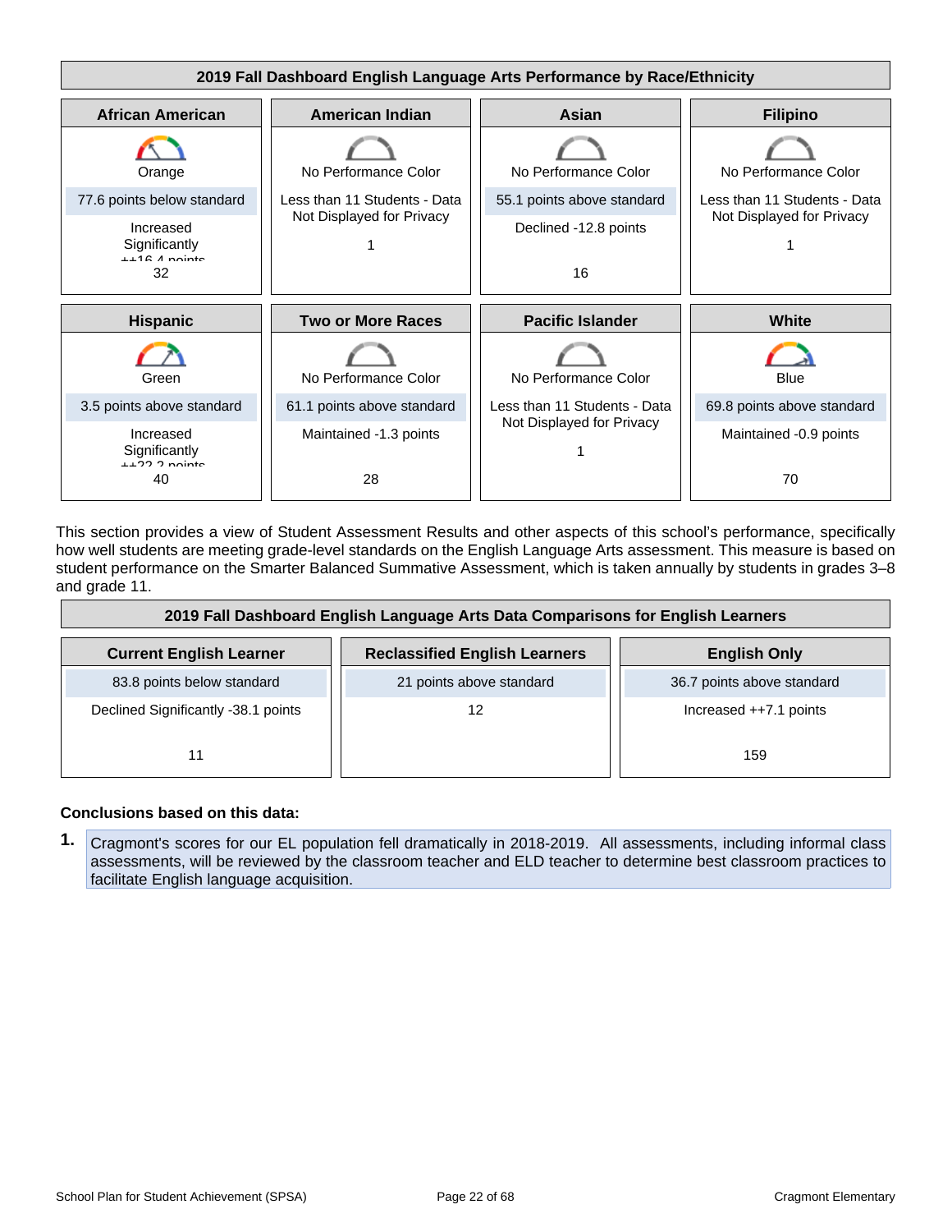**2019 Fall Dashboard English Language Arts Performance by Race/Ethnicity**

| African American | American Indian | Asian | Filipino |
|---|---|---|---|
| Orange | No Performance Color | No Performance Color | No Performance Color |
| 77.6 points below standard | Less than 11 Students - Data Not Displayed for Privacy | 55.1 points above standard | Less than 11 Students - Data Not Displayed for Privacy |
| Increased Significantly ++16.4 points | 1 | Declined -12.8 points | 1 |
| 32 | | 16 | |

| Hispanic | Two or More Races | Pacific Islander | White |
|---|---|---|---|
| Green | No Performance Color | No Performance Color | Blue |
| 3.5 points above standard | 61.1 points above standard | Less than 11 Students - Data Not Displayed for Privacy | 69.8 points above standard |
| Increased Significantly ++22.2 points | Maintained -1.3 points | 1 | Maintained -0.9 points |
| 40 | 28 | | 70 |

This section provides a view of Student Assessment Results and other aspects of this school's performance, specifically how well students are meeting grade-level standards on the English Language Arts assessment. This measure is based on student performance on the Smarter Balanced Summative Assessment, which is taken annually by students in grades 3–8 and grade 11.

**2019 Fall Dashboard English Language Arts Data Comparisons for English Learners**

| Current English Learner | Reclassified English Learners | English Only |
|---|---|---|
| 83.8 points below standard | 21 points above standard | 36.7 points above standard |
| Declined Significantly -38.1 points | 12 | Increased ++7.1 points |
| 11 | | 159 |

**Conclusions based on this data:**

1. Cragmont's scores for our EL population fell dramatically in 2018-2019. All assessments, including informal class assessments, will be reviewed by the classroom teacher and ELD teacher to determine best classroom practices to facilitate English language acquisition.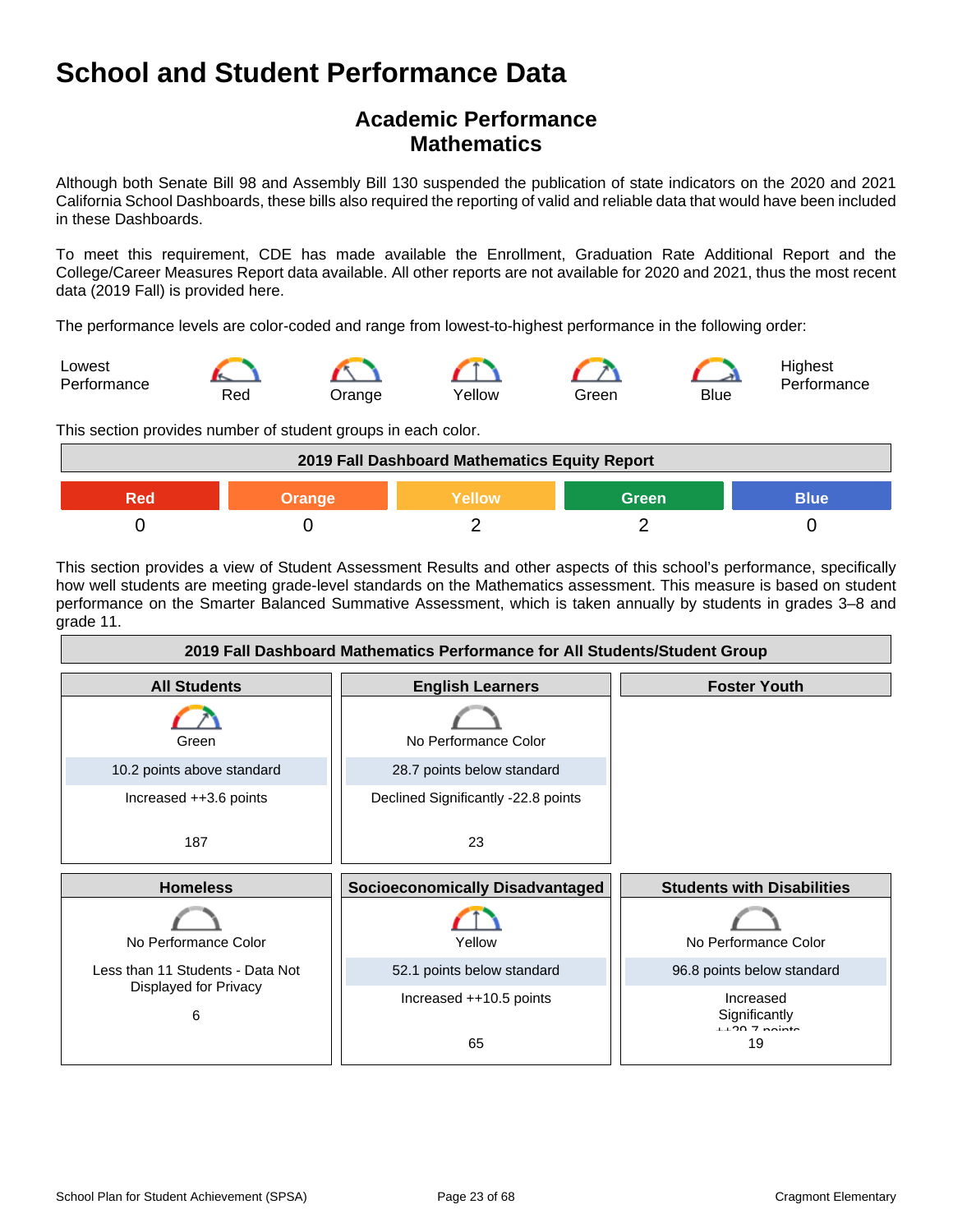# School and Student Performance Data

## Academic Performance
## Mathematics

Although both Senate Bill 98 and Assembly Bill 130 suspended the publication of state indicators on the 2020 and 2021 California School Dashboards, these bills also required the reporting of valid and reliable data that would have been included in these Dashboards.

To meet this requirement, CDE has made available the Enrollment, Graduation Rate Additional Report and the College/Career Measures Report data available. All other reports are not available for 2020 and 2021, thus the most recent data (2019 Fall) is provided here.

The performance levels are color-coded and range from lowest-to-highest performance in the following order:

Lowest Performance — Red — Orange — Yellow — Green — Blue — Highest Performance

This section provides number of student groups in each color.

| 2019 Fall Dashboard Mathematics Equity Report | | | | |
|---|---|---|---|---|
| Red | Orange | Yellow | Green | Blue |
| 0 | 0 | 2 | 2 | 0 |

This section provides a view of Student Assessment Results and other aspects of this school's performance, specifically how well students are meeting grade-level standards on the Mathematics assessment. This measure is based on student performance on the Smarter Balanced Summative Assessment, which is taken annually by students in grades 3–8 and grade 11.

**2019 Fall Dashboard Mathematics Performance for All Students/Student Group**

| All Students | English Learners | Foster Youth |
|---|---|---|
| Green | No Performance Color | |
| 10.2 points above standard | 28.7 points below standard | |
| Increased ++3.6 points | Declined Significantly -22.8 points | |
| 187 | 23 | |

| Homeless | Socioeconomically Disadvantaged | Students with Disabilities |
|---|---|---|
| No Performance Color | Yellow | No Performance Color |
| Less than 11 Students - Data Not Displayed for Privacy | 52.1 points below standard | 96.8 points below standard |
| | Increased ++10.5 points | Increased Significantly ++29.7 points |
| 6 | 65 | 19 |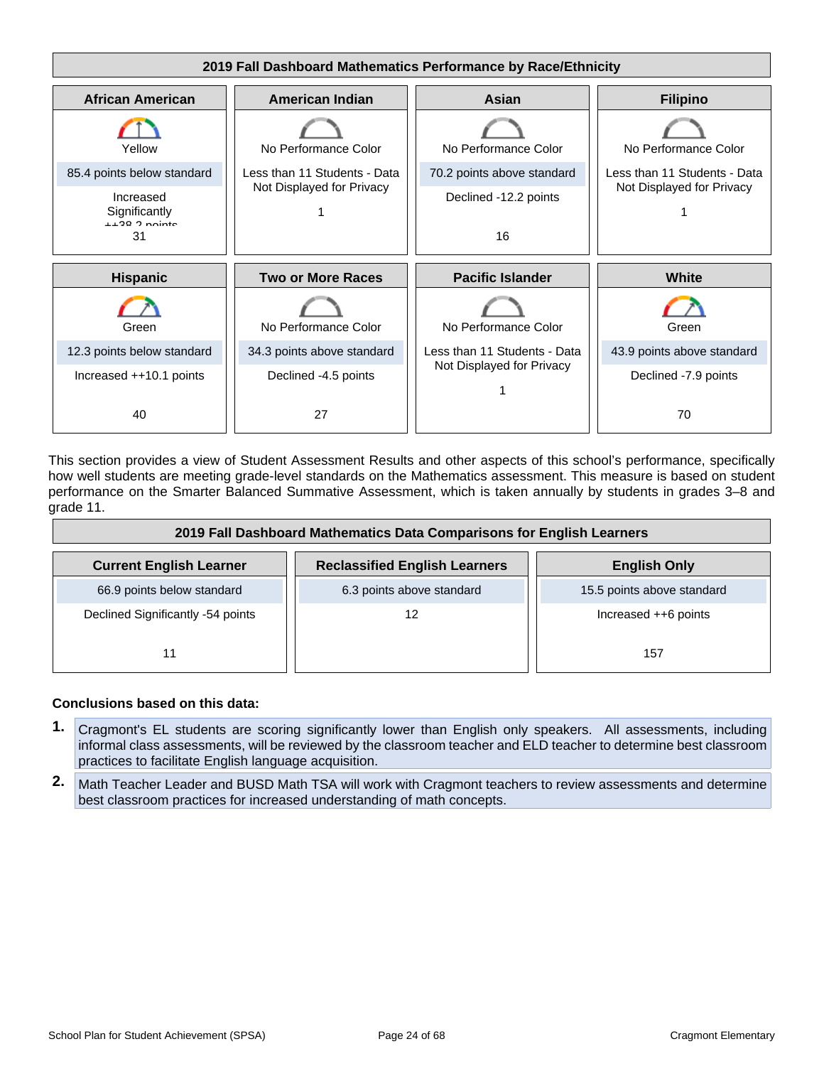## 2019 Fall Dashboard Mathematics Performance by Race/Ethnicity

| African American | American Indian | Asian | Filipino |
|---|---|---|---|
| Yellow | No Performance Color | No Performance Color | No Performance Color |
| 85.4 points below standard | Less than 11 Students - Data Not Displayed for Privacy | 70.2 points above standard | Less than 11 Students - Data Not Displayed for Privacy |
| Increased Significantly ++38.2 points | 1 | Declined -12.2 points | 1 |
| 31 | | 16 | |

| Hispanic | Two or More Races | Pacific Islander | White |
|---|---|---|---|
| Green | No Performance Color | No Performance Color | Green |
| 12.3 points below standard | 34.3 points above standard | Less than 11 Students - Data Not Displayed for Privacy | 43.9 points above standard |
| Increased ++10.1 points | Declined -4.5 points | 1 | Declined -7.9 points |
| 40 | 27 | | 70 |

This section provides a view of Student Assessment Results and other aspects of this school's performance, specifically how well students are meeting grade-level standards on the Mathematics assessment. This measure is based on student performance on the Smarter Balanced Summative Assessment, which is taken annually by students in grades 3–8 and grade 11.

## 2019 Fall Dashboard Mathematics Data Comparisons for English Learners

| Current English Learner | Reclassified English Learners | English Only |
|---|---|---|
| 66.9 points below standard | 6.3 points above standard | 15.5 points above standard |
| Declined Significantly -54 points | 12 | Increased ++6 points |
| 11 | | 157 |

**Conclusions based on this data:**

1. Cragmont's EL students are scoring significantly lower than English only speakers. All assessments, including informal class assessments, will be reviewed by the classroom teacher and ELD teacher to determine best classroom practices to facilitate English language acquisition.
2. Math Teacher Leader and BUSD Math TSA will work with Cragmont teachers to review assessments and determine best classroom practices for increased understanding of math concepts.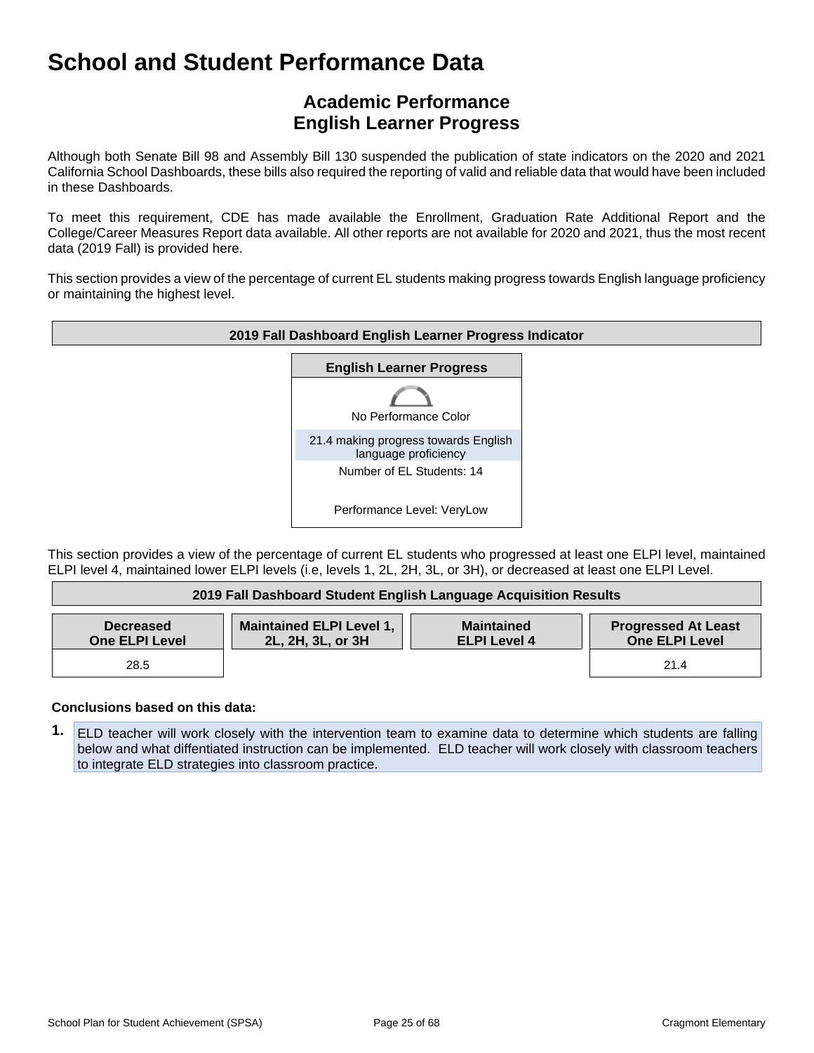# School and Student Performance Data

## Academic Performance
## English Learner Progress

Although both Senate Bill 98 and Assembly Bill 130 suspended the publication of state indicators on the 2020 and 2021 California School Dashboards, these bills also required the reporting of valid and reliable data that would have been included in these Dashboards.

To meet this requirement, CDE has made available the Enrollment, Graduation Rate Additional Report and the College/Career Measures Report data available. All other reports are not available for 2020 and 2021, thus the most recent data (2019 Fall) is provided here.

This section provides a view of the percentage of current EL students making progress towards English language proficiency or maintaining the highest level.

| 2019 Fall Dashboard English Learner Progress Indicator |
|---|
| **English Learner Progress** |
| No Performance Color |
| 21.4 making progress towards English language proficiency |
| Number of EL Students: 14 |
| Performance Level: VeryLow |

This section provides a view of the percentage of current EL students who progressed at least one ELPI level, maintained ELPI level 4, maintained lower ELPI levels (i.e, levels 1, 2L, 2H, 3L, or 3H), or decreased at least one ELPI Level.

| 2019 Fall Dashboard Student English Language Acquisition Results | | | |
|---|---|---|---|
| **Decreased One ELPI Level** | **Maintained ELPI Level 1, 2L, 2H, 3L, or 3H** | **Maintained ELPI Level 4** | **Progressed At Least One ELPI Level** |
| 28.5 | | | 21.4 |

**Conclusions based on this data:**

1. ELD teacher will work closely with the intervention team to examine data to determine which students are falling below and what diffentiated instruction can be implemented. ELD teacher will work closely with classroom teachers to integrate ELD strategies into classroom practice.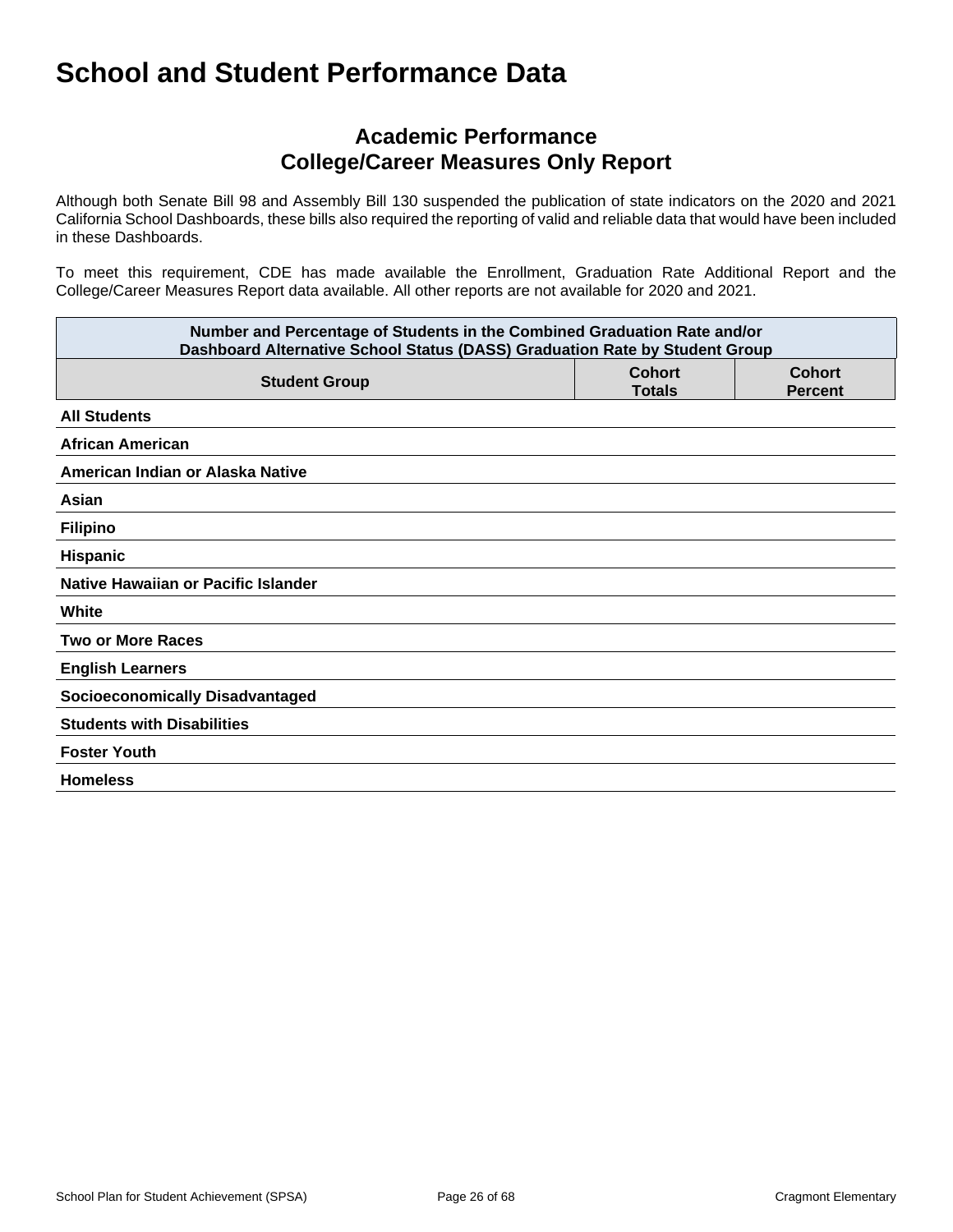# School and Student Performance Data

## Academic Performance
## College/Career Measures Only Report

Although both Senate Bill 98 and Assembly Bill 130 suspended the publication of state indicators on the 2020 and 2021 California School Dashboards, these bills also required the reporting of valid and reliable data that would have been included in these Dashboards.

To meet this requirement, CDE has made available the Enrollment, Graduation Rate Additional Report and the College/Career Measures Report data available. All other reports are not available for 2020 and 2021.

| Number and Percentage of Students in the Combined Graduation Rate and/or Dashboard Alternative School Status (DASS) Graduation Rate by Student Group | | |
|---|---|---|
| **Student Group** | **Cohort Totals** | **Cohort Percent** |
| **All Students** | | |
| **African American** | | |
| **American Indian or Alaska Native** | | |
| **Asian** | | |
| **Filipino** | | |
| **Hispanic** | | |
| **Native Hawaiian or Pacific Islander** | | |
| **White** | | |
| **Two or More Races** | | |
| **English Learners** | | |
| **Socioeconomically Disadvantaged** | | |
| **Students with Disabilities** | | |
| **Foster Youth** | | |
| **Homeless** | | |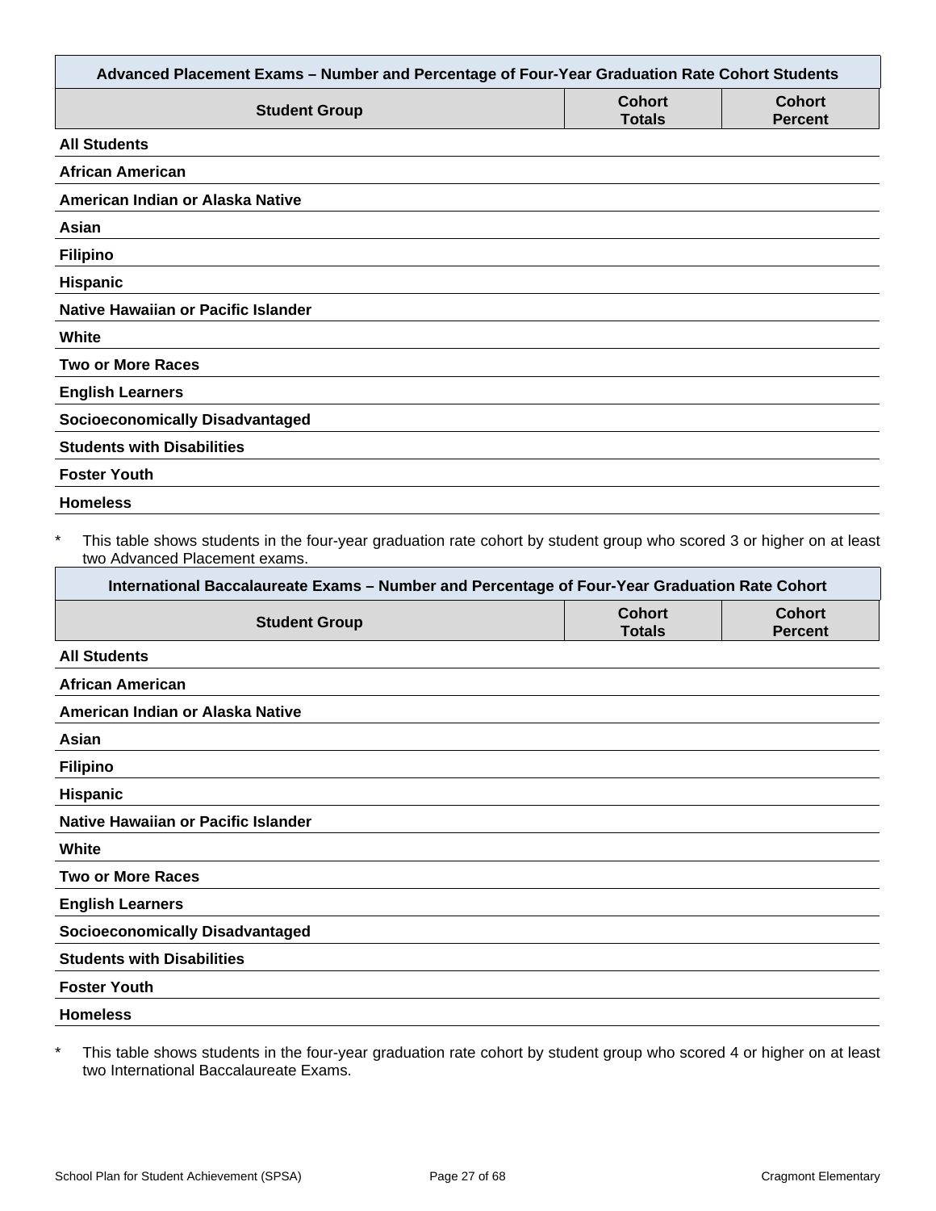| Advanced Placement Exams – Number and Percentage of Four-Year Graduation Rate Cohort Students | | |
|---|---|---|
| **Student Group** | **Cohort Totals** | **Cohort Percent** |
| **All Students** | | |
| **African American** | | |
| **American Indian or Alaska Native** | | |
| **Asian** | | |
| **Filipino** | | |
| **Hispanic** | | |
| **Native Hawaiian or Pacific Islander** | | |
| **White** | | |
| **Two or More Races** | | |
| **English Learners** | | |
| **Socioeconomically Disadvantaged** | | |
| **Students with Disabilities** | | |
| **Foster Youth** | | |
| **Homeless** | | |

\* This table shows students in the four-year graduation rate cohort by student group who scored 3 or higher on at least two Advanced Placement exams.

| International Baccalaureate Exams – Number and Percentage of Four-Year Graduation Rate Cohort | | |
|---|---|---|
| **Student Group** | **Cohort Totals** | **Cohort Percent** |
| **All Students** | | |
| **African American** | | |
| **American Indian or Alaska Native** | | |
| **Asian** | | |
| **Filipino** | | |
| **Hispanic** | | |
| **Native Hawaiian or Pacific Islander** | | |
| **White** | | |
| **Two or More Races** | | |
| **English Learners** | | |
| **Socioeconomically Disadvantaged** | | |
| **Students with Disabilities** | | |
| **Foster Youth** | | |
| **Homeless** | | |

\* This table shows students in the four-year graduation rate cohort by student group who scored 4 or higher on at least two International Baccalaureate Exams.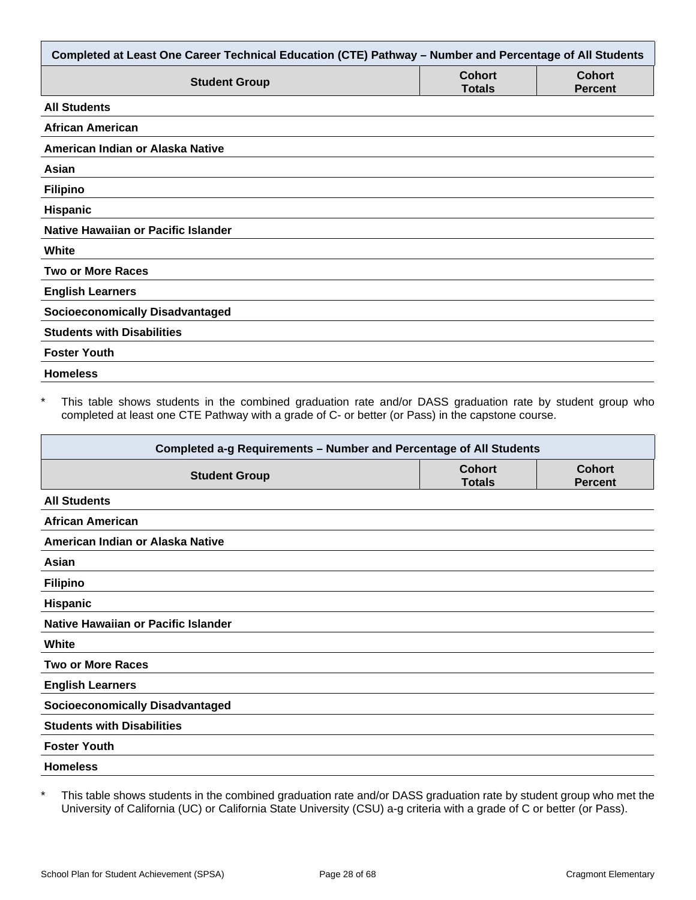| Completed at Least One Career Technical Education (CTE) Pathway – Number and Percentage of All Students | | |
|---|---|---|
| **Student Group** | **Cohort Totals** | **Cohort Percent** |
| **All Students** | | |
| **African American** | | |
| **American Indian or Alaska Native** | | |
| **Asian** | | |
| **Filipino** | | |
| **Hispanic** | | |
| **Native Hawaiian or Pacific Islander** | | |
| **White** | | |
| **Two or More Races** | | |
| **English Learners** | | |
| **Socioeconomically Disadvantaged** | | |
| **Students with Disabilities** | | |
| **Foster Youth** | | |
| **Homeless** | | |

\* This table shows students in the combined graduation rate and/or DASS graduation rate by student group who completed at least one CTE Pathway with a grade of C- or better (or Pass) in the capstone course.

| Completed a-g Requirements – Number and Percentage of All Students | | |
|---|---|---|
| **Student Group** | **Cohort Totals** | **Cohort Percent** |
| **All Students** | | |
| **African American** | | |
| **American Indian or Alaska Native** | | |
| **Asian** | | |
| **Filipino** | | |
| **Hispanic** | | |
| **Native Hawaiian or Pacific Islander** | | |
| **White** | | |
| **Two or More Races** | | |
| **English Learners** | | |
| **Socioeconomically Disadvantaged** | | |
| **Students with Disabilities** | | |
| **Foster Youth** | | |
| **Homeless** | | |

\* This table shows students in the combined graduation rate and/or DASS graduation rate by student group who met the University of California (UC) or California State University (CSU) a-g criteria with a grade of C or better (or Pass).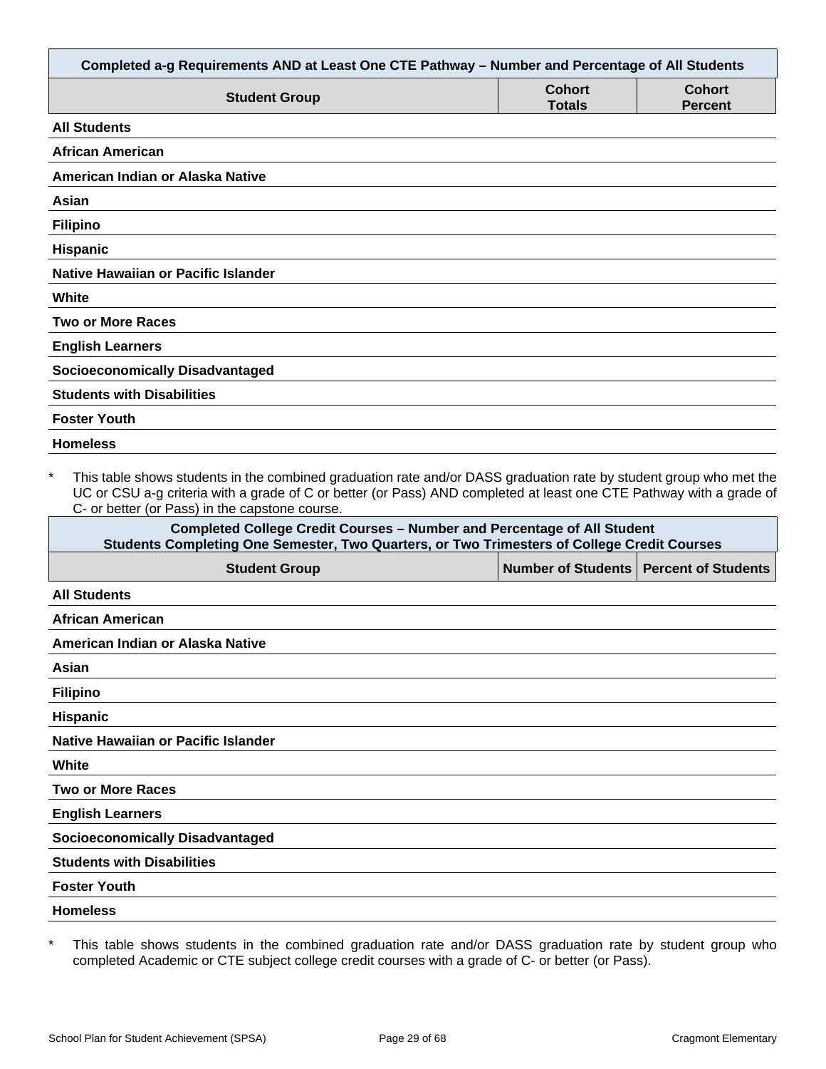| Completed a-g Requirements AND at Least One CTE Pathway – Number and Percentage of All Students | | |
|---|---|---|
| **Student Group** | **Cohort Totals** | **Cohort Percent** |
| **All Students** | | |
| **African American** | | |
| **American Indian or Alaska Native** | | |
| **Asian** | | |
| **Filipino** | | |
| **Hispanic** | | |
| **Native Hawaiian or Pacific Islander** | | |
| **White** | | |
| **Two or More Races** | | |
| **English Learners** | | |
| **Socioeconomically Disadvantaged** | | |
| **Students with Disabilities** | | |
| **Foster Youth** | | |
| **Homeless** | | |

\* This table shows students in the combined graduation rate and/or DASS graduation rate by student group who met the UC or CSU a-g criteria with a grade of C or better (or Pass) AND completed at least one CTE Pathway with a grade of C- or better (or Pass) in the capstone course.

| Completed College Credit Courses – Number and Percentage of All Student Students Completing One Semester, Two Quarters, or Two Trimesters of College Credit Courses | | |
|---|---|---|
| **Student Group** | **Number of Students** | **Percent of Students** |
| **All Students** | | |
| **African American** | | |
| **American Indian or Alaska Native** | | |
| **Asian** | | |
| **Filipino** | | |
| **Hispanic** | | |
| **Native Hawaiian or Pacific Islander** | | |
| **White** | | |
| **Two or More Races** | | |
| **English Learners** | | |
| **Socioeconomically Disadvantaged** | | |
| **Students with Disabilities** | | |
| **Foster Youth** | | |
| **Homeless** | | |

\* This table shows students in the combined graduation rate and/or DASS graduation rate by student group who completed Academic or CTE subject college credit courses with a grade of C- or better (or Pass).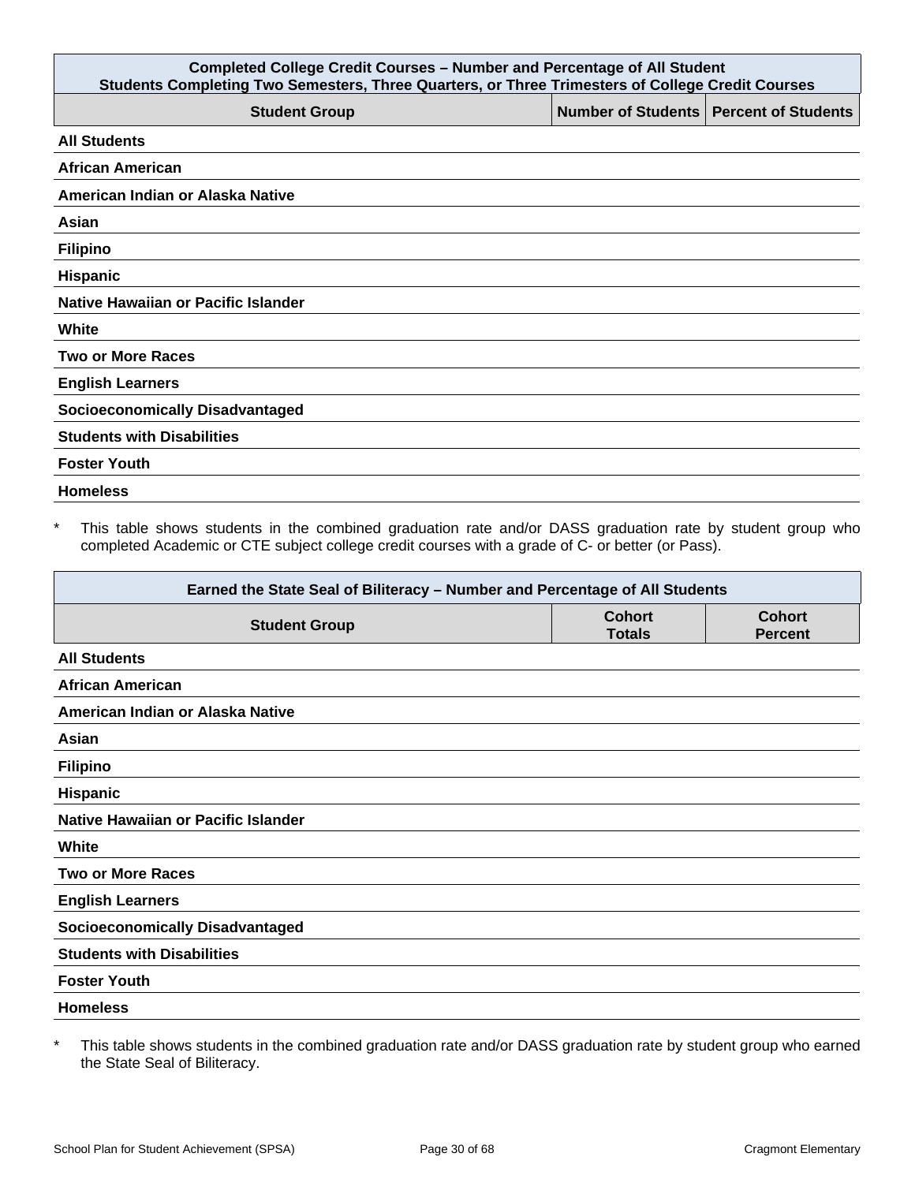| Completed College Credit Courses – Number and Percentage of All Student<br>Students Completing Two Semesters, Three Quarters, or Three Trimesters of College Credit Courses | | |
|---|---|---|
| **Student Group** | **Number of Students** | **Percent of Students** |
| **All Students** | | |
| **African American** | | |
| **American Indian or Alaska Native** | | |
| **Asian** | | |
| **Filipino** | | |
| **Hispanic** | | |
| **Native Hawaiian or Pacific Islander** | | |
| **White** | | |
| **Two or More Races** | | |
| **English Learners** | | |
| **Socioeconomically Disadvantaged** | | |
| **Students with Disabilities** | | |
| **Foster Youth** | | |
| **Homeless** | | |

* This table shows students in the combined graduation rate and/or DASS graduation rate by student group who completed Academic or CTE subject college credit courses with a grade of C- or better (or Pass).

| Earned the State Seal of Biliteracy – Number and Percentage of All Students | | |
|---|---|---|
| **Student Group** | **Cohort Totals** | **Cohort Percent** |
| **All Students** | | |
| **African American** | | |
| **American Indian or Alaska Native** | | |
| **Asian** | | |
| **Filipino** | | |
| **Hispanic** | | |
| **Native Hawaiian or Pacific Islander** | | |
| **White** | | |
| **Two or More Races** | | |
| **English Learners** | | |
| **Socioeconomically Disadvantaged** | | |
| **Students with Disabilities** | | |
| **Foster Youth** | | |
| **Homeless** | | |

* This table shows students in the combined graduation rate and/or DASS graduation rate by student group who earned the State Seal of Biliteracy.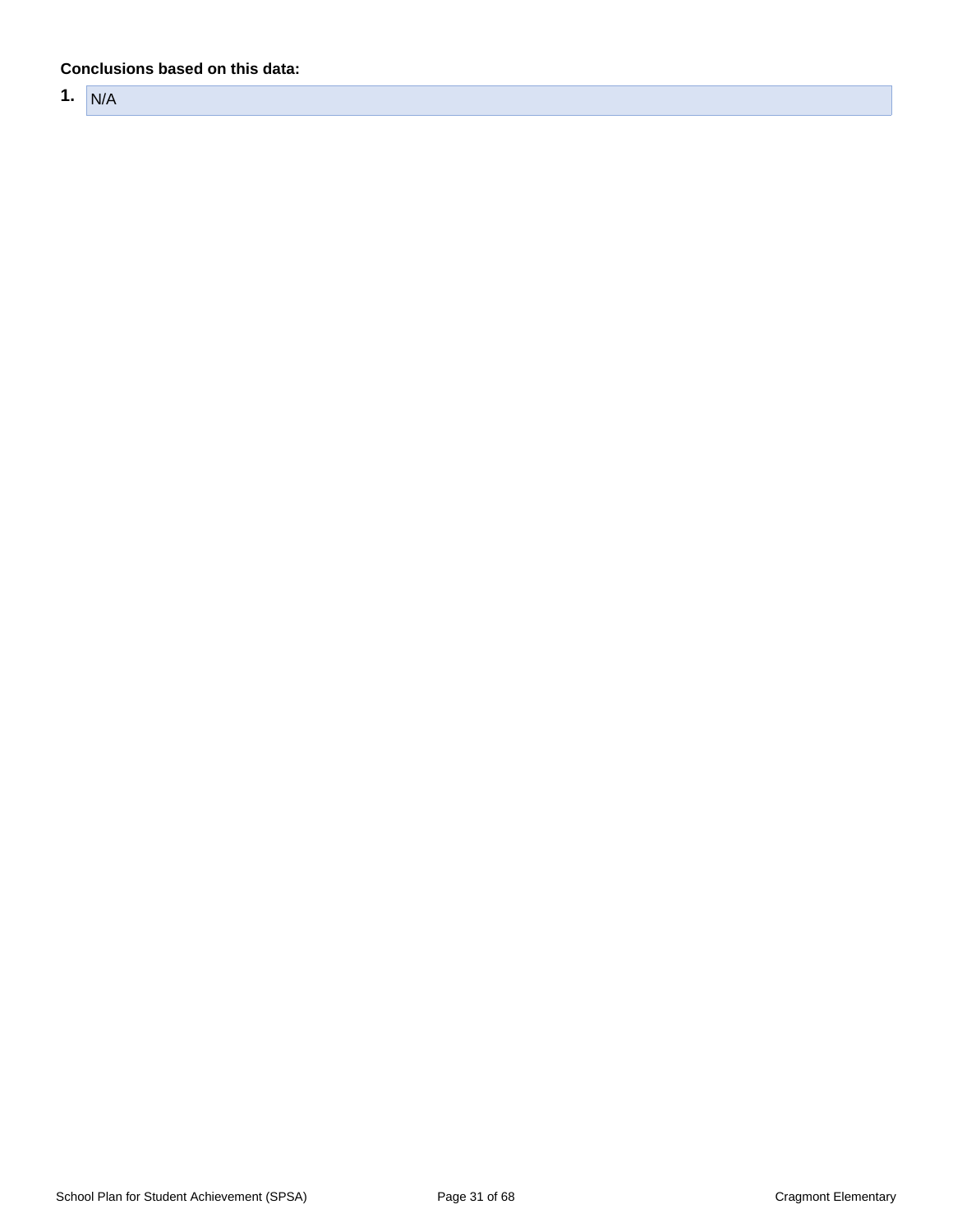**Conclusions based on this data:**

1. N/A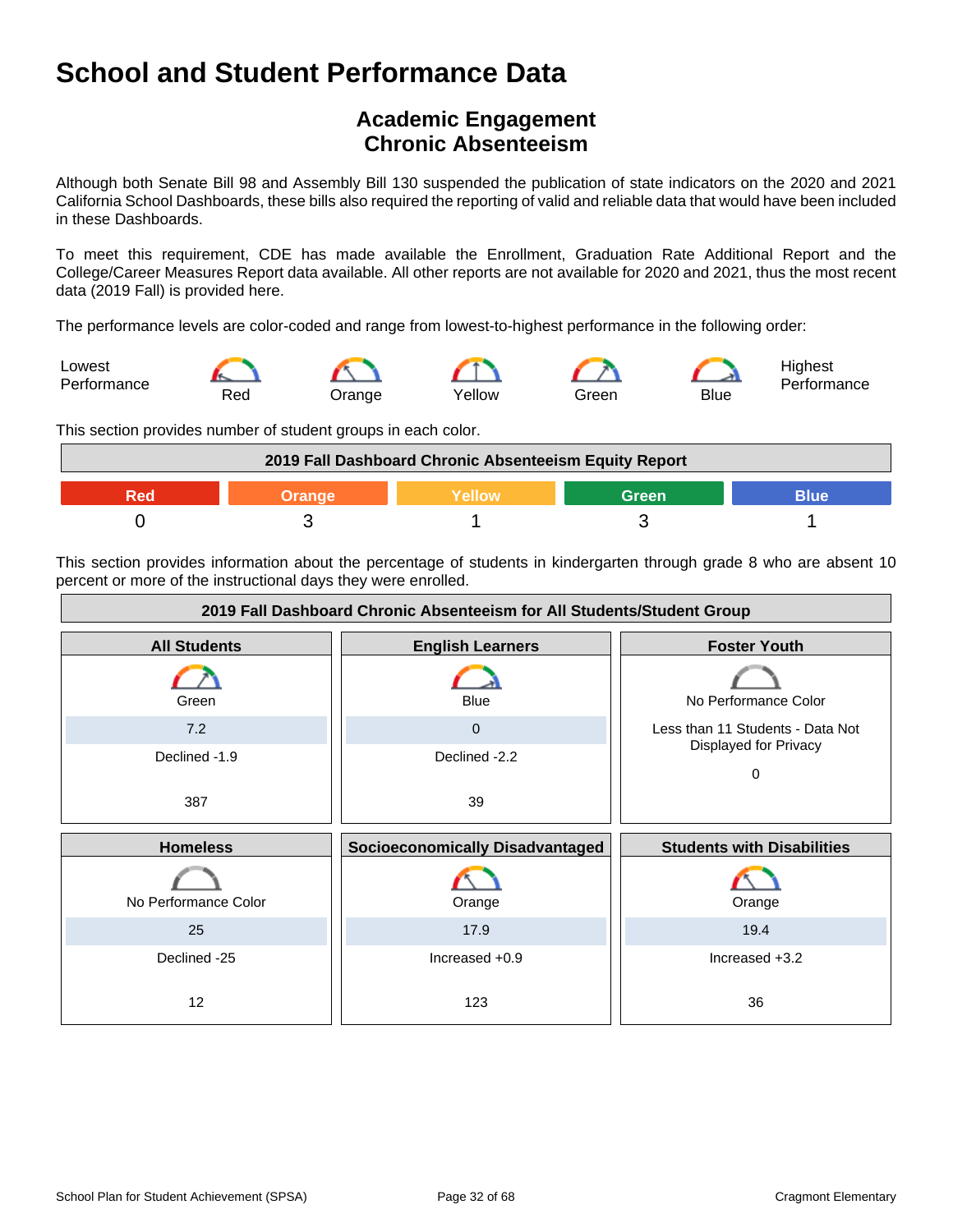# School and Student Performance Data

## Academic Engagement
## Chronic Absenteeism

Although both Senate Bill 98 and Assembly Bill 130 suspended the publication of state indicators on the 2020 and 2021 California School Dashboards, these bills also required the reporting of valid and reliable data that would have been included in these Dashboards.

To meet this requirement, CDE has made available the Enrollment, Graduation Rate Additional Report and the College/Career Measures Report data available. All other reports are not available for 2020 and 2021, thus the most recent data (2019 Fall) is provided here.

The performance levels are color-coded and range from lowest-to-highest performance in the following order:

Lowest Performance — Red — Orange — Yellow — Green — Blue — Highest Performance

This section provides number of student groups in each color.

| 2019 Fall Dashboard Chronic Absenteeism Equity Report | | | | |
|---|---|---|---|---|
| Red | Orange | Yellow | Green | Blue |
| 0 | 3 | 1 | 3 | 1 |

This section provides information about the percentage of students in kindergarten through grade 8 who are absent 10 percent or more of the instructional days they were enrolled.

**2019 Fall Dashboard Chronic Absenteeism for All Students/Student Group**

| All Students | English Learners | Foster Youth |
|---|---|---|
| Green | Blue | No Performance Color |
| 7.2 | 0 | Less than 11 Students - Data Not Displayed for Privacy |
| Declined -1.9 | Declined -2.2 | 0 |
| 387 | 39 | |

| Homeless | Socioeconomically Disadvantaged | Students with Disabilities |
|---|---|---|
| No Performance Color | Orange | Orange |
| 25 | 17.9 | 19.4 |
| Declined -25 | Increased +0.9 | Increased +3.2 |
| 12 | 123 | 36 |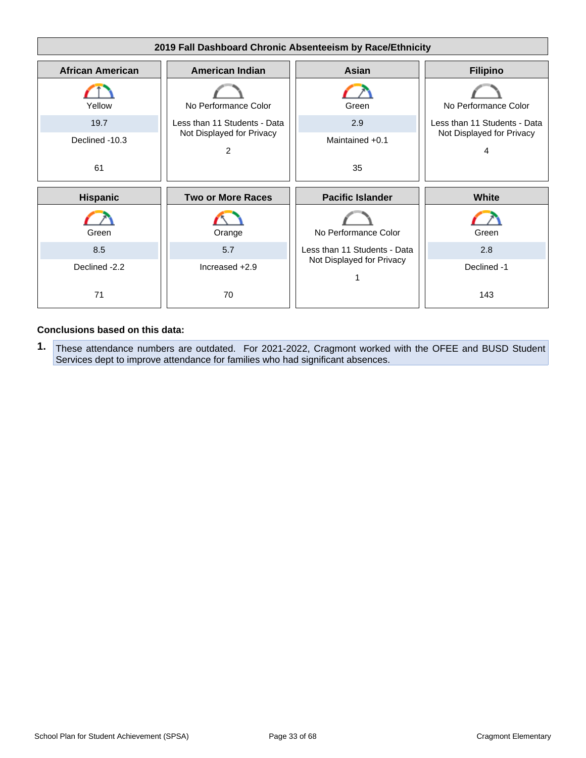| 2019 Fall Dashboard Chronic Absenteeism by Race/Ethnicity | | | |
|---|---|---|---|
| **African American** | **American Indian** | **Asian** | **Filipino** |
| Yellow | No Performance Color | Green | No Performance Color |
| 19.7 | Less than 11 Students - Data Not Displayed for Privacy | 2.9 | Less than 11 Students - Data Not Displayed for Privacy |
| Declined -10.3 | | Maintained +0.1 | |
| 61 | 2 | 35 | 4 |
| **Hispanic** | **Two or More Races** | **Pacific Islander** | **White** |
| Green | Orange | No Performance Color | Green |
| 8.5 | 5.7 | Less than 11 Students - Data Not Displayed for Privacy | 2.8 |
| Declined -2.2 | Increased +2.9 | | Declined -1 |
| 71 | 70 | 1 | 143 |

**Conclusions based on this data:**

1. These attendance numbers are outdated. For 2021-2022, Cragmont worked with the OFEE and BUSD Student Services dept to improve attendance for families who had significant absences.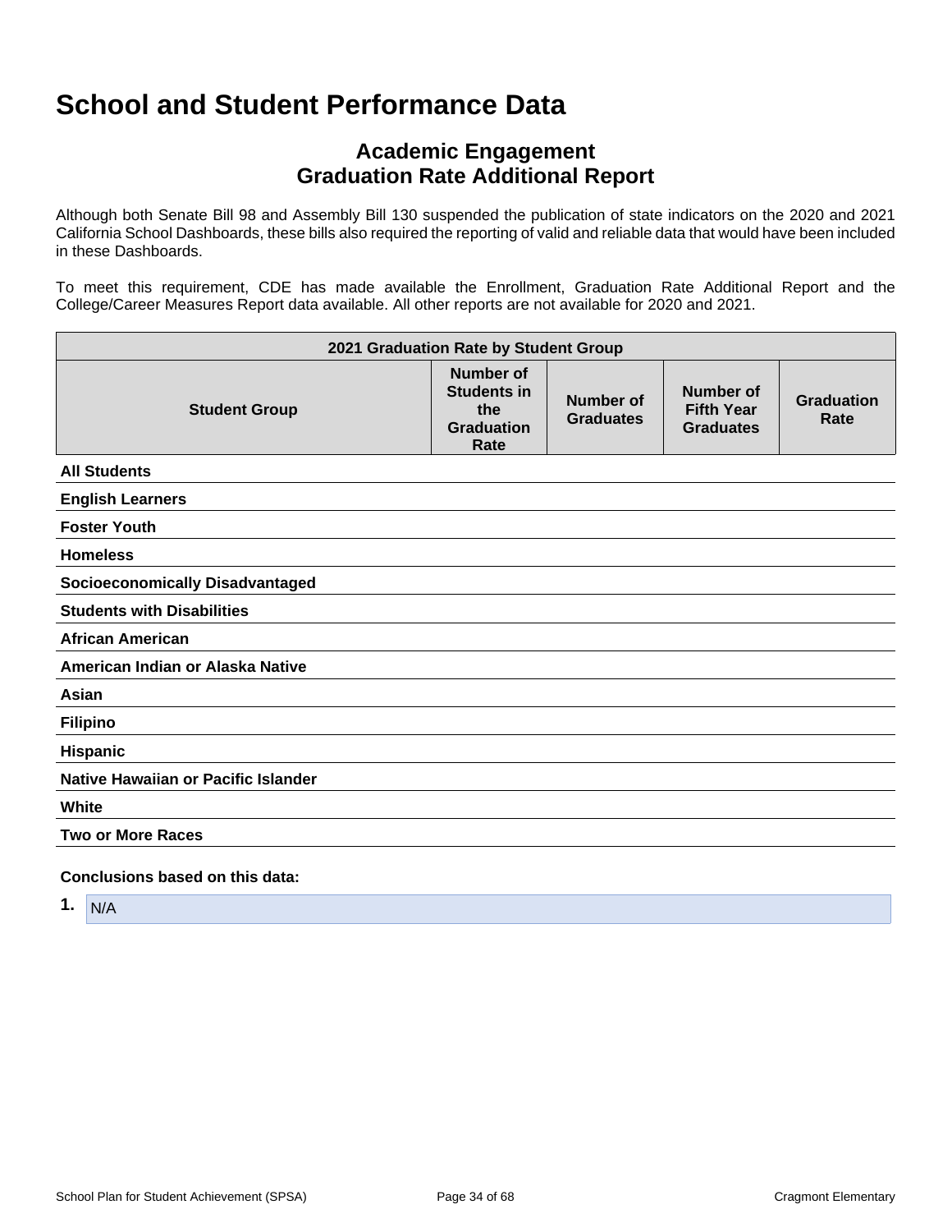# School and Student Performance Data

## Academic Engagement
## Graduation Rate Additional Report

Although both Senate Bill 98 and Assembly Bill 130 suspended the publication of state indicators on the 2020 and 2021 California School Dashboards, these bills also required the reporting of valid and reliable data that would have been included in these Dashboards.

To meet this requirement, CDE has made available the Enrollment, Graduation Rate Additional Report and the College/Career Measures Report data available. All other reports are not available for 2020 and 2021.

| 2021 Graduation Rate by Student Group | | | | |
|---|---|---|---|---|
| **Student Group** | **Number of Students in the Graduation Rate** | **Number of Graduates** | **Number of Fifth Year Graduates** | **Graduation Rate** |
| **All Students** | | | | |
| **English Learners** | | | | |
| **Foster Youth** | | | | |
| **Homeless** | | | | |
| **Socioeconomically Disadvantaged** | | | | |
| **Students with Disabilities** | | | | |
| **African American** | | | | |
| **American Indian or Alaska Native** | | | | |
| **Asian** | | | | |
| **Filipino** | | | | |
| **Hispanic** | | | | |
| **Native Hawaiian or Pacific Islander** | | | | |
| **White** | | | | |
| **Two or More Races** | | | | |

**Conclusions based on this data:**

1. N/A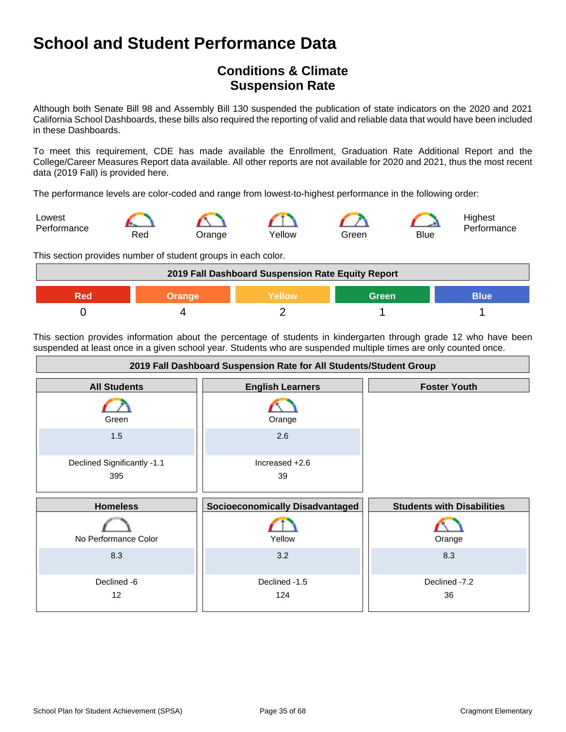# School and Student Performance Data

## Conditions & Climate
## Suspension Rate

Although both Senate Bill 98 and Assembly Bill 130 suspended the publication of state indicators on the 2020 and 2021 California School Dashboards, these bills also required the reporting of valid and reliable data that would have been included in these Dashboards.

To meet this requirement, CDE has made available the Enrollment, Graduation Rate Additional Report and the College/Career Measures Report data available. All other reports are not available for 2020 and 2021, thus the most recent data (2019 Fall) is provided here.

The performance levels are color-coded and range from lowest-to-highest performance in the following order:

Lowest Performance | Red | Orange | Yellow | Green | Blue | Highest Performance

This section provides number of student groups in each color.

| 2019 Fall Dashboard Suspension Rate Equity Report | | | | |
|---|---|---|---|---|
| Red | Orange | Yellow | Green | Blue |
| 0 | 4 | 2 | 1 | 1 |

This section provides information about the percentage of students in kindergarten through grade 12 who have been suspended at least once in a given school year. Students who are suspended multiple times are only counted once.

| 2019 Fall Dashboard Suspension Rate for All Students/Student Group | | |
|---|---|---|
| **All Students** | **English Learners** | **Foster Youth** |
| Green | Orange | |
| 1.5 | 2.6 | |
| Declined Significantly -1.1 | Increased +2.6 | |
| 395 | 39 | |
| **Homeless** | **Socioeconomically Disadvantaged** | **Students with Disabilities** |
| No Performance Color | Yellow | Orange |
| 8.3 | 3.2 | 8.3 |
| Declined -6 | Declined -1.5 | Declined -7.2 |
| 12 | 124 | 36 |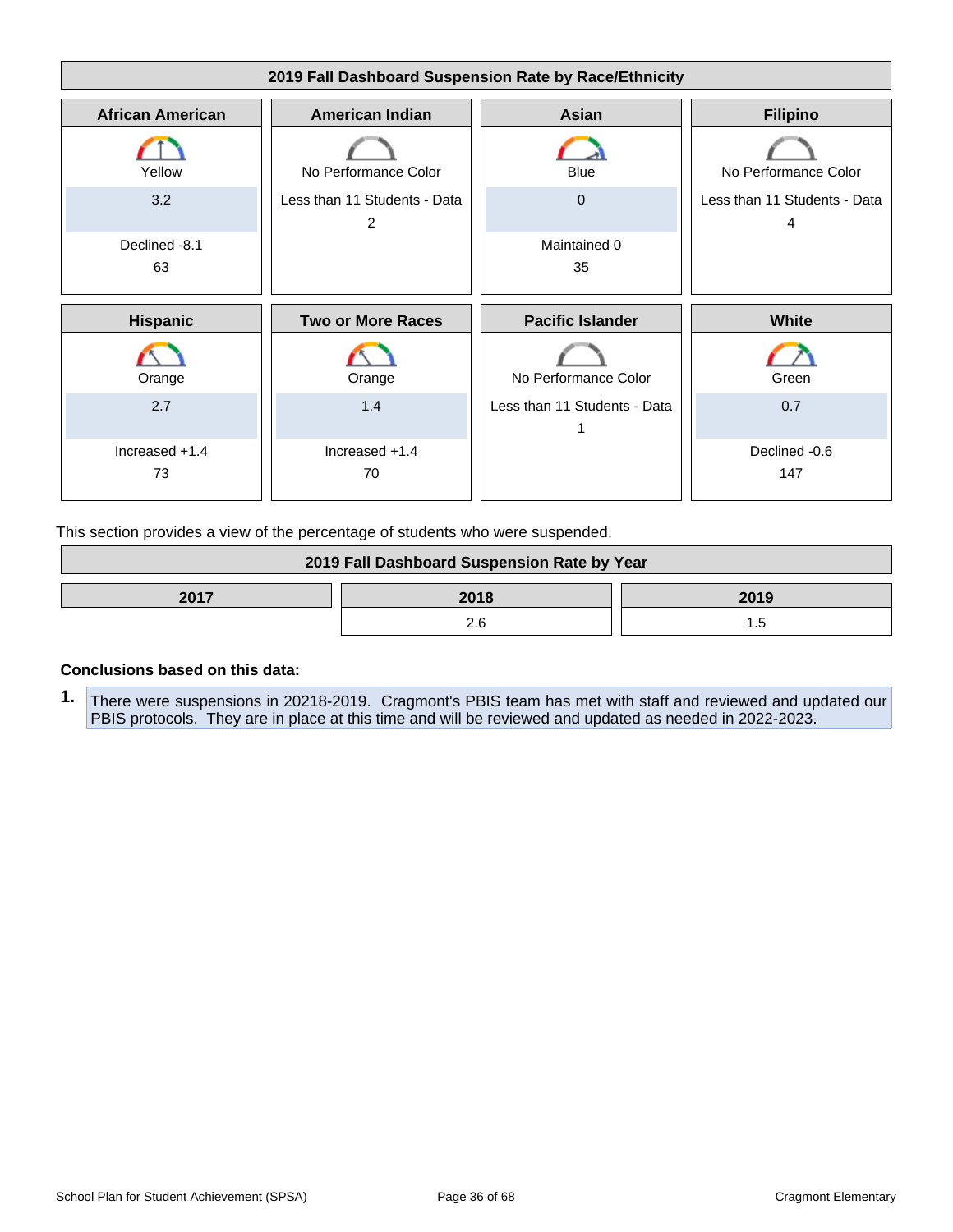**2019 Fall Dashboard Suspension Rate by Race/Ethnicity**

| African American | American Indian | Asian | Filipino |
|---|---|---|---|
| Yellow | No Performance Color | Blue | No Performance Color |
| 3.2 | Less than 11 Students - Data 2 | 0 | Less than 11 Students - Data 4 |
| Declined -8.1 | | Maintained 0 | |
| 63 | | 35 | |

| Hispanic | Two or More Races | Pacific Islander | White |
|---|---|---|---|
| Orange | Orange | No Performance Color | Green |
| 2.7 | 1.4 | Less than 11 Students - Data 1 | 0.7 |
| Increased +1.4 | Increased +1.4 | | Declined -0.6 |
| 73 | 70 | | 147 |

This section provides a view of the percentage of students who were suspended.

**2019 Fall Dashboard Suspension Rate by Year**

| 2017 | 2018 | 2019 |
|---|---|---|
| | 2.6 | 1.5 |

**Conclusions based on this data:**

1. There were suspensions in 20218-2019. Cragmont's PBIS team has met with staff and reviewed and updated our PBIS protocols. They are in place at this time and will be reviewed and updated as needed in 2022-2023.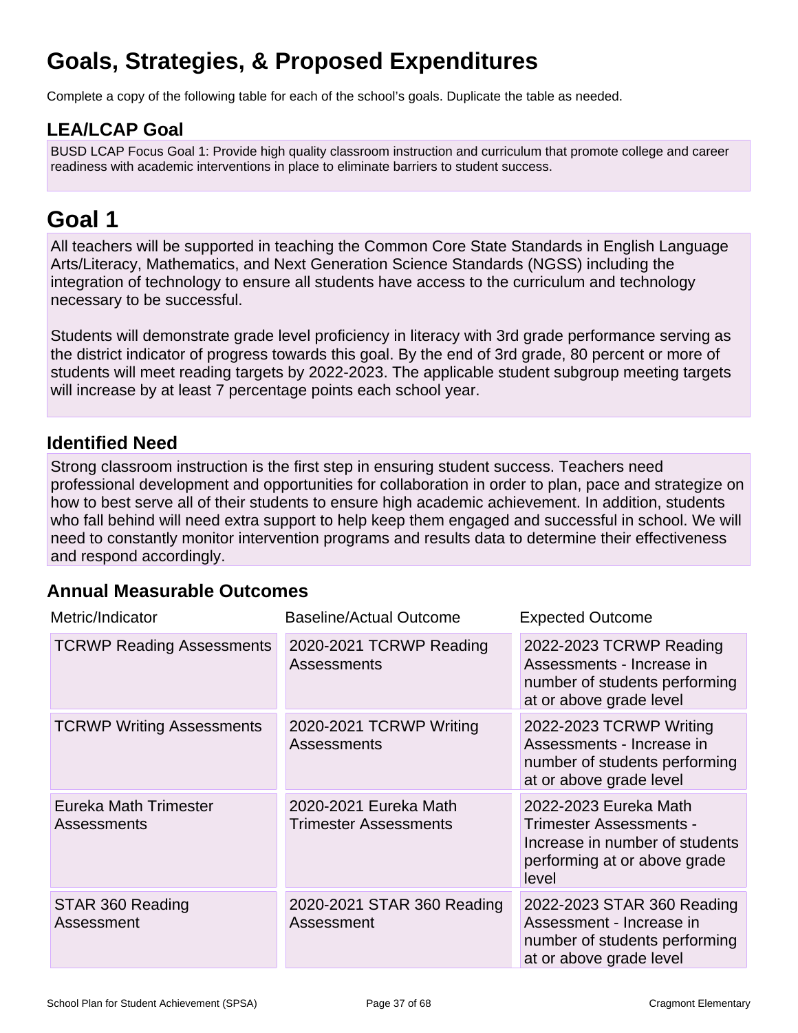# Goals, Strategies, & Proposed Expenditures

Complete a copy of the following table for each of the school's goals. Duplicate the table as needed.

## LEA/LCAP Goal

BUSD LCAP Focus Goal 1: Provide high quality classroom instruction and curriculum that promote college and career readiness with academic interventions in place to eliminate barriers to student success.

# Goal 1

All teachers will be supported in teaching the Common Core State Standards in English Language Arts/Literacy, Mathematics, and Next Generation Science Standards (NGSS) including the integration of technology to ensure all students have access to the curriculum and technology necessary to be successful.

Students will demonstrate grade level proficiency in literacy with 3rd grade performance serving as the district indicator of progress towards this goal. By the end of 3rd grade, 80 percent or more of students will meet reading targets by 2022-2023. The applicable student subgroup meeting targets will increase by at least 7 percentage points each school year.

## Identified Need

Strong classroom instruction is the first step in ensuring student success. Teachers need professional development and opportunities for collaboration in order to plan, pace and strategize on how to best serve all of their students to ensure high academic achievement. In addition, students who fall behind will need extra support to help keep them engaged and successful in school. We will need to constantly monitor intervention programs and results data to determine their effectiveness and respond accordingly.

## Annual Measurable Outcomes

| Metric/Indicator | Baseline/Actual Outcome | Expected Outcome |
|---|---|---|
| TCRWP Reading Assessments | 2020-2021 TCRWP Reading Assessments | 2022-2023 TCRWP Reading Assessments - Increase in number of students performing at or above grade level |
| TCRWP Writing Assessments | 2020-2021 TCRWP Writing Assessments | 2022-2023 TCRWP Writing Assessments - Increase in number of students performing at or above grade level |
| Eureka Math Trimester Assessments | 2020-2021 Eureka Math Trimester Assessments | 2022-2023 Eureka Math Trimester Assessments - Increase in number of students performing at or above grade level |
| STAR 360 Reading Assessment | 2020-2021 STAR 360 Reading Assessment | 2022-2023 STAR 360 Reading Assessment - Increase in number of students performing at or above grade level |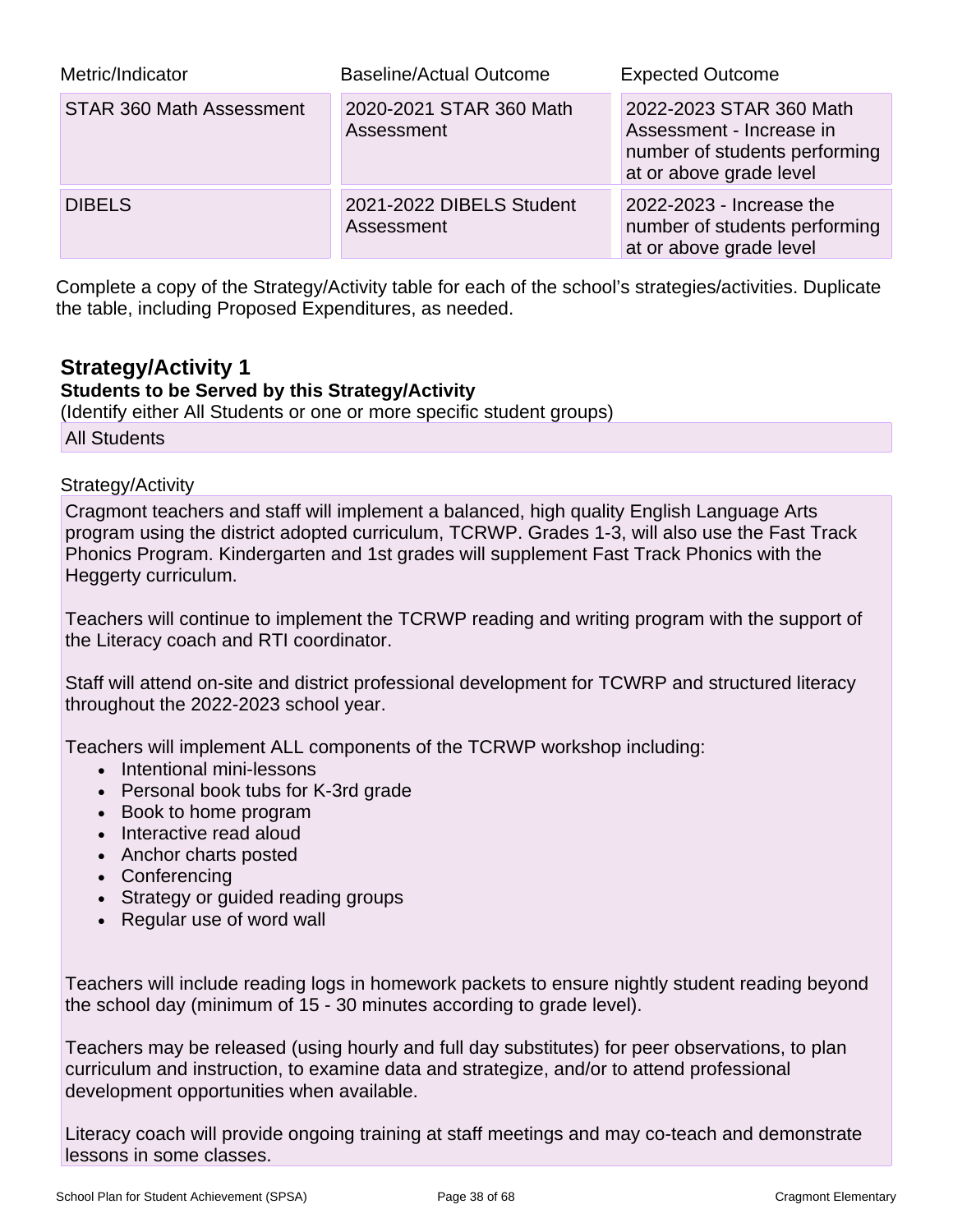| Metric/Indicator | Baseline/Actual Outcome | Expected Outcome |
|---|---|---|
| STAR 360 Math Assessment | 2020-2021 STAR 360 Math Assessment | 2022-2023 STAR 360 Math Assessment - Increase in number of students performing at or above grade level |
| DIBELS | 2021-2022 DIBELS Student Assessment | 2022-2023 - Increase the number of students performing at or above grade level |

Complete a copy of the Strategy/Activity table for each of the school's strategies/activities. Duplicate the table, including Proposed Expenditures, as needed.

## Strategy/Activity 1

### Students to be Served by this Strategy/Activity

(Identify either All Students or one or more specific student groups)

All Students

Strategy/Activity

Cragmont teachers and staff will implement a balanced, high quality English Language Arts program using the district adopted curriculum, TCRWP. Grades 1-3, will also use the Fast Track Phonics Program. Kindergarten and 1st grades will supplement Fast Track Phonics with the Heggerty curriculum.

Teachers will continue to implement the TCRWP reading and writing program with the support of the Literacy coach and RTI coordinator.

Staff will attend on-site and district professional development for TCWRP and structured literacy throughout the 2022-2023 school year.

Teachers will implement ALL components of the TCRWP workshop including:

- Intentional mini-lessons
- Personal book tubs for K-3rd grade
- Book to home program
- Interactive read aloud
- Anchor charts posted
- Conferencing
- Strategy or guided reading groups
- Regular use of word wall

Teachers will include reading logs in homework packets to ensure nightly student reading beyond the school day (minimum of 15 - 30 minutes according to grade level).

Teachers may be released (using hourly and full day substitutes) for peer observations, to plan curriculum and instruction, to examine data and strategize, and/or to attend professional development opportunities when available.

Literacy coach will provide ongoing training at staff meetings and may co-teach and demonstrate lessons in some classes.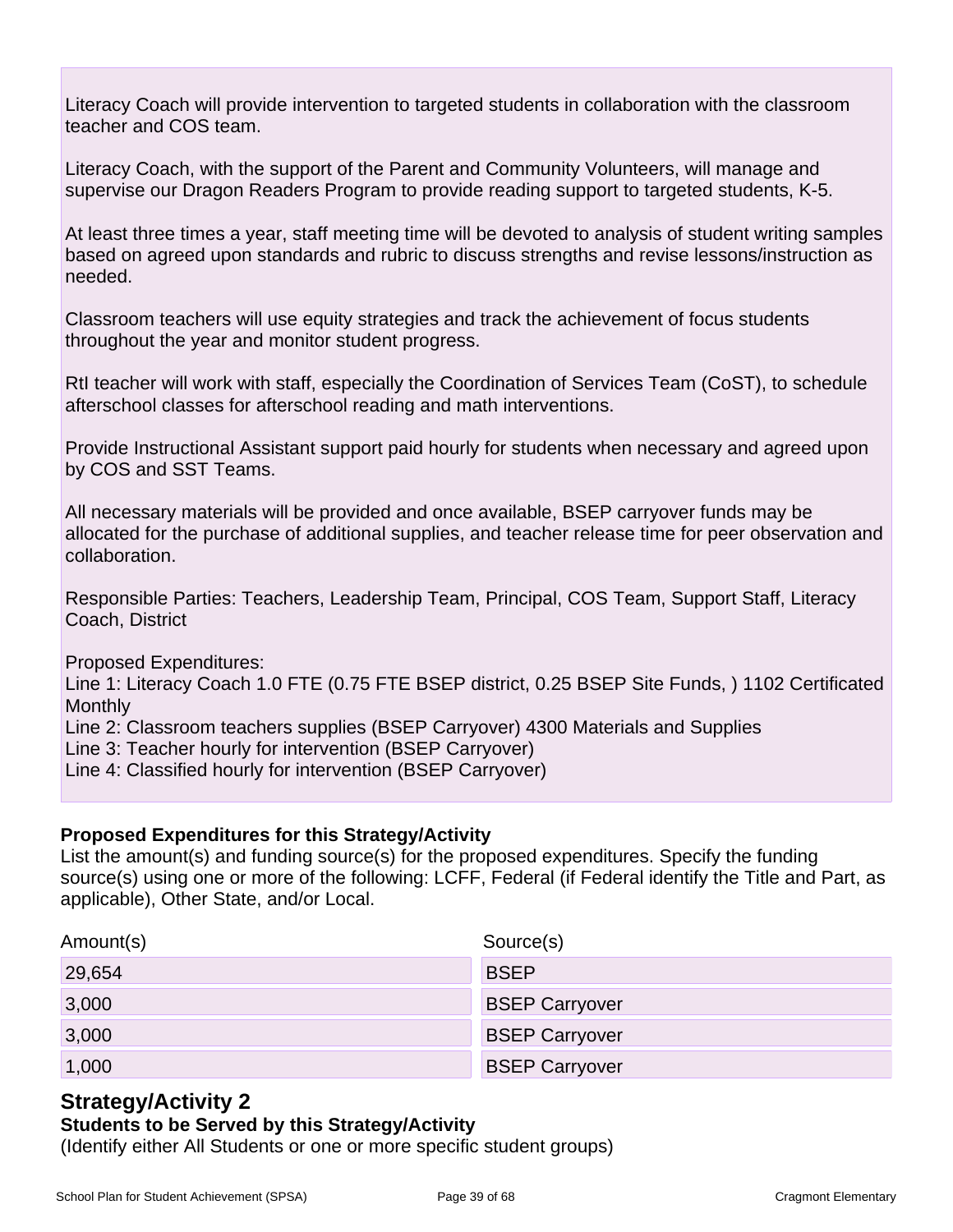Literacy Coach will provide intervention to targeted students in collaboration with the classroom teacher and COS team.

Literacy Coach, with the support of the Parent and Community Volunteers, will manage and supervise our Dragon Readers Program to provide reading support to targeted students, K-5.

At least three times a year, staff meeting time will be devoted to analysis of student writing samples based on agreed upon standards and rubric to discuss strengths and revise lessons/instruction as needed.

Classroom teachers will use equity strategies and track the achievement of focus students throughout the year and monitor student progress.

RtI teacher will work with staff, especially the Coordination of Services Team (CoST), to schedule afterschool classes for afterschool reading and math interventions.

Provide Instructional Assistant support paid hourly for students when necessary and agreed upon by COS and SST Teams.

All necessary materials will be provided and once available, BSEP carryover funds may be allocated for the purchase of additional supplies, and teacher release time for peer observation and collaboration.

Responsible Parties: Teachers, Leadership Team, Principal, COS Team, Support Staff, Literacy Coach, District

Proposed Expenditures:
Line 1: Literacy Coach 1.0 FTE (0.75 FTE BSEP district, 0.25 BSEP Site Funds, ) 1102 Certificated Monthly
Line 2: Classroom teachers supplies (BSEP Carryover) 4300 Materials and Supplies
Line 3: Teacher hourly for intervention (BSEP Carryover)
Line 4: Classified hourly for intervention (BSEP Carryover)

**Proposed Expenditures for this Strategy/Activity**

List the amount(s) and funding source(s) for the proposed expenditures. Specify the funding source(s) using one or more of the following: LCFF, Federal (if Federal identify the Title and Part, as applicable), Other State, and/or Local.

| Amount(s) | Source(s) |
|---|---|
| 29,654 | BSEP |
| 3,000 | BSEP Carryover |
| 3,000 | BSEP Carryover |
| 1,000 | BSEP Carryover |

## Strategy/Activity 2

**Students to be Served by this Strategy/Activity**

(Identify either All Students or one or more specific student groups)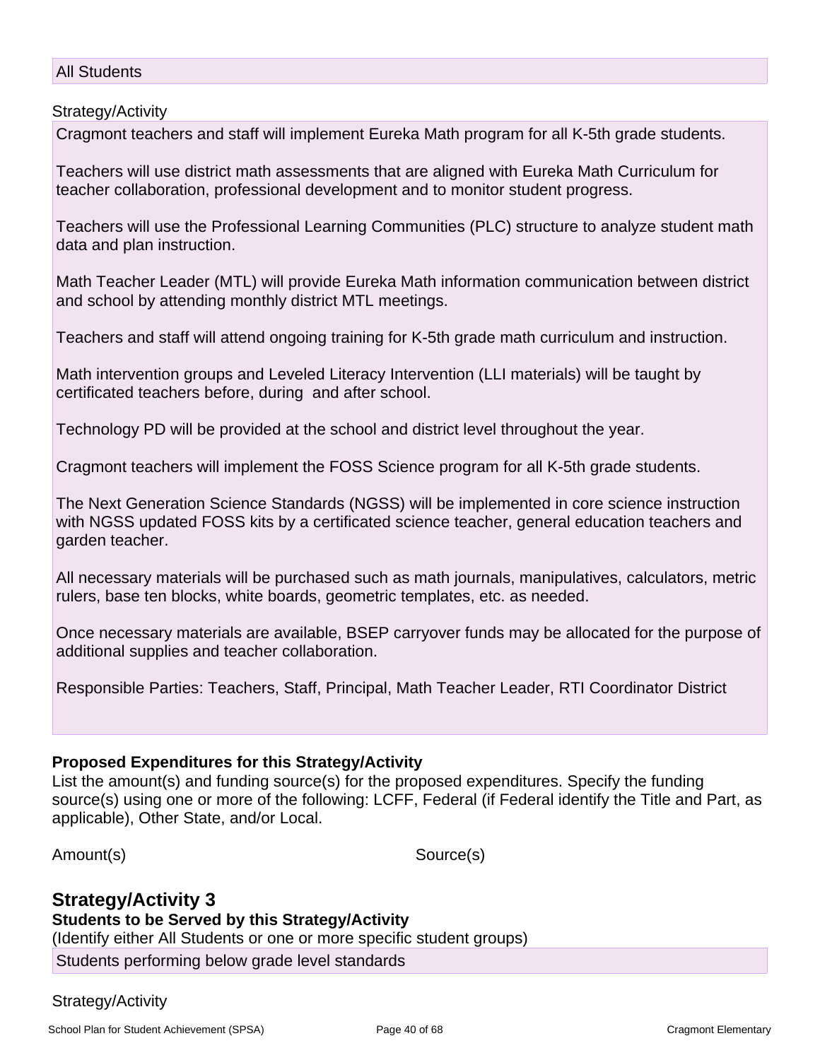All Students

Strategy/Activity

Cragmont teachers and staff will implement Eureka Math program for all K-5th grade students.

Teachers will use district math assessments that are aligned with Eureka Math Curriculum for teacher collaboration, professional development and to monitor student progress.

Teachers will use the Professional Learning Communities (PLC) structure to analyze student math data and plan instruction.

Math Teacher Leader (MTL) will provide Eureka Math information communication between district and school by attending monthly district MTL meetings.

Teachers and staff will attend ongoing training for K-5th grade math curriculum and instruction.

Math intervention groups and Leveled Literacy Intervention (LLI materials) will be taught by certificated teachers before, during and after school.

Technology PD will be provided at the school and district level throughout the year.

Cragmont teachers will implement the FOSS Science program for all K-5th grade students.

The Next Generation Science Standards (NGSS) will be implemented in core science instruction with NGSS updated FOSS kits by a certificated science teacher, general education teachers and garden teacher.

All necessary materials will be purchased such as math journals, manipulatives, calculators, metric rulers, base ten blocks, white boards, geometric templates, etc. as needed.

Once necessary materials are available, BSEP carryover funds may be allocated for the purpose of additional supplies and teacher collaboration.

Responsible Parties: Teachers, Staff, Principal, Math Teacher Leader, RTI Coordinator District

**Proposed Expenditures for this Strategy/Activity**

List the amount(s) and funding source(s) for the proposed expenditures. Specify the funding source(s) using one or more of the following: LCFF, Federal (if Federal identify the Title and Part, as applicable), Other State, and/or Local.

| Amount(s) | Source(s) |
| --- | --- |

## Strategy/Activity 3

**Students to be Served by this Strategy/Activity**

(Identify either All Students or one or more specific student groups)

Students performing below grade level standards

Strategy/Activity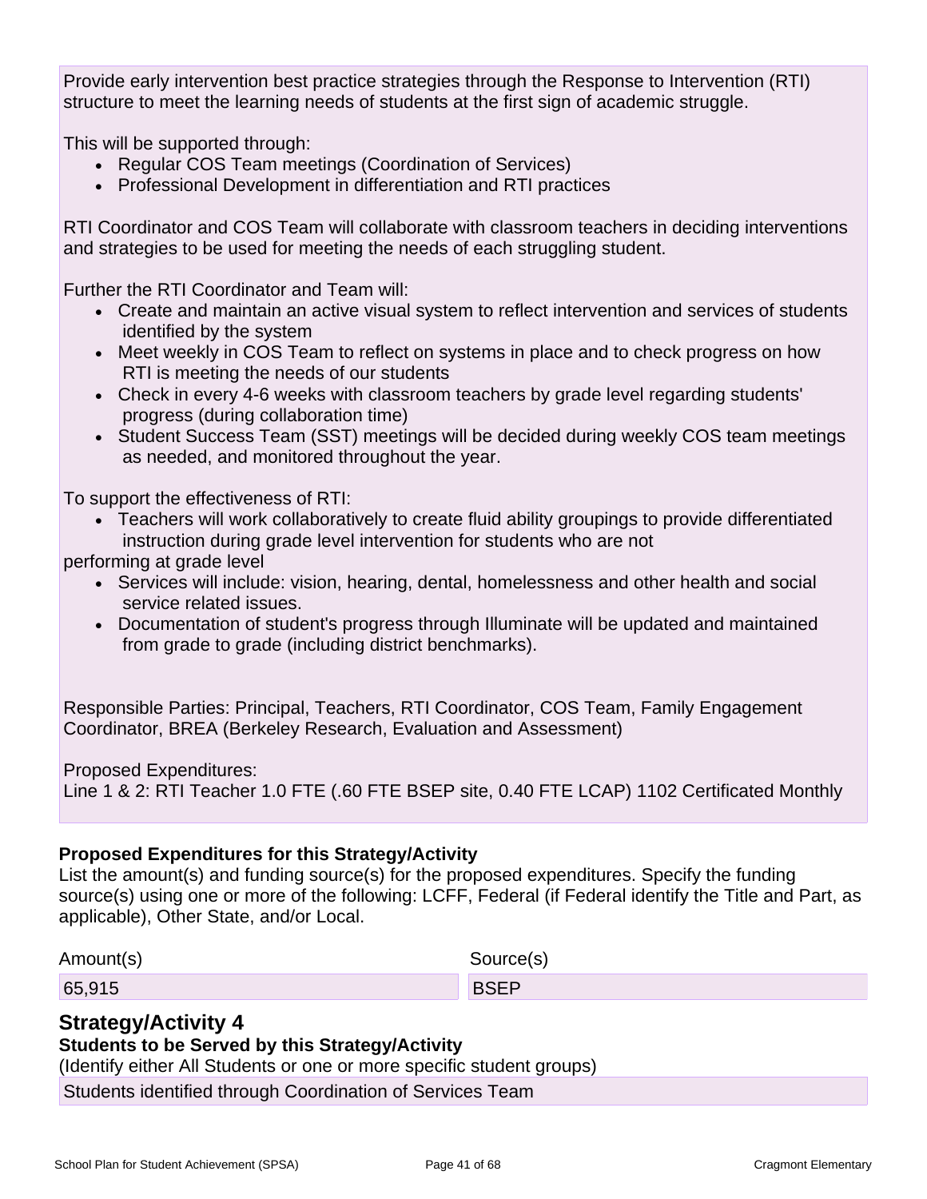Provide early intervention best practice strategies through the Response to Intervention (RTI) structure to meet the learning needs of students at the first sign of academic struggle.

This will be supported through:

- Regular COS Team meetings (Coordination of Services)
- Professional Development in differentiation and RTI practices

RTI Coordinator and COS Team will collaborate with classroom teachers in deciding interventions and strategies to be used for meeting the needs of each struggling student.

Further the RTI Coordinator and Team will:

- Create and maintain an active visual system to reflect intervention and services of students identified by the system
- Meet weekly in COS Team to reflect on systems in place and to check progress on how RTI is meeting the needs of our students
- Check in every 4-6 weeks with classroom teachers by grade level regarding students' progress (during collaboration time)
- Student Success Team (SST) meetings will be decided during weekly COS team meetings as needed, and monitored throughout the year.

To support the effectiveness of RTI:

- Teachers will work collaboratively to create fluid ability groupings to provide differentiated instruction during grade level intervention for students who are not

performing at grade level

- Services will include: vision, hearing, dental, homelessness and other health and social service related issues.
- Documentation of student's progress through Illuminate will be updated and maintained from grade to grade (including district benchmarks).

Responsible Parties: Principal, Teachers, RTI Coordinator, COS Team, Family Engagement Coordinator, BREA (Berkeley Research, Evaluation and Assessment)

Proposed Expenditures:
Line 1 & 2: RTI Teacher 1.0 FTE (.60 FTE BSEP site, 0.40 FTE LCAP) 1102 Certificated Monthly

**Proposed Expenditures for this Strategy/Activity**

List the amount(s) and funding source(s) for the proposed expenditures. Specify the funding source(s) using one or more of the following: LCFF, Federal (if Federal identify the Title and Part, as applicable), Other State, and/or Local.

| Amount(s) | Source(s) |
|---|---|
| 65,915 | BSEP |

## Strategy/Activity 4

**Students to be Served by this Strategy/Activity**

(Identify either All Students or one or more specific student groups)

Students identified through Coordination of Services Team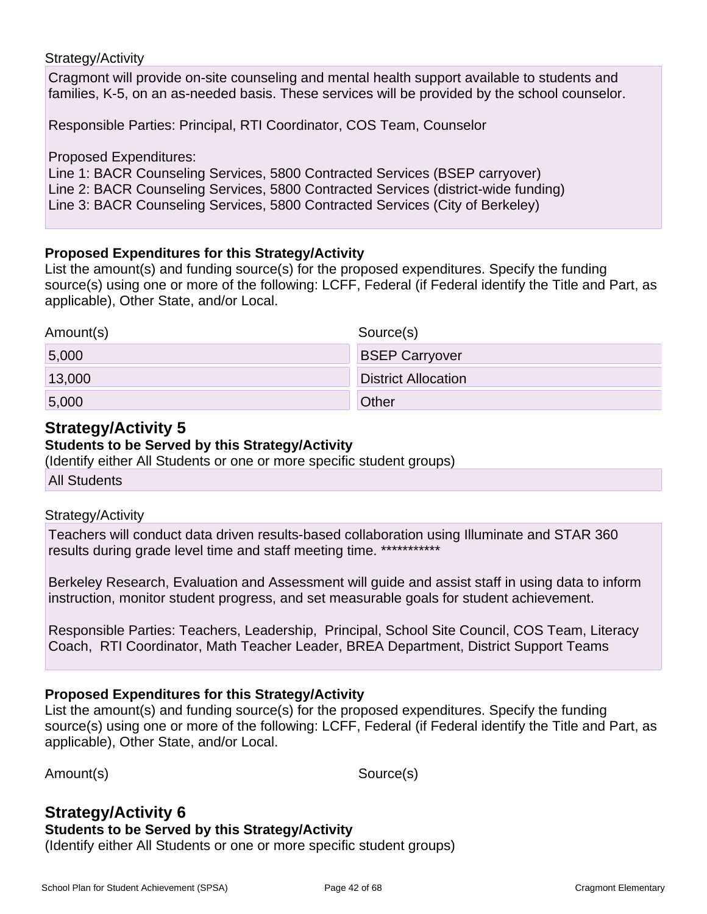Strategy/Activity

Cragmont will provide on-site counseling and mental health support available to students and families, K-5, on an as-needed basis. These services will be provided by the school counselor.

Responsible Parties: Principal, RTI Coordinator, COS Team, Counselor

Proposed Expenditures:
Line 1: BACR Counseling Services, 5800 Contracted Services (BSEP carryover)
Line 2: BACR Counseling Services, 5800 Contracted Services (district-wide funding)
Line 3: BACR Counseling Services, 5800 Contracted Services (City of Berkeley)

**Proposed Expenditures for this Strategy/Activity**

List the amount(s) and funding source(s) for the proposed expenditures. Specify the funding source(s) using one or more of the following: LCFF, Federal (if Federal identify the Title and Part, as applicable), Other State, and/or Local.

| Amount(s) | Source(s) |
| --- | --- |
| 5,000 | BSEP Carryover |
| 13,000 | District Allocation |
| 5,000 | Other |

## Strategy/Activity 5

**Students to be Served by this Strategy/Activity**

(Identify either All Students or one or more specific student groups)

All Students

Strategy/Activity

Teachers will conduct data driven results-based collaboration using Illuminate and STAR 360 results during grade level time and staff meeting time. ***********

Berkeley Research, Evaluation and Assessment will guide and assist staff in using data to inform instruction, monitor student progress, and set measurable goals for student achievement.

Responsible Parties: Teachers, Leadership, Principal, School Site Council, COS Team, Literacy Coach, RTI Coordinator, Math Teacher Leader, BREA Department, District Support Teams

**Proposed Expenditures for this Strategy/Activity**

List the amount(s) and funding source(s) for the proposed expenditures. Specify the funding source(s) using one or more of the following: LCFF, Federal (if Federal identify the Title and Part, as applicable), Other State, and/or Local.

Amount(s) Source(s)

## Strategy/Activity 6

**Students to be Served by this Strategy/Activity**

(Identify either All Students or one or more specific student groups)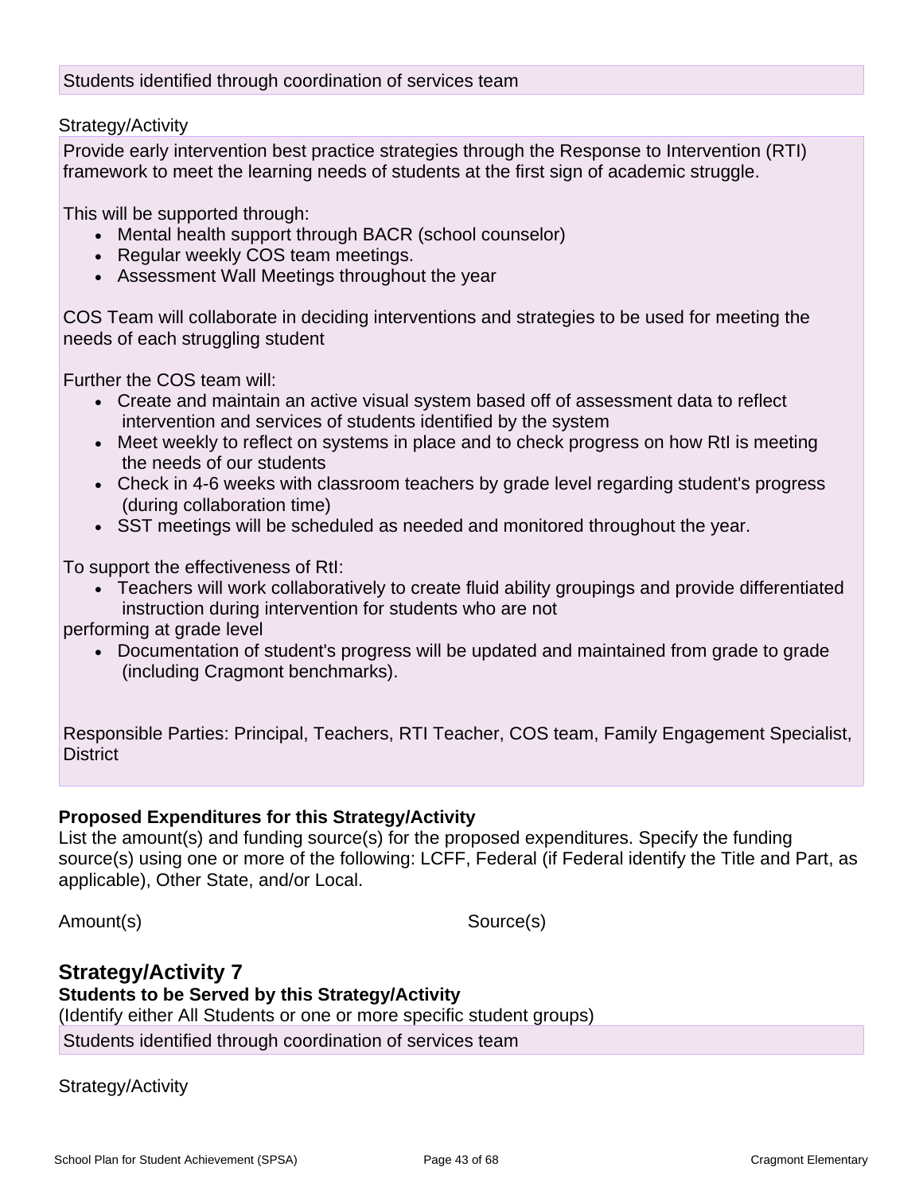Students identified through coordination of services team

Strategy/Activity

Provide early intervention best practice strategies through the Response to Intervention (RTI) framework to meet the learning needs of students at the first sign of academic struggle.

This will be supported through:

- Mental health support through BACR (school counselor)
- Regular weekly COS team meetings.
- Assessment Wall Meetings throughout the year

COS Team will collaborate in deciding interventions and strategies to be used for meeting the needs of each struggling student

Further the COS team will:

- Create and maintain an active visual system based off of assessment data to reflect intervention and services of students identified by the system
- Meet weekly to reflect on systems in place and to check progress on how RtI is meeting the needs of our students
- Check in 4-6 weeks with classroom teachers by grade level regarding student's progress (during collaboration time)
- SST meetings will be scheduled as needed and monitored throughout the year.

To support the effectiveness of RtI:

- Teachers will work collaboratively to create fluid ability groupings and provide differentiated instruction during intervention for students who are not

performing at grade level

- Documentation of student's progress will be updated and maintained from grade to grade (including Cragmont benchmarks).

Responsible Parties: Principal, Teachers, RTI Teacher, COS team, Family Engagement Specialist, District

**Proposed Expenditures for this Strategy/Activity**

List the amount(s) and funding source(s) for the proposed expenditures. Specify the funding source(s) using one or more of the following: LCFF, Federal (if Federal identify the Title and Part, as applicable), Other State, and/or Local.

| Amount(s) | Source(s) |
|---|---|

## Strategy/Activity 7

**Students to be Served by this Strategy/Activity**

(Identify either All Students or one or more specific student groups)

Students identified through coordination of services team

Strategy/Activity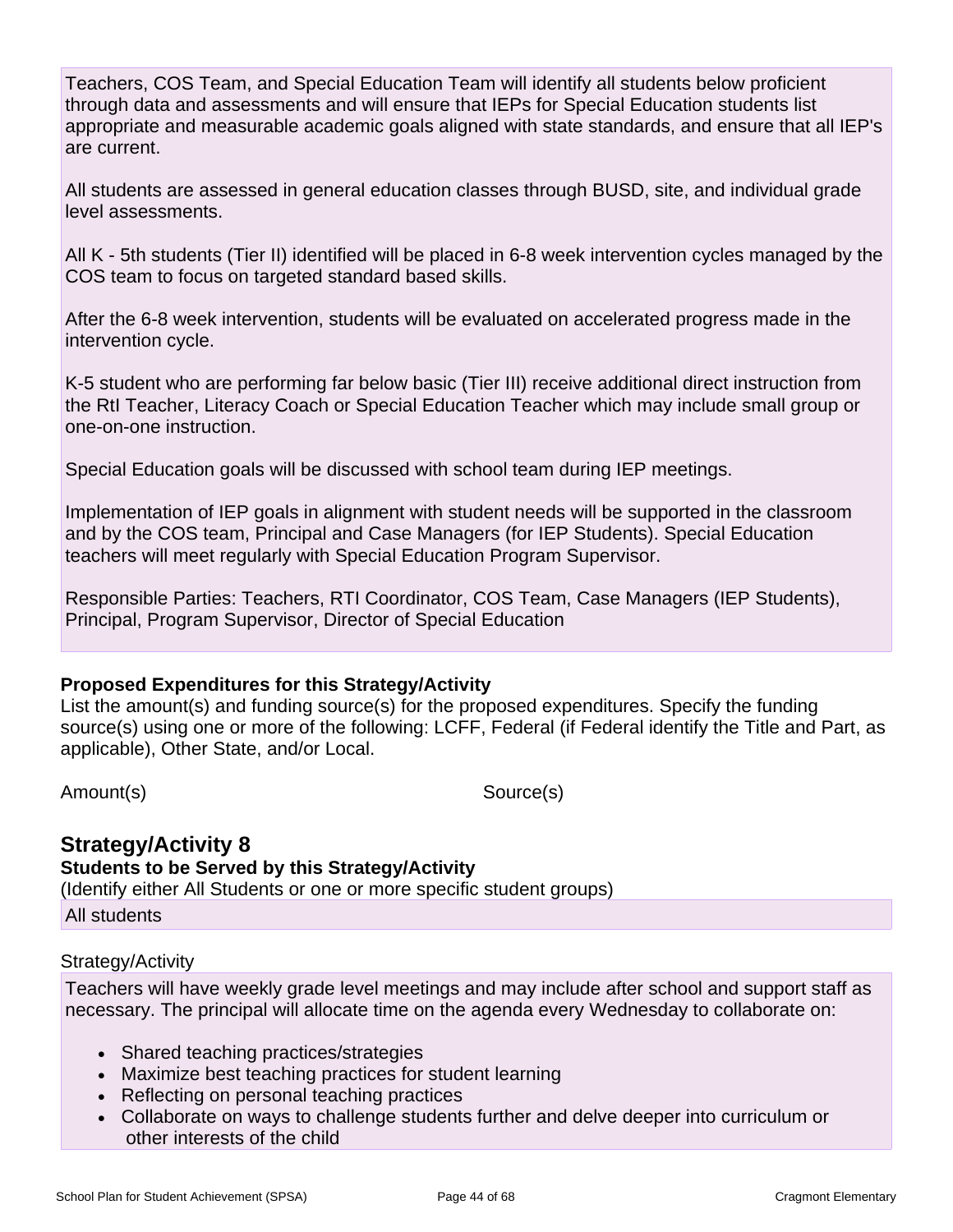Teachers, COS Team, and Special Education Team will identify all students below proficient through data and assessments and will ensure that IEPs for Special Education students list appropriate and measurable academic goals aligned with state standards, and ensure that all IEP's are current.

All students are assessed in general education classes through BUSD, site, and individual grade level assessments.

All K - 5th students (Tier II) identified will be placed in 6-8 week intervention cycles managed by the COS team to focus on targeted standard based skills.

After the 6-8 week intervention, students will be evaluated on accelerated progress made in the intervention cycle.

K-5 student who are performing far below basic (Tier III) receive additional direct instruction from the RtI Teacher, Literacy Coach or Special Education Teacher which may include small group or one-on-one instruction.

Special Education goals will be discussed with school team during IEP meetings.

Implementation of IEP goals in alignment with student needs will be supported in the classroom and by the COS team, Principal and Case Managers (for IEP Students). Special Education teachers will meet regularly with Special Education Program Supervisor.

Responsible Parties: Teachers, RTI Coordinator, COS Team, Case Managers (IEP Students), Principal, Program Supervisor, Director of Special Education

**Proposed Expenditures for this Strategy/Activity**

List the amount(s) and funding source(s) for the proposed expenditures. Specify the funding source(s) using one or more of the following: LCFF, Federal (if Federal identify the Title and Part, as applicable), Other State, and/or Local.

| Amount(s) | Source(s) |
|---|---|

## Strategy/Activity 8

**Students to be Served by this Strategy/Activity**

(Identify either All Students or one or more specific student groups)

All students

Strategy/Activity

Teachers will have weekly grade level meetings and may include after school and support staff as necessary. The principal will allocate time on the agenda every Wednesday to collaborate on:

- Shared teaching practices/strategies
- Maximize best teaching practices for student learning
- Reflecting on personal teaching practices
- Collaborate on ways to challenge students further and delve deeper into curriculum or other interests of the child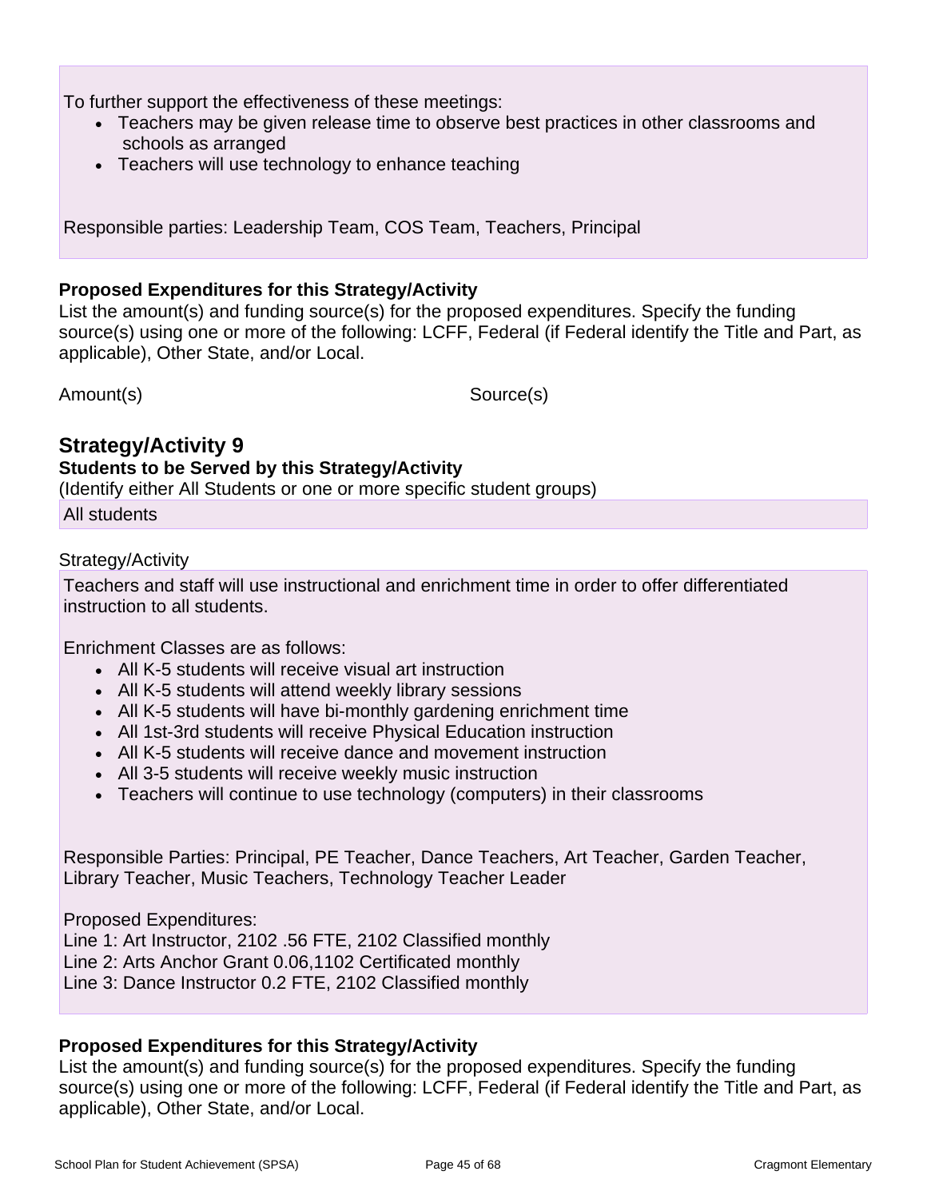To further support the effectiveness of these meetings:

- Teachers may be given release time to observe best practices in other classrooms and schools as arranged
- Teachers will use technology to enhance teaching

Responsible parties: Leadership Team, COS Team, Teachers, Principal

**Proposed Expenditures for this Strategy/Activity**

List the amount(s) and funding source(s) for the proposed expenditures. Specify the funding source(s) using one or more of the following: LCFF, Federal (if Federal identify the Title and Part, as applicable), Other State, and/or Local.

| Amount(s) | Source(s) |
|---|---|

## Strategy/Activity 9

**Students to be Served by this Strategy/Activity**

(Identify either All Students or one or more specific student groups)

All students

Strategy/Activity

Teachers and staff will use instructional and enrichment time in order to offer differentiated instruction to all students.

Enrichment Classes are as follows:

- All K-5 students will receive visual art instruction
- All K-5 students will attend weekly library sessions
- All K-5 students will have bi-monthly gardening enrichment time
- All 1st-3rd students will receive Physical Education instruction
- All K-5 students will receive dance and movement instruction
- All 3-5 students will receive weekly music instruction
- Teachers will continue to use technology (computers) in their classrooms

Responsible Parties: Principal, PE Teacher, Dance Teachers, Art Teacher, Garden Teacher, Library Teacher, Music Teachers, Technology Teacher Leader

Proposed Expenditures:
Line 1: Art Instructor, 2102 .56 FTE, 2102 Classified monthly
Line 2: Arts Anchor Grant 0.06,1102 Certificated monthly
Line 3: Dance Instructor 0.2 FTE, 2102 Classified monthly

**Proposed Expenditures for this Strategy/Activity**

List the amount(s) and funding source(s) for the proposed expenditures. Specify the funding source(s) using one or more of the following: LCFF, Federal (if Federal identify the Title and Part, as applicable), Other State, and/or Local.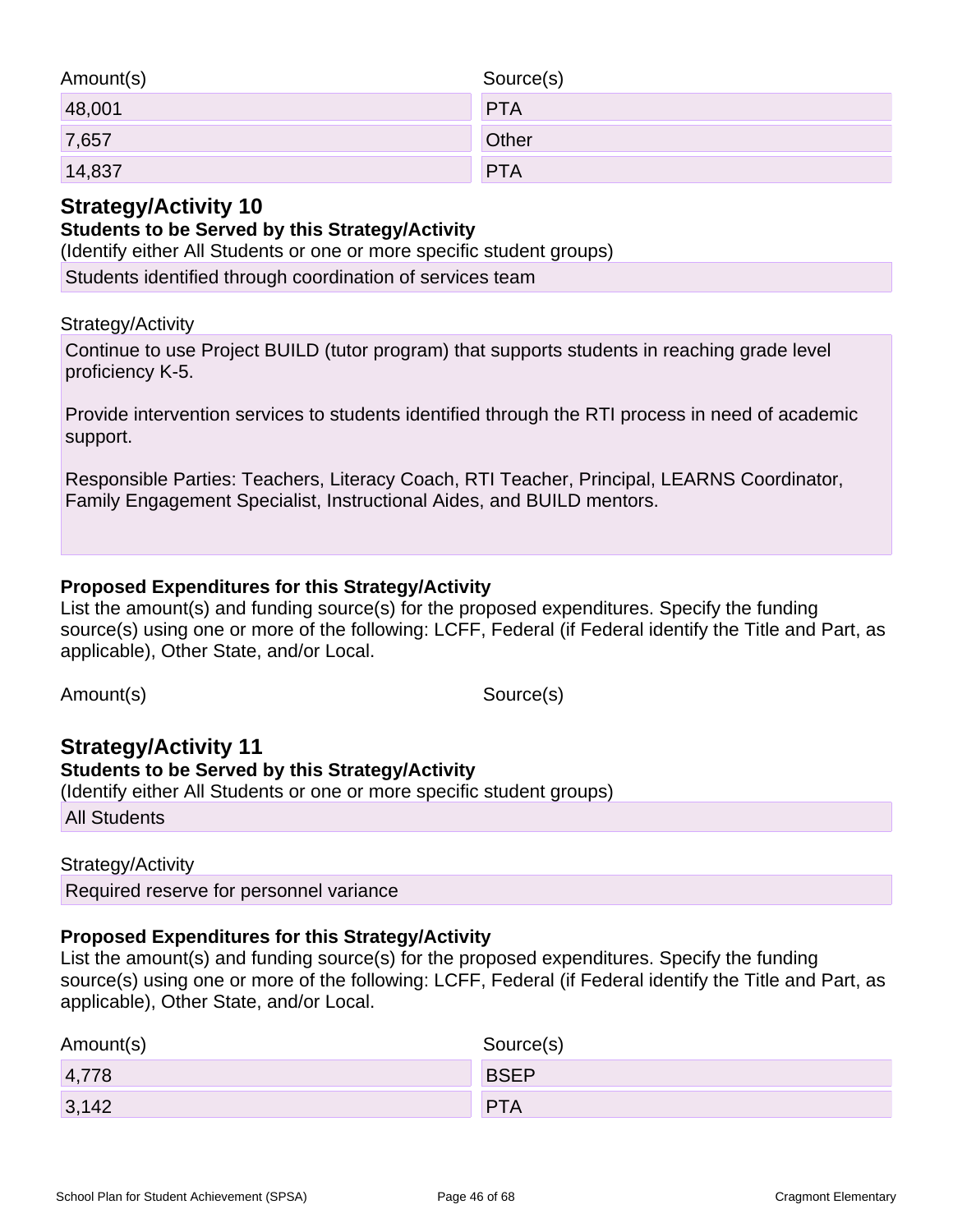| Amount(s) | Source(s) |
|---|---|
| 48,001 | PTA |
| 7,657 | Other |
| 14,837 | PTA |

## Strategy/Activity 10

**Students to be Served by this Strategy/Activity**

(Identify either All Students or one or more specific student groups)

Students identified through coordination of services team

Strategy/Activity

Continue to use Project BUILD (tutor program) that supports students in reaching grade level proficiency K-5.

Provide intervention services to students identified through the RTI process in need of academic support.

Responsible Parties: Teachers, Literacy Coach, RTI Teacher, Principal, LEARNS Coordinator, Family Engagement Specialist, Instructional Aides, and BUILD mentors.

**Proposed Expenditures for this Strategy/Activity**

List the amount(s) and funding source(s) for the proposed expenditures. Specify the funding source(s) using one or more of the following: LCFF, Federal (if Federal identify the Title and Part, as applicable), Other State, and/or Local.

| Amount(s) | Source(s) |
|---|---|

## Strategy/Activity 11

**Students to be Served by this Strategy/Activity**

(Identify either All Students or one or more specific student groups)

All Students

Strategy/Activity

Required reserve for personnel variance

**Proposed Expenditures for this Strategy/Activity**

List the amount(s) and funding source(s) for the proposed expenditures. Specify the funding source(s) using one or more of the following: LCFF, Federal (if Federal identify the Title and Part, as applicable), Other State, and/or Local.

| Amount(s) | Source(s) |
|---|---|
| 4,778 | BSEP |
| 3,142 | PTA |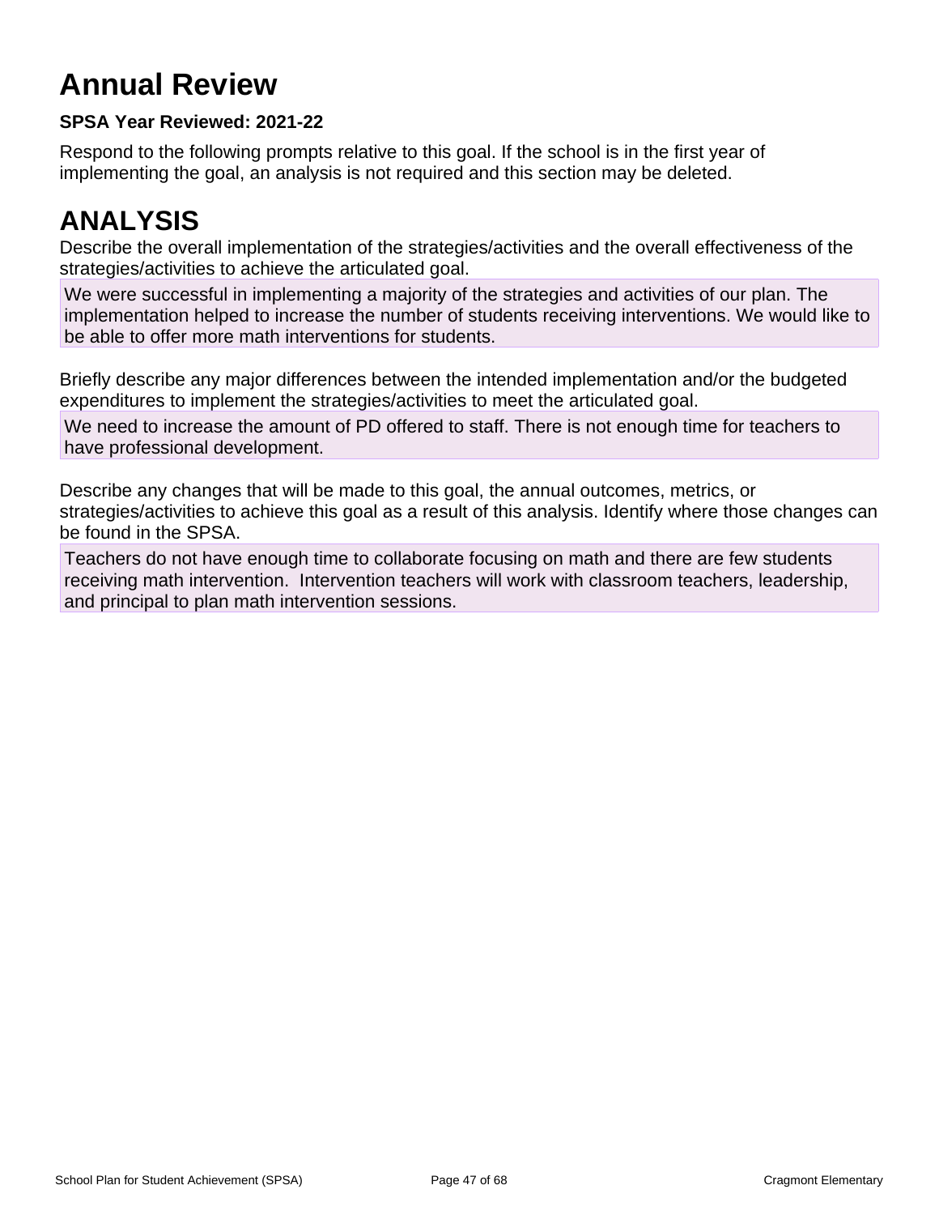# Annual Review

**SPSA Year Reviewed: 2021-22**

Respond to the following prompts relative to this goal. If the school is in the first year of implementing the goal, an analysis is not required and this section may be deleted.

# ANALYSIS

Describe the overall implementation of the strategies/activities and the overall effectiveness of the strategies/activities to achieve the articulated goal.

We were successful in implementing a majority of the strategies and activities of our plan. The implementation helped to increase the number of students receiving interventions. We would like to be able to offer more math interventions for students.

Briefly describe any major differences between the intended implementation and/or the budgeted expenditures to implement the strategies/activities to meet the articulated goal.

We need to increase the amount of PD offered to staff. There is not enough time for teachers to have professional development.

Describe any changes that will be made to this goal, the annual outcomes, metrics, or strategies/activities to achieve this goal as a result of this analysis. Identify where those changes can be found in the SPSA.

Teachers do not have enough time to collaborate focusing on math and there are few students receiving math intervention. Intervention teachers will work with classroom teachers, leadership, and principal to plan math intervention sessions.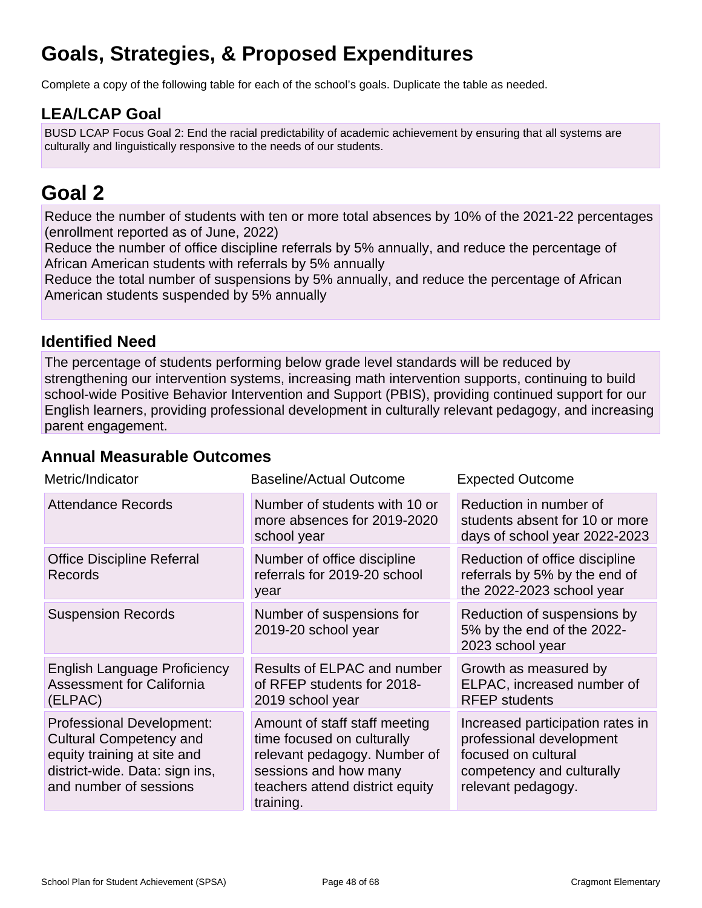# Goals, Strategies, & Proposed Expenditures

Complete a copy of the following table for each of the school's goals. Duplicate the table as needed.

## LEA/LCAP Goal

BUSD LCAP Focus Goal 2: End the racial predictability of academic achievement by ensuring that all systems are culturally and linguistically responsive to the needs of our students.

# Goal 2

Reduce the number of students with ten or more total absences by 10% of the 2021-22 percentages (enrollment reported as of June, 2022)

Reduce the number of office discipline referrals by 5% annually, and reduce the percentage of African American students with referrals by 5% annually

Reduce the total number of suspensions by 5% annually, and reduce the percentage of African American students suspended by 5% annually

## Identified Need

The percentage of students performing below grade level standards will be reduced by strengthening our intervention systems, increasing math intervention supports, continuing to build school-wide Positive Behavior Intervention and Support (PBIS), providing continued support for our English learners, providing professional development in culturally relevant pedagogy, and increasing parent engagement.

## Annual Measurable Outcomes

| Metric/Indicator | Baseline/Actual Outcome | Expected Outcome |
| --- | --- | --- |
| Attendance Records | Number of students with 10 or more absences for 2019-2020 school year | Reduction in number of students absent for 10 or more days of school year 2022-2023 |
| Office Discipline Referral Records | Number of office discipline referrals for 2019-20 school year | Reduction of office discipline referrals by 5% by the end of the 2022-2023 school year |
| Suspension Records | Number of suspensions for 2019-20 school year | Reduction of suspensions by 5% by the end of the 2022-2023 school year |
| English Language Proficiency Assessment for California (ELPAC) | Results of ELPAC and number of RFEP students for 2018-2019 school year | Growth as measured by ELPAC, increased number of RFEP students |
| Professional Development: Cultural Competency and equity training at site and district-wide. Data: sign ins, and number of sessions | Amount of staff staff meeting time focused on culturally relevant pedagogy. Number of sessions and how many teachers attend district equity training. | Increased participation rates in professional development focused on cultural competency and culturally relevant pedagogy. |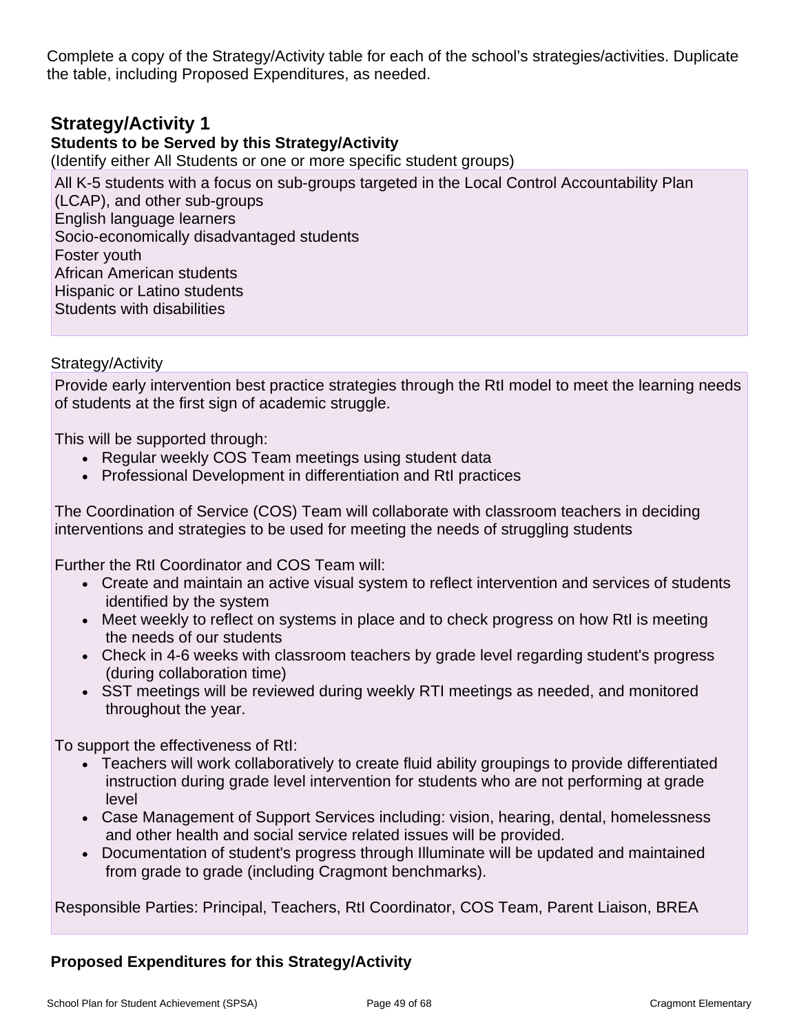Complete a copy of the Strategy/Activity table for each of the school's strategies/activities. Duplicate the table, including Proposed Expenditures, as needed.

## Strategy/Activity 1

### Students to be Served by this Strategy/Activity

(Identify either All Students or one or more specific student groups)

All K-5 students with a focus on sub-groups targeted in the Local Control Accountability Plan (LCAP), and other sub-groups
English language learners
Socio-economically disadvantaged students
Foster youth
African American students
Hispanic or Latino students
Students with disabilities

Strategy/Activity

Provide early intervention best practice strategies through the RtI model to meet the learning needs of students at the first sign of academic struggle.

This will be supported through:

- Regular weekly COS Team meetings using student data
- Professional Development in differentiation and RtI practices

The Coordination of Service (COS) Team will collaborate with classroom teachers in deciding interventions and strategies to be used for meeting the needs of struggling students

Further the RtI Coordinator and COS Team will:

- Create and maintain an active visual system to reflect intervention and services of students identified by the system
- Meet weekly to reflect on systems in place and to check progress on how RtI is meeting the needs of our students
- Check in 4-6 weeks with classroom teachers by grade level regarding student's progress (during collaboration time)
- SST meetings will be reviewed during weekly RTI meetings as needed, and monitored throughout the year.

To support the effectiveness of RtI:

- Teachers will work collaboratively to create fluid ability groupings to provide differentiated instruction during grade level intervention for students who are not performing at grade level
- Case Management of Support Services including: vision, hearing, dental, homelessness and other health and social service related issues will be provided.
- Documentation of student's progress through Illuminate will be updated and maintained from grade to grade (including Cragmont benchmarks).

Responsible Parties: Principal, Teachers, RtI Coordinator, COS Team, Parent Liaison, BREA

### Proposed Expenditures for this Strategy/Activity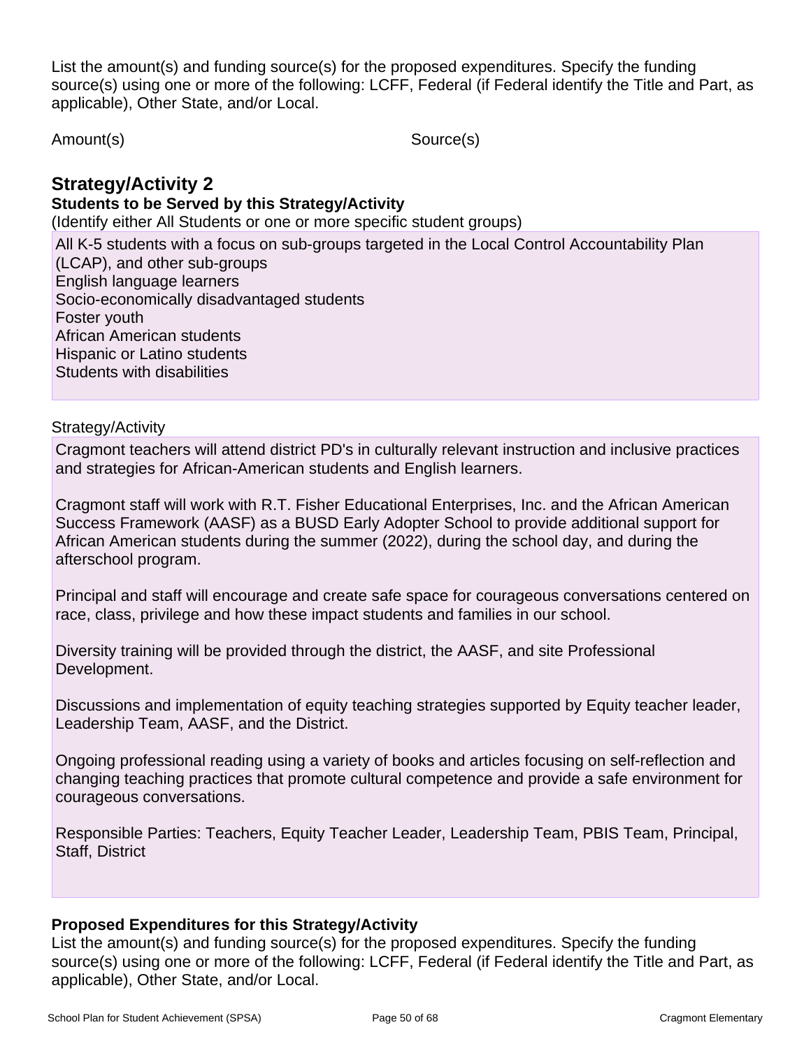List the amount(s) and funding source(s) for the proposed expenditures. Specify the funding source(s) using one or more of the following: LCFF, Federal (if Federal identify the Title and Part, as applicable), Other State, and/or Local.

Amount(s) Source(s)

## Strategy/Activity 2

### Students to be Served by this Strategy/Activity

(Identify either All Students or one or more specific student groups)

All K-5 students with a focus on sub-groups targeted in the Local Control Accountability Plan (LCAP), and other sub-groups
English language learners
Socio-economically disadvantaged students
Foster youth
African American students
Hispanic or Latino students
Students with disabilities

Strategy/Activity

Cragmont teachers will attend district PD's in culturally relevant instruction and inclusive practices and strategies for African-American students and English learners.

Cragmont staff will work with R.T. Fisher Educational Enterprises, Inc. and the African American Success Framework (AASF) as a BUSD Early Adopter School to provide additional support for African American students during the summer (2022), during the school day, and during the afterschool program.

Principal and staff will encourage and create safe space for courageous conversations centered on race, class, privilege and how these impact students and families in our school.

Diversity training will be provided through the district, the AASF, and site Professional Development.

Discussions and implementation of equity teaching strategies supported by Equity teacher leader, Leadership Team, AASF, and the District.

Ongoing professional reading using a variety of books and articles focusing on self-reflection and changing teaching practices that promote cultural competence and provide a safe environment for courageous conversations.

Responsible Parties: Teachers, Equity Teacher Leader, Leadership Team, PBIS Team, Principal, Staff, District

### Proposed Expenditures for this Strategy/Activity

List the amount(s) and funding source(s) for the proposed expenditures. Specify the funding source(s) using one or more of the following: LCFF, Federal (if Federal identify the Title and Part, as applicable), Other State, and/or Local.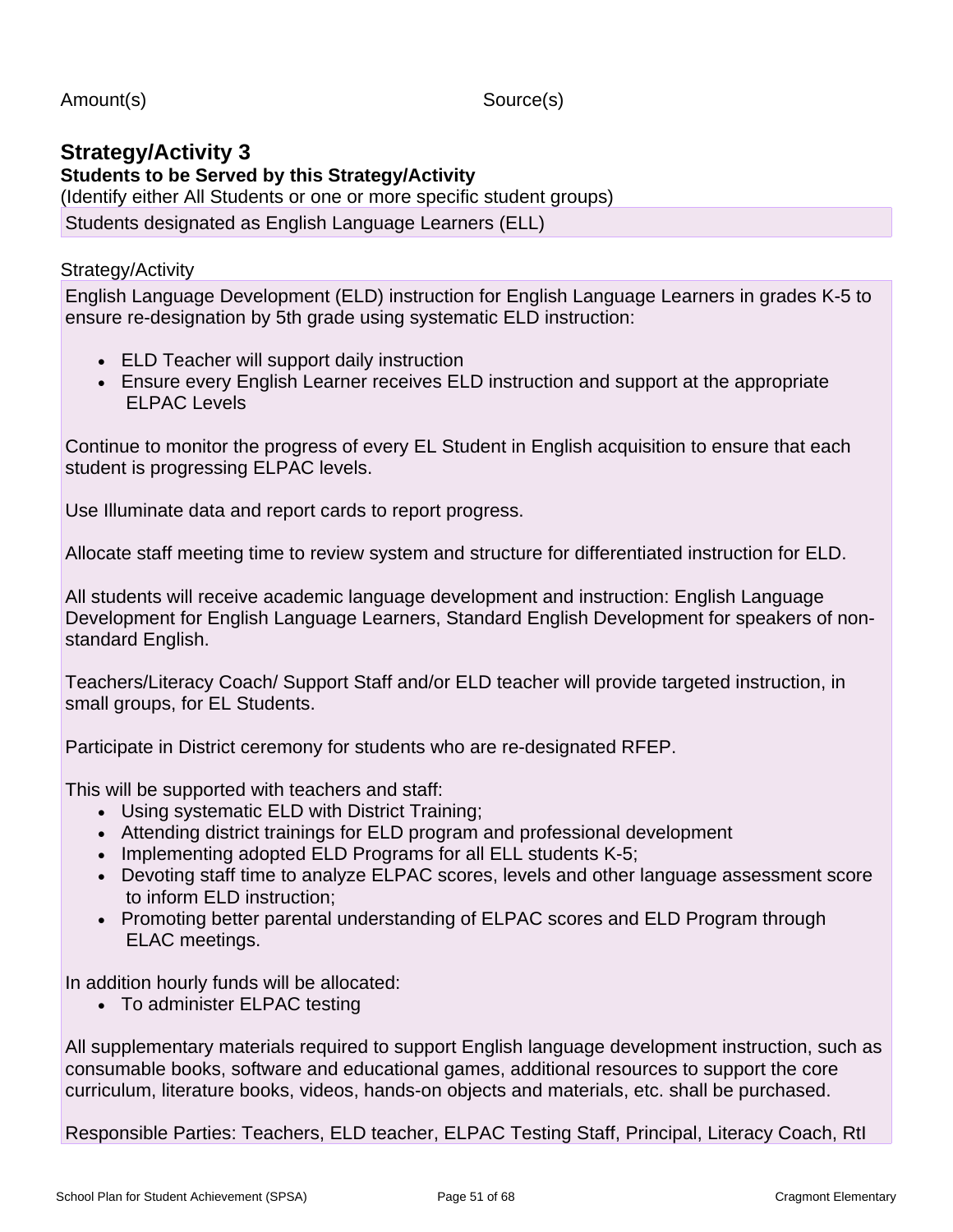Amount(s) Source(s)

## Strategy/Activity 3

**Students to be Served by this Strategy/Activity**

(Identify either All Students or one or more specific student groups)

Students designated as English Language Learners (ELL)

Strategy/Activity

English Language Development (ELD) instruction for English Language Learners in grades K-5 to ensure re-designation by 5th grade using systematic ELD instruction:

- ELD Teacher will support daily instruction
- Ensure every English Learner receives ELD instruction and support at the appropriate ELPAC Levels

Continue to monitor the progress of every EL Student in English acquisition to ensure that each student is progressing ELPAC levels.

Use Illuminate data and report cards to report progress.

Allocate staff meeting time to review system and structure for differentiated instruction for ELD.

All students will receive academic language development and instruction: English Language Development for English Language Learners, Standard English Development for speakers of non-standard English.

Teachers/Literacy Coach/ Support Staff and/or ELD teacher will provide targeted instruction, in small groups, for EL Students.

Participate in District ceremony for students who are re-designated RFEP.

This will be supported with teachers and staff:

- Using systematic ELD with District Training;
- Attending district trainings for ELD program and professional development
- Implementing adopted ELD Programs for all ELL students K-5;
- Devoting staff time to analyze ELPAC scores, levels and other language assessment score to inform ELD instruction;
- Promoting better parental understanding of ELPAC scores and ELD Program through ELAC meetings.

In addition hourly funds will be allocated:

- To administer ELPAC testing

All supplementary materials required to support English language development instruction, such as consumable books, software and educational games, additional resources to support the core curriculum, literature books, videos, hands-on objects and materials, etc. shall be purchased.

Responsible Parties: Teachers, ELD teacher, ELPAC Testing Staff, Principal, Literacy Coach, RtI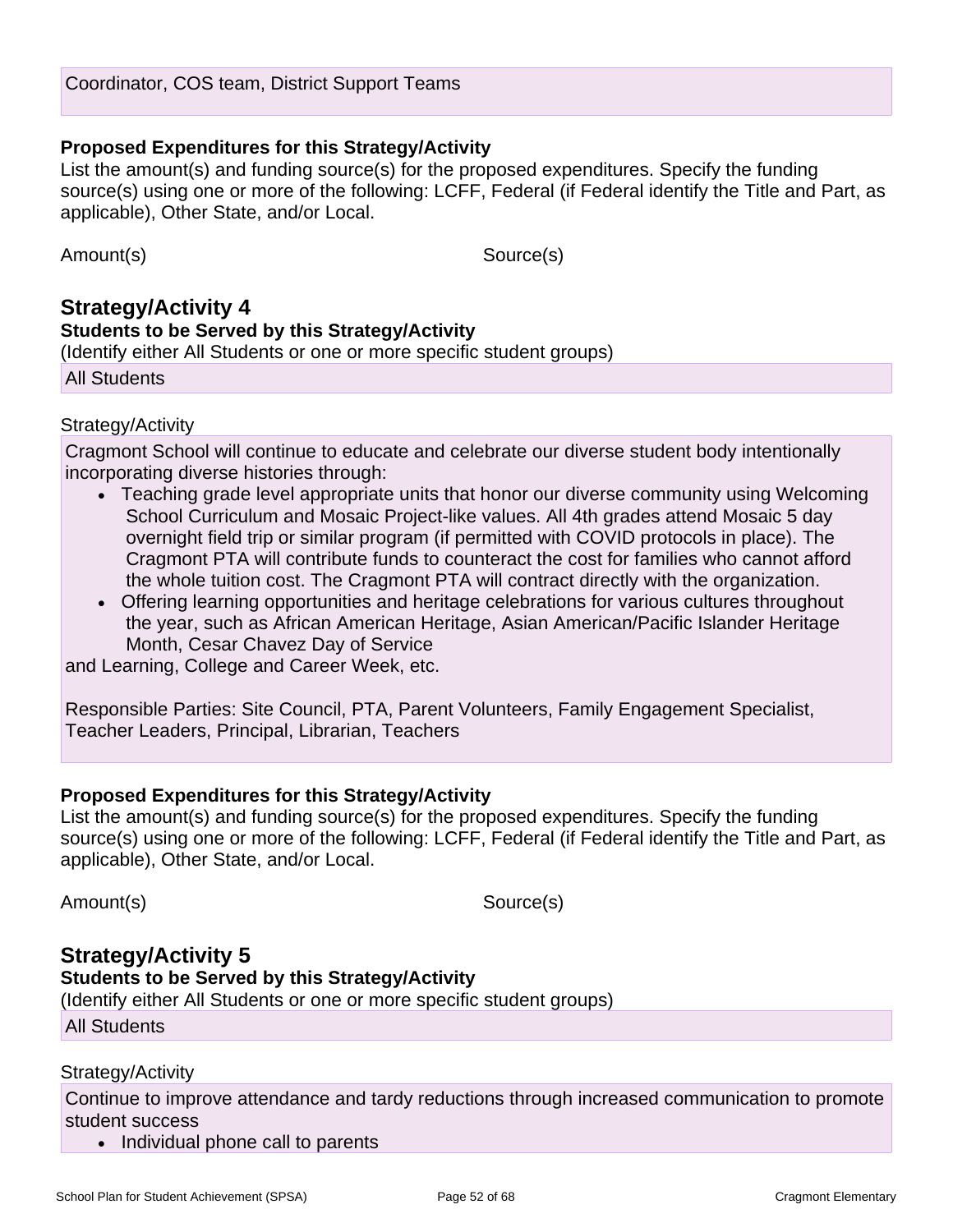Coordinator, COS team, District Support Teams

**Proposed Expenditures for this Strategy/Activity**

List the amount(s) and funding source(s) for the proposed expenditures. Specify the funding source(s) using one or more of the following: LCFF, Federal (if Federal identify the Title and Part, as applicable), Other State, and/or Local.

| Amount(s) | Source(s) |
| --- | --- |

## Strategy/Activity 4

**Students to be Served by this Strategy/Activity**

(Identify either All Students or one or more specific student groups)

All Students

Strategy/Activity

Cragmont School will continue to educate and celebrate our diverse student body intentionally incorporating diverse histories through:

- Teaching grade level appropriate units that honor our diverse community using Welcoming School Curriculum and Mosaic Project-like values. All 4th grades attend Mosaic 5 day overnight field trip or similar program (if permitted with COVID protocols in place). The Cragmont PTA will contribute funds to counteract the cost for families who cannot afford the whole tuition cost. The Cragmont PTA will contract directly with the organization.
- Offering learning opportunities and heritage celebrations for various cultures throughout the year, such as African American Heritage, Asian American/Pacific Islander Heritage Month, Cesar Chavez Day of Service

and Learning, College and Career Week, etc.

Responsible Parties: Site Council, PTA, Parent Volunteers, Family Engagement Specialist, Teacher Leaders, Principal, Librarian, Teachers

**Proposed Expenditures for this Strategy/Activity**

List the amount(s) and funding source(s) for the proposed expenditures. Specify the funding source(s) using one or more of the following: LCFF, Federal (if Federal identify the Title and Part, as applicable), Other State, and/or Local.

| Amount(s) | Source(s) |
| --- | --- |

## Strategy/Activity 5

**Students to be Served by this Strategy/Activity**

(Identify either All Students or one or more specific student groups)

All Students

Strategy/Activity

Continue to improve attendance and tardy reductions through increased communication to promote student success

- Individual phone call to parents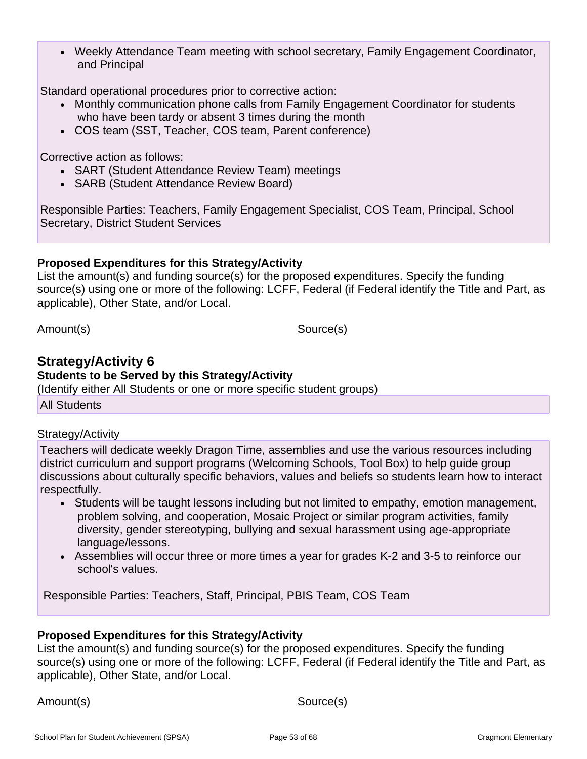- Weekly Attendance Team meeting with school secretary, Family Engagement Coordinator, and Principal

Standard operational procedures prior to corrective action:

- Monthly communication phone calls from Family Engagement Coordinator for students who have been tardy or absent 3 times during the month
- COS team (SST, Teacher, COS team, Parent conference)

Corrective action as follows:

- SART (Student Attendance Review Team) meetings
- SARB (Student Attendance Review Board)

Responsible Parties: Teachers, Family Engagement Specialist, COS Team, Principal, School Secretary, District Student Services

**Proposed Expenditures for this Strategy/Activity**

List the amount(s) and funding source(s) for the proposed expenditures. Specify the funding source(s) using one or more of the following: LCFF, Federal (if Federal identify the Title and Part, as applicable), Other State, and/or Local.

| Amount(s) | Source(s) |
|---|---|

## Strategy/Activity 6

**Students to be Served by this Strategy/Activity**

(Identify either All Students or one or more specific student groups)

All Students

Strategy/Activity

Teachers will dedicate weekly Dragon Time, assemblies and use the various resources including district curriculum and support programs (Welcoming Schools, Tool Box) to help guide group discussions about culturally specific behaviors, values and beliefs so students learn how to interact respectfully.

- Students will be taught lessons including but not limited to empathy, emotion management, problem solving, and cooperation, Mosaic Project or similar program activities, family diversity, gender stereotyping, bullying and sexual harassment using age-appropriate language/lessons.
- Assemblies will occur three or more times a year for grades K-2 and 3-5 to reinforce our school's values.

Responsible Parties: Teachers, Staff, Principal, PBIS Team, COS Team

**Proposed Expenditures for this Strategy/Activity**

List the amount(s) and funding source(s) for the proposed expenditures. Specify the funding source(s) using one or more of the following: LCFF, Federal (if Federal identify the Title and Part, as applicable), Other State, and/or Local.

| Amount(s) | Source(s) |
|---|---|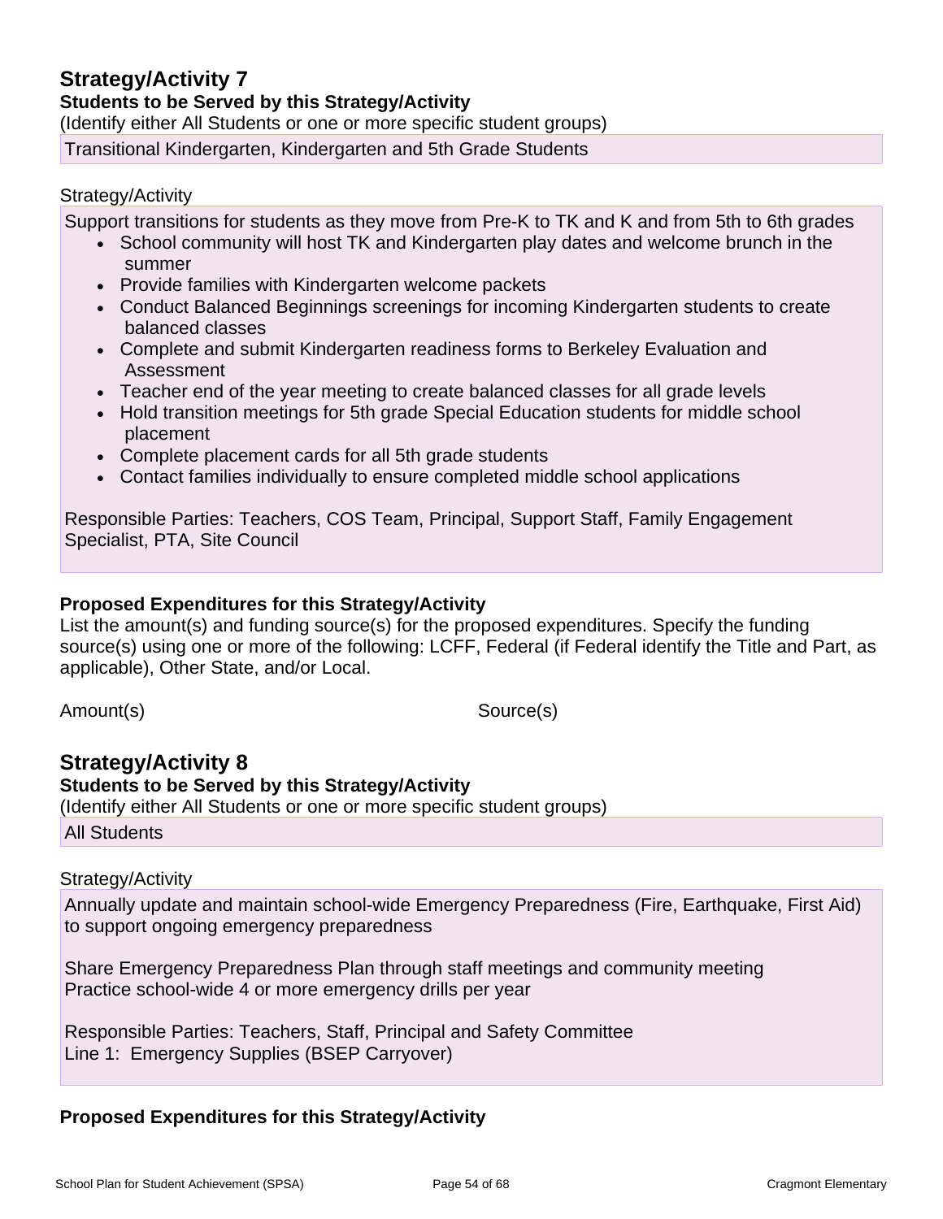## Strategy/Activity 7

**Students to be Served by this Strategy/Activity**

(Identify either All Students or one or more specific student groups)

Transitional Kindergarten, Kindergarten and 5th Grade Students

Strategy/Activity

Support transitions for students as they move from Pre-K to TK and K and from 5th to 6th grades

- School community will host TK and Kindergarten play dates and welcome brunch in the summer
- Provide families with Kindergarten welcome packets
- Conduct Balanced Beginnings screenings for incoming Kindergarten students to create balanced classes
- Complete and submit Kindergarten readiness forms to Berkeley Evaluation and Assessment
- Teacher end of the year meeting to create balanced classes for all grade levels
- Hold transition meetings for 5th grade Special Education students for middle school placement
- Complete placement cards for all 5th grade students
- Contact families individually to ensure completed middle school applications

Responsible Parties: Teachers, COS Team, Principal, Support Staff, Family Engagement Specialist, PTA, Site Council

**Proposed Expenditures for this Strategy/Activity**

List the amount(s) and funding source(s) for the proposed expenditures. Specify the funding source(s) using one or more of the following: LCFF, Federal (if Federal identify the Title and Part, as applicable), Other State, and/or Local.

| Amount(s) | Source(s) |
|---|---|

## Strategy/Activity 8

**Students to be Served by this Strategy/Activity**

(Identify either All Students or one or more specific student groups)

All Students

Strategy/Activity

Annually update and maintain school-wide Emergency Preparedness (Fire, Earthquake, First Aid) to support ongoing emergency preparedness

Share Emergency Preparedness Plan through staff meetings and community meeting
Practice school-wide 4 or more emergency drills per year

Responsible Parties: Teachers, Staff, Principal and Safety Committee
Line 1: Emergency Supplies (BSEP Carryover)

**Proposed Expenditures for this Strategy/Activity**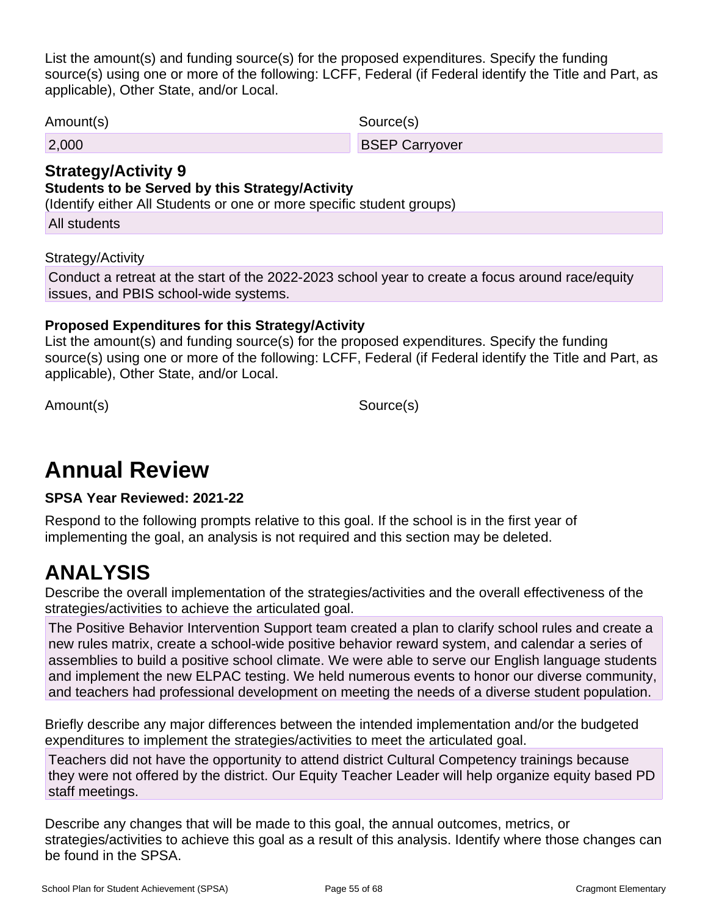List the amount(s) and funding source(s) for the proposed expenditures. Specify the funding source(s) using one or more of the following: LCFF, Federal (if Federal identify the Title and Part, as applicable), Other State, and/or Local.

| Amount(s) | Source(s) |
| --- | --- |
| 2,000 | BSEP Carryover |

### Strategy/Activity 9

**Students to be Served by this Strategy/Activity**

(Identify either All Students or one or more specific student groups)

All students

Strategy/Activity

Conduct a retreat at the start of the 2022-2023 school year to create a focus around race/equity issues, and PBIS school-wide systems.

**Proposed Expenditures for this Strategy/Activity**

List the amount(s) and funding source(s) for the proposed expenditures. Specify the funding source(s) using one or more of the following: LCFF, Federal (if Federal identify the Title and Part, as applicable), Other State, and/or Local.

| Amount(s) | Source(s) |
| --- | --- |

# Annual Review

**SPSA Year Reviewed: 2021-22**

Respond to the following prompts relative to this goal. If the school is in the first year of implementing the goal, an analysis is not required and this section may be deleted.

# ANALYSIS

Describe the overall implementation of the strategies/activities and the overall effectiveness of the strategies/activities to achieve the articulated goal.

The Positive Behavior Intervention Support team created a plan to clarify school rules and create a new rules matrix, create a school-wide positive behavior reward system, and calendar a series of assemblies to build a positive school climate. We were able to serve our English language students and implement the new ELPAC testing. We held numerous events to honor our diverse community, and teachers had professional development on meeting the needs of a diverse student population.

Briefly describe any major differences between the intended implementation and/or the budgeted expenditures to implement the strategies/activities to meet the articulated goal.

Teachers did not have the opportunity to attend district Cultural Competency trainings because they were not offered by the district. Our Equity Teacher Leader will help organize equity based PD staff meetings.

Describe any changes that will be made to this goal, the annual outcomes, metrics, or strategies/activities to achieve this goal as a result of this analysis. Identify where those changes can be found in the SPSA.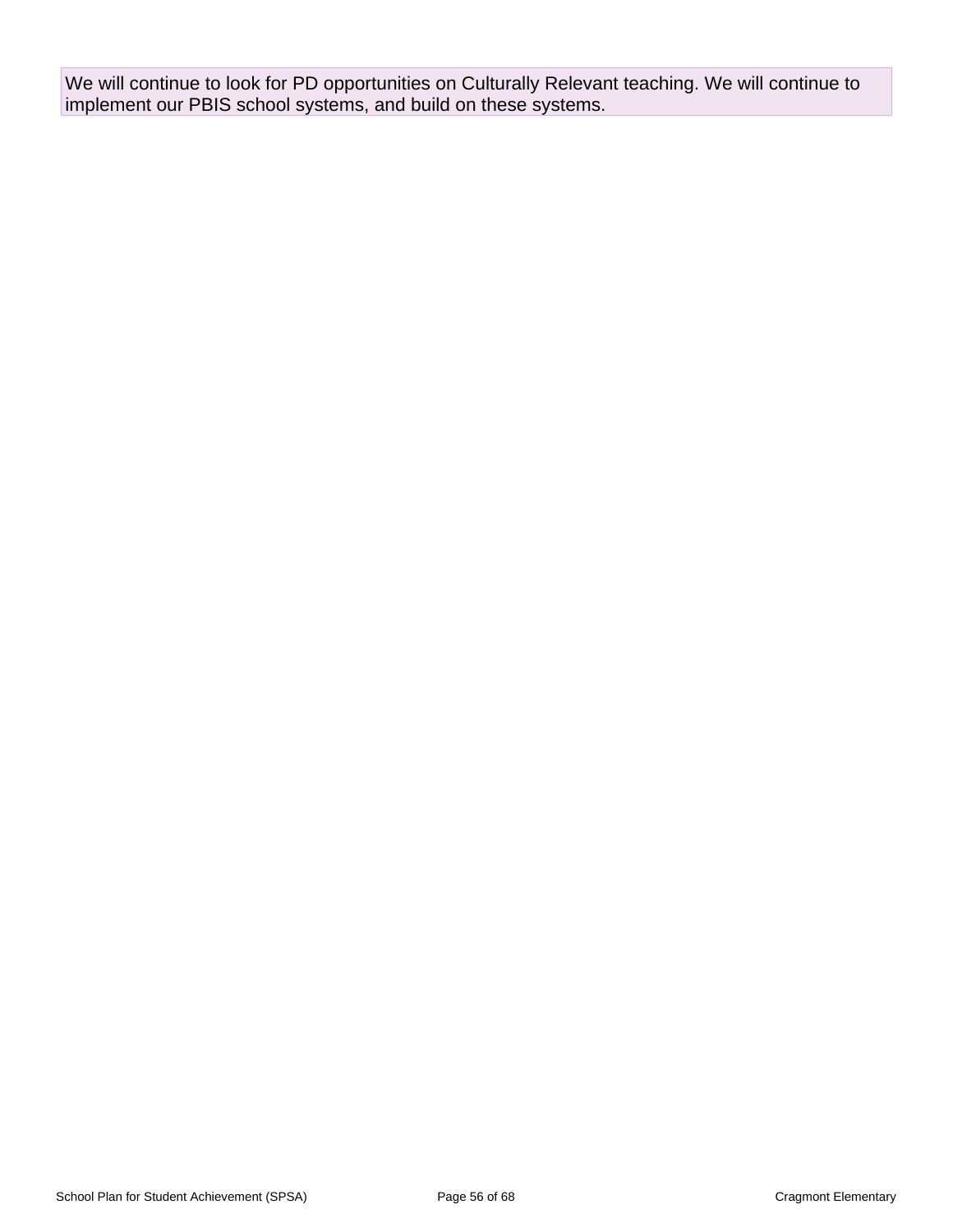We will continue to look for PD opportunities on Culturally Relevant teaching. We will continue to implement our PBIS school systems, and build on these systems.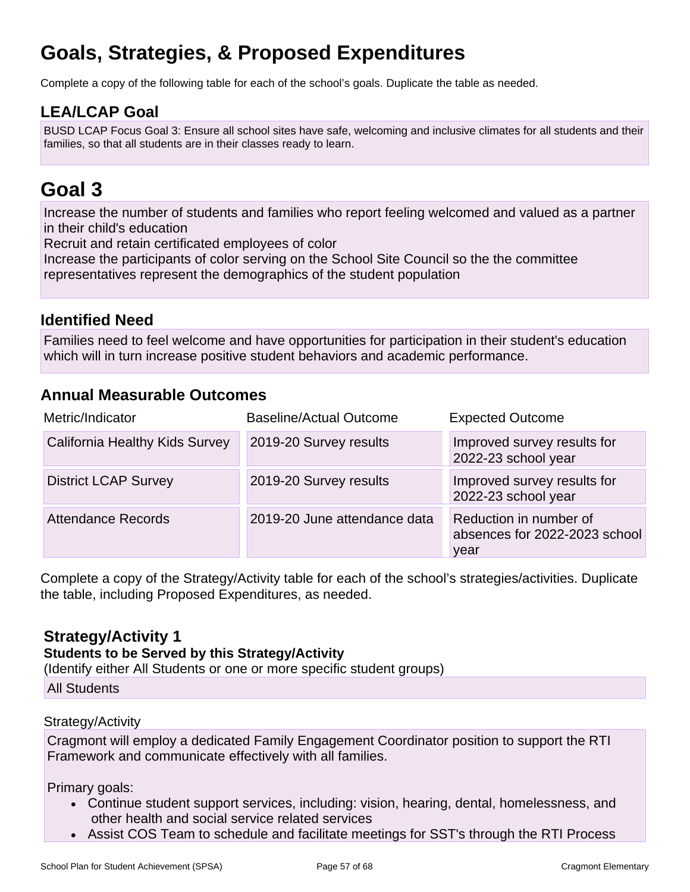# Goals, Strategies, & Proposed Expenditures

Complete a copy of the following table for each of the school's goals. Duplicate the table as needed.

## LEA/LCAP Goal

BUSD LCAP Focus Goal 3: Ensure all school sites have safe, welcoming and inclusive climates for all students and their families, so that all students are in their classes ready to learn.

# Goal 3

Increase the number of students and families who report feeling welcomed and valued as a partner in their child's education
Recruit and retain certificated employees of color
Increase the participants of color serving on the School Site Council so the the committee representatives represent the demographics of the student population

## Identified Need

Families need to feel welcome and have opportunities for participation in their student's education which will in turn increase positive student behaviors and academic performance.

## Annual Measurable Outcomes

| Metric/Indicator | Baseline/Actual Outcome | Expected Outcome |
| --- | --- | --- |
| California Healthy Kids Survey | 2019-20 Survey results | Improved survey results for 2022-23 school year |
| District LCAP Survey | 2019-20 Survey results | Improved survey results for 2022-23 school year |
| Attendance Records | 2019-20 June attendance data | Reduction in number of absences for 2022-2023 school year |

Complete a copy of the Strategy/Activity table for each of the school's strategies/activities. Duplicate the table, including Proposed Expenditures, as needed.

### Strategy/Activity 1

**Students to be Served by this Strategy/Activity**

(Identify either All Students or one or more specific student groups)

All Students

Strategy/Activity

Cragmont will employ a dedicated Family Engagement Coordinator position to support the RTI Framework and communicate effectively with all families.

Primary goals:

- Continue student support services, including: vision, hearing, dental, homelessness, and other health and social service related services
- Assist COS Team to schedule and facilitate meetings for SST's through the RTI Process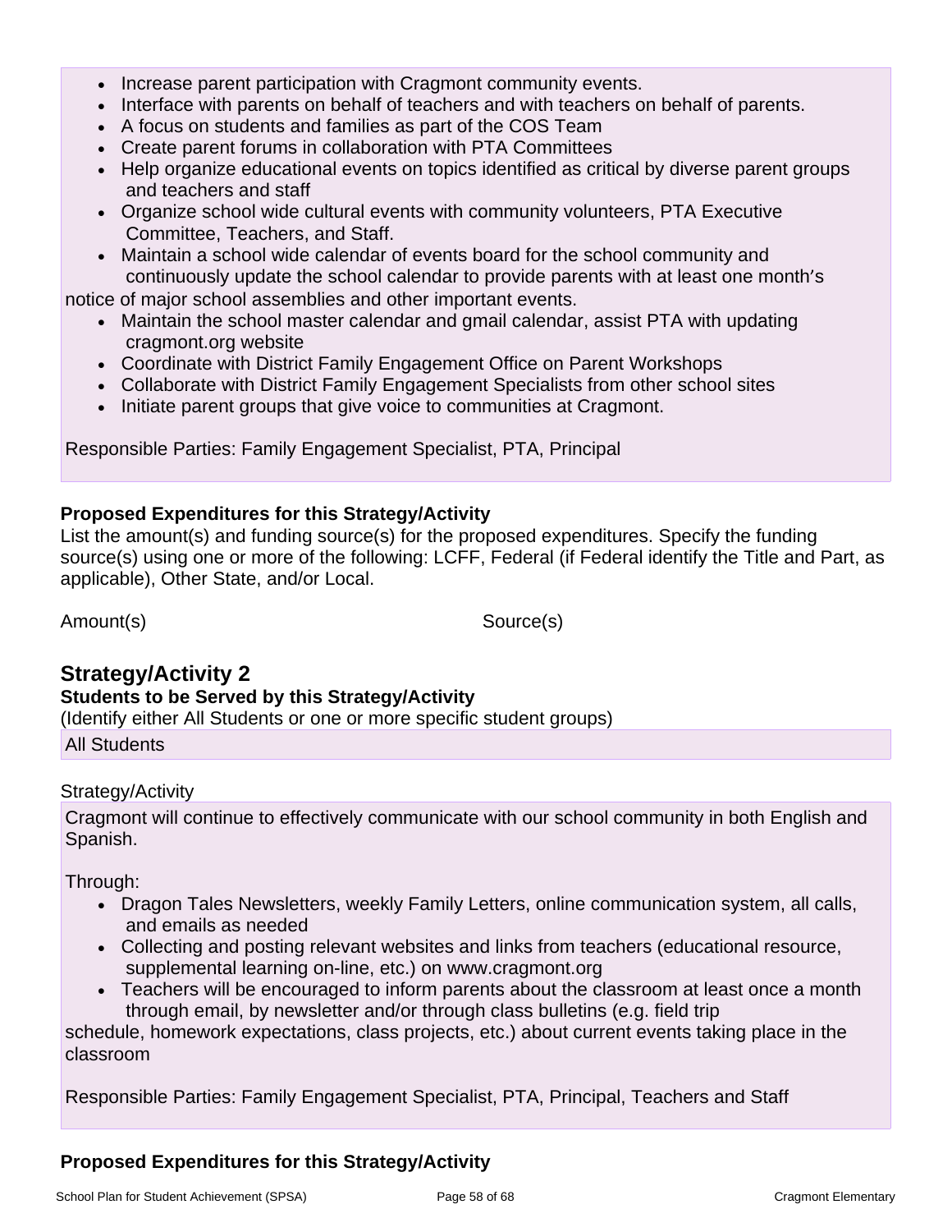- Increase parent participation with Cragmont community events.
- Interface with parents on behalf of teachers and with teachers on behalf of parents.
- A focus on students and families as part of the COS Team
- Create parent forums in collaboration with PTA Committees
- Help organize educational events on topics identified as critical by diverse parent groups and teachers and staff
- Organize school wide cultural events with community volunteers, PTA Executive Committee, Teachers, and Staff.
- Maintain a school wide calendar of events board for the school community and continuously update the school calendar to provide parents with at least one month's

notice of major school assemblies and other important events.

- Maintain the school master calendar and gmail calendar, assist PTA with updating cragmont.org website
- Coordinate with District Family Engagement Office on Parent Workshops
- Collaborate with District Family Engagement Specialists from other school sites
- Initiate parent groups that give voice to communities at Cragmont.

Responsible Parties: Family Engagement Specialist, PTA, Principal

**Proposed Expenditures for this Strategy/Activity**

List the amount(s) and funding source(s) for the proposed expenditures. Specify the funding source(s) using one or more of the following: LCFF, Federal (if Federal identify the Title and Part, as applicable), Other State, and/or Local.

| Amount(s) | Source(s) |
|---|---|

## Strategy/Activity 2

**Students to be Served by this Strategy/Activity**

(Identify either All Students or one or more specific student groups)

All Students

Strategy/Activity

Cragmont will continue to effectively communicate with our school community in both English and Spanish.

Through:

- Dragon Tales Newsletters, weekly Family Letters, online communication system, all calls, and emails as needed
- Collecting and posting relevant websites and links from teachers (educational resource, supplemental learning on-line, etc.) on www.cragmont.org
- Teachers will be encouraged to inform parents about the classroom at least once a month through email, by newsletter and/or through class bulletins (e.g. field trip

schedule, homework expectations, class projects, etc.) about current events taking place in the classroom

Responsible Parties: Family Engagement Specialist, PTA, Principal, Teachers and Staff

**Proposed Expenditures for this Strategy/Activity**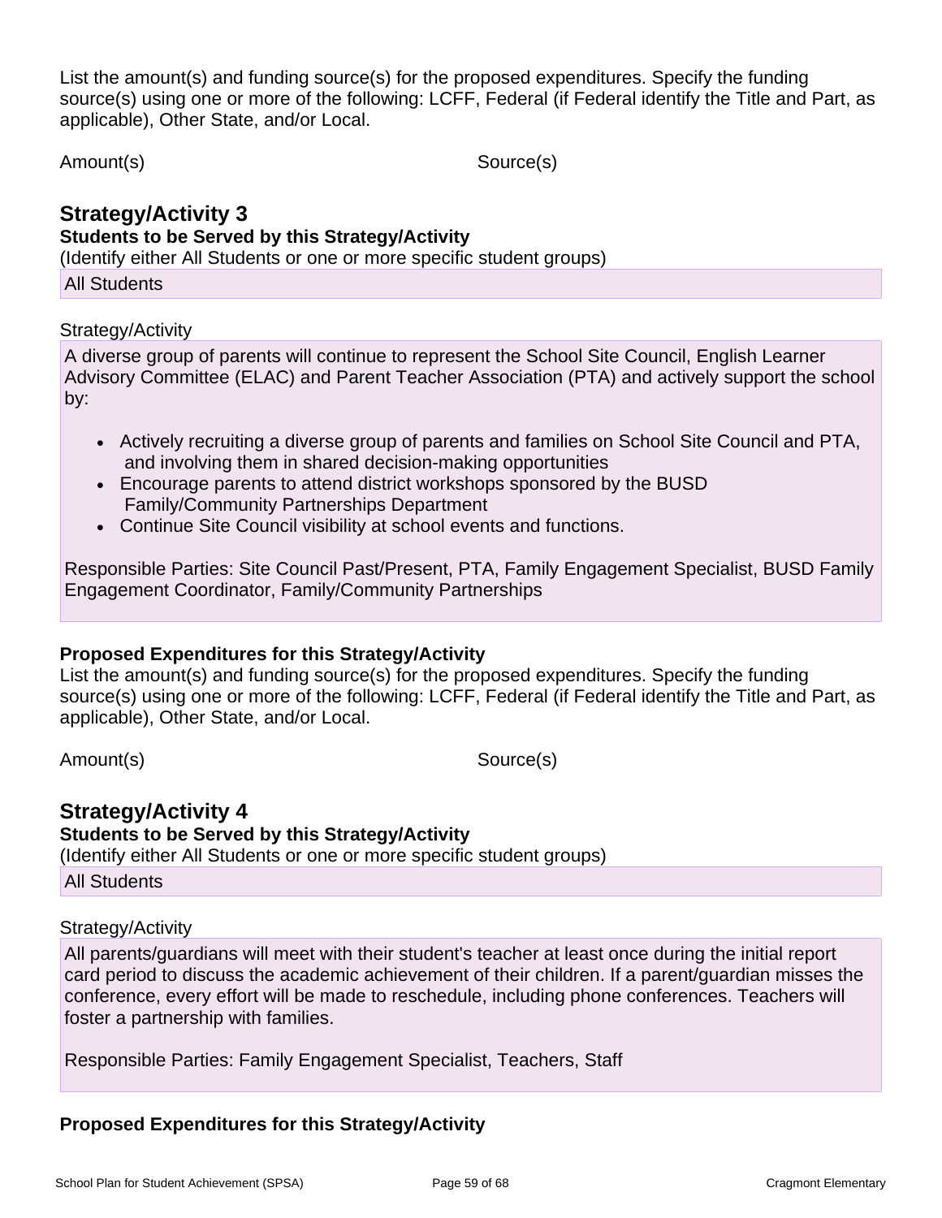List the amount(s) and funding source(s) for the proposed expenditures. Specify the funding source(s) using one or more of the following: LCFF, Federal (if Federal identify the Title and Part, as applicable), Other State, and/or Local.

| Amount(s) | Source(s) |
|---|---|

## Strategy/Activity 3

### Students to be Served by this Strategy/Activity

(Identify either All Students or one or more specific student groups)

All Students

Strategy/Activity

A diverse group of parents will continue to represent the School Site Council, English Learner Advisory Committee (ELAC) and Parent Teacher Association (PTA) and actively support the school by:

- Actively recruiting a diverse group of parents and families on School Site Council and PTA, and involving them in shared decision-making opportunities
- Encourage parents to attend district workshops sponsored by the BUSD Family/Community Partnerships Department
- Continue Site Council visibility at school events and functions.

Responsible Parties: Site Council Past/Present, PTA, Family Engagement Specialist, BUSD Family Engagement Coordinator, Family/Community Partnerships

### Proposed Expenditures for this Strategy/Activity

List the amount(s) and funding source(s) for the proposed expenditures. Specify the funding source(s) using one or more of the following: LCFF, Federal (if Federal identify the Title and Part, as applicable), Other State, and/or Local.

| Amount(s) | Source(s) |
|---|---|

## Strategy/Activity 4

### Students to be Served by this Strategy/Activity

(Identify either All Students or one or more specific student groups)

All Students

Strategy/Activity

All parents/guardians will meet with their student's teacher at least once during the initial report card period to discuss the academic achievement of their children. If a parent/guardian misses the conference, every effort will be made to reschedule, including phone conferences. Teachers will foster a partnership with families.

Responsible Parties: Family Engagement Specialist, Teachers, Staff

### Proposed Expenditures for this Strategy/Activity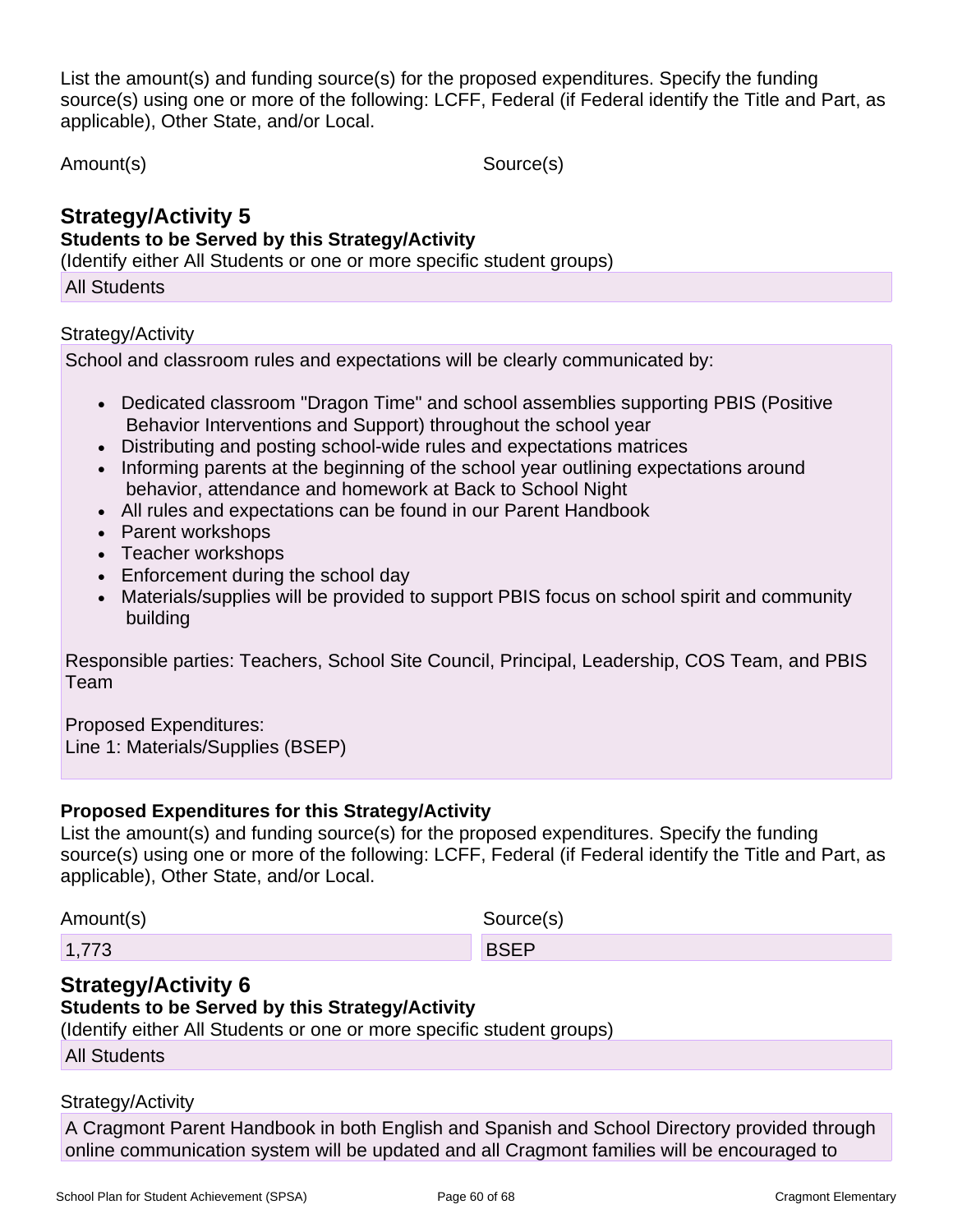List the amount(s) and funding source(s) for the proposed expenditures. Specify the funding source(s) using one or more of the following: LCFF, Federal (if Federal identify the Title and Part, as applicable), Other State, and/or Local.

| Amount(s) | Source(s) |
| --- | --- |

## Strategy/Activity 5

**Students to be Served by this Strategy/Activity**

(Identify either All Students or one or more specific student groups)

All Students

Strategy/Activity

School and classroom rules and expectations will be clearly communicated by:

- Dedicated classroom "Dragon Time" and school assemblies supporting PBIS (Positive Behavior Interventions and Support) throughout the school year
- Distributing and posting school-wide rules and expectations matrices
- Informing parents at the beginning of the school year outlining expectations around behavior, attendance and homework at Back to School Night
- All rules and expectations can be found in our Parent Handbook
- Parent workshops
- Teacher workshops
- Enforcement during the school day
- Materials/supplies will be provided to support PBIS focus on school spirit and community building

Responsible parties: Teachers, School Site Council, Principal, Leadership, COS Team, and PBIS Team

Proposed Expenditures:
Line 1: Materials/Supplies (BSEP)

**Proposed Expenditures for this Strategy/Activity**

List the amount(s) and funding source(s) for the proposed expenditures. Specify the funding source(s) using one or more of the following: LCFF, Federal (if Federal identify the Title and Part, as applicable), Other State, and/or Local.

| Amount(s) | Source(s) |
| --- | --- |
| 1,773 | BSEP |

## Strategy/Activity 6

**Students to be Served by this Strategy/Activity**

(Identify either All Students or one or more specific student groups)

All Students

Strategy/Activity

A Cragmont Parent Handbook in both English and Spanish and School Directory provided through online communication system will be updated and all Cragmont families will be encouraged to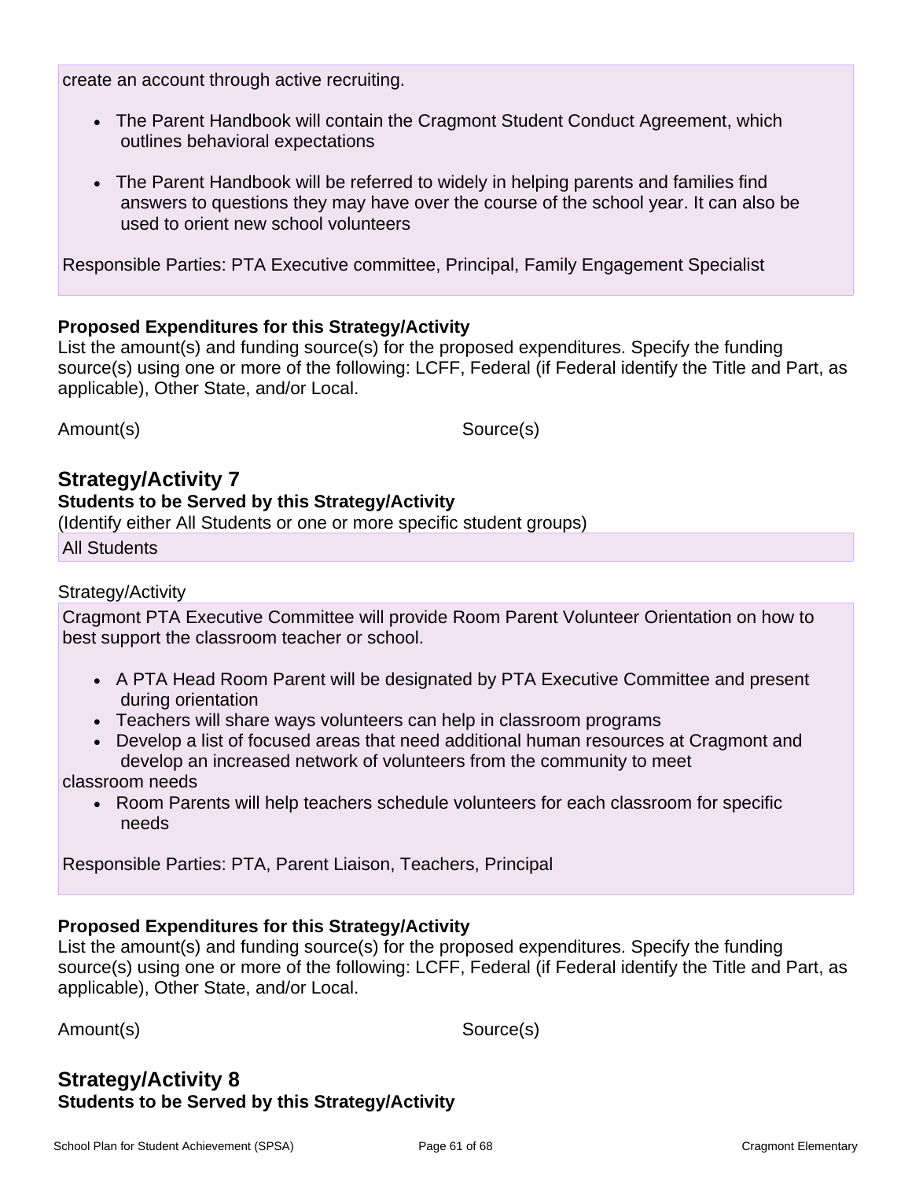create an account through active recruiting.

- The Parent Handbook will contain the Cragmont Student Conduct Agreement, which outlines behavioral expectations
- The Parent Handbook will be referred to widely in helping parents and families find answers to questions they may have over the course of the school year. It can also be used to orient new school volunteers

Responsible Parties: PTA Executive committee, Principal, Family Engagement Specialist

**Proposed Expenditures for this Strategy/Activity**

List the amount(s) and funding source(s) for the proposed expenditures. Specify the funding source(s) using one or more of the following: LCFF, Federal (if Federal identify the Title and Part, as applicable), Other State, and/or Local.

| Amount(s) | Source(s) |
|---|---|

## Strategy/Activity 7

**Students to be Served by this Strategy/Activity**

(Identify either All Students or one or more specific student groups)

All Students

Strategy/Activity

Cragmont PTA Executive Committee will provide Room Parent Volunteer Orientation on how to best support the classroom teacher or school.

- A PTA Head Room Parent will be designated by PTA Executive Committee and present during orientation
- Teachers will share ways volunteers can help in classroom programs
- Develop a list of focused areas that need additional human resources at Cragmont and develop an increased network of volunteers from the community to meet

classroom needs

- Room Parents will help teachers schedule volunteers for each classroom for specific needs

Responsible Parties: PTA, Parent Liaison, Teachers, Principal

**Proposed Expenditures for this Strategy/Activity**

List the amount(s) and funding source(s) for the proposed expenditures. Specify the funding source(s) using one or more of the following: LCFF, Federal (if Federal identify the Title and Part, as applicable), Other State, and/or Local.

| Amount(s) | Source(s) |
|---|---|

## Strategy/Activity 8

**Students to be Served by this Strategy/Activity**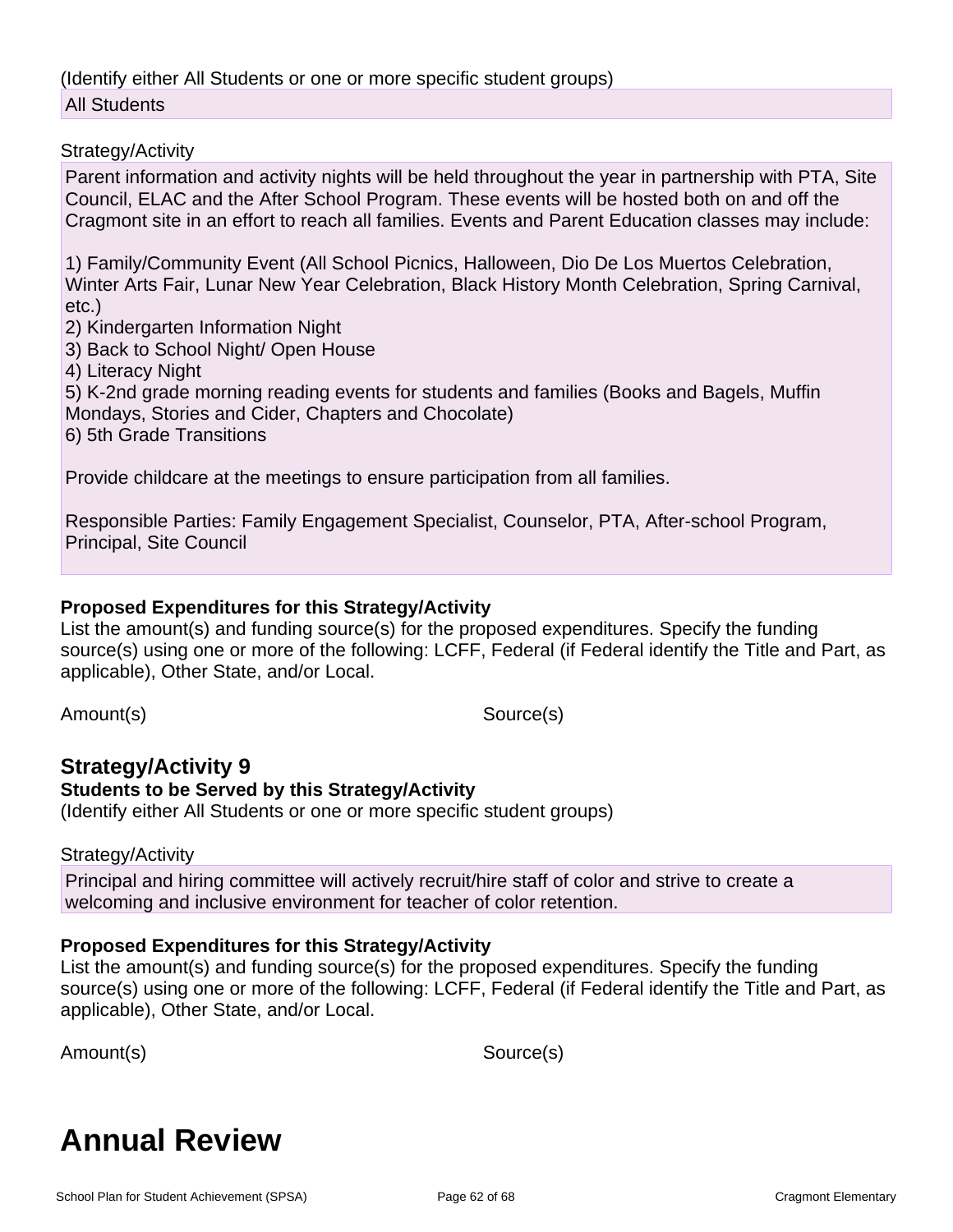(Identify either All Students or one or more specific student groups)

All Students

Strategy/Activity

Parent information and activity nights will be held throughout the year in partnership with PTA, Site Council, ELAC and the After School Program. These events will be hosted both on and off the Cragmont site in an effort to reach all families. Events and Parent Education classes may include:

1) Family/Community Event (All School Picnics, Halloween, Dio De Los Muertos Celebration, Winter Arts Fair, Lunar New Year Celebration, Black History Month Celebration, Spring Carnival, etc.)
2) Kindergarten Information Night
3) Back to School Night/ Open House
4) Literacy Night
5) K-2nd grade morning reading events for students and families (Books and Bagels, Muffin Mondays, Stories and Cider, Chapters and Chocolate)
6) 5th Grade Transitions

Provide childcare at the meetings to ensure participation from all families.

Responsible Parties: Family Engagement Specialist, Counselor, PTA, After-school Program, Principal, Site Council

**Proposed Expenditures for this Strategy/Activity**

List the amount(s) and funding source(s) for the proposed expenditures. Specify the funding source(s) using one or more of the following: LCFF, Federal (if Federal identify the Title and Part, as applicable), Other State, and/or Local.

| Amount(s) | Source(s) |
| --- | --- |

### Strategy/Activity 9

**Students to be Served by this Strategy/Activity**

(Identify either All Students or one or more specific student groups)

Strategy/Activity

Principal and hiring committee will actively recruit/hire staff of color and strive to create a welcoming and inclusive environment for teacher of color retention.

**Proposed Expenditures for this Strategy/Activity**

List the amount(s) and funding source(s) for the proposed expenditures. Specify the funding source(s) using one or more of the following: LCFF, Federal (if Federal identify the Title and Part, as applicable), Other State, and/or Local.

| Amount(s) | Source(s) |
| --- | --- |

# Annual Review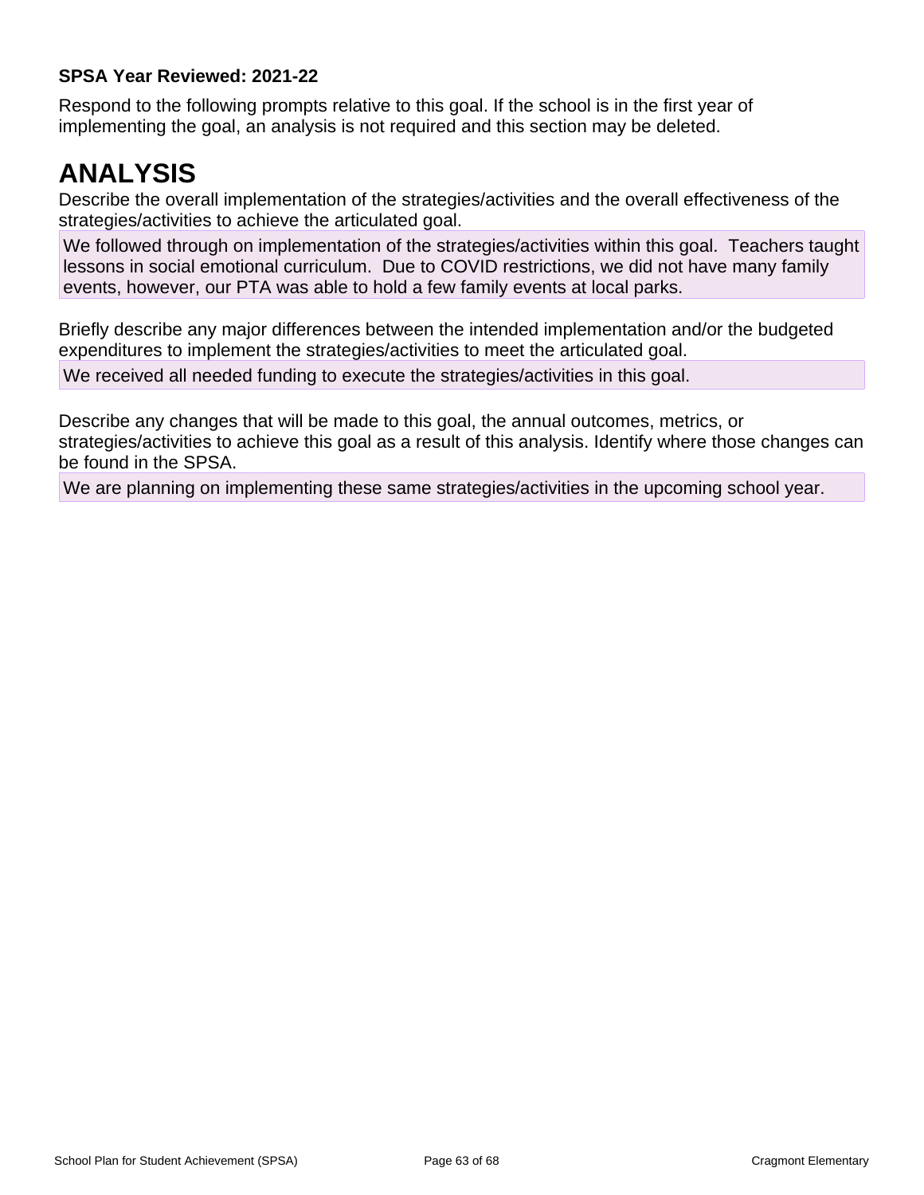**SPSA Year Reviewed: 2021-22**

Respond to the following prompts relative to this goal. If the school is in the first year of implementing the goal, an analysis is not required and this section may be deleted.

# ANALYSIS

Describe the overall implementation of the strategies/activities and the overall effectiveness of the strategies/activities to achieve the articulated goal.

We followed through on implementation of the strategies/activities within this goal.  Teachers taught lessons in social emotional curriculum.  Due to COVID restrictions, we did not have many family events, however, our PTA was able to hold a few family events at local parks.

Briefly describe any major differences between the intended implementation and/or the budgeted expenditures to implement the strategies/activities to meet the articulated goal.

We received all needed funding to execute the strategies/activities in this goal.

Describe any changes that will be made to this goal, the annual outcomes, metrics, or strategies/activities to achieve this goal as a result of this analysis. Identify where those changes can be found in the SPSA.

We are planning on implementing these same strategies/activities in the upcoming school year.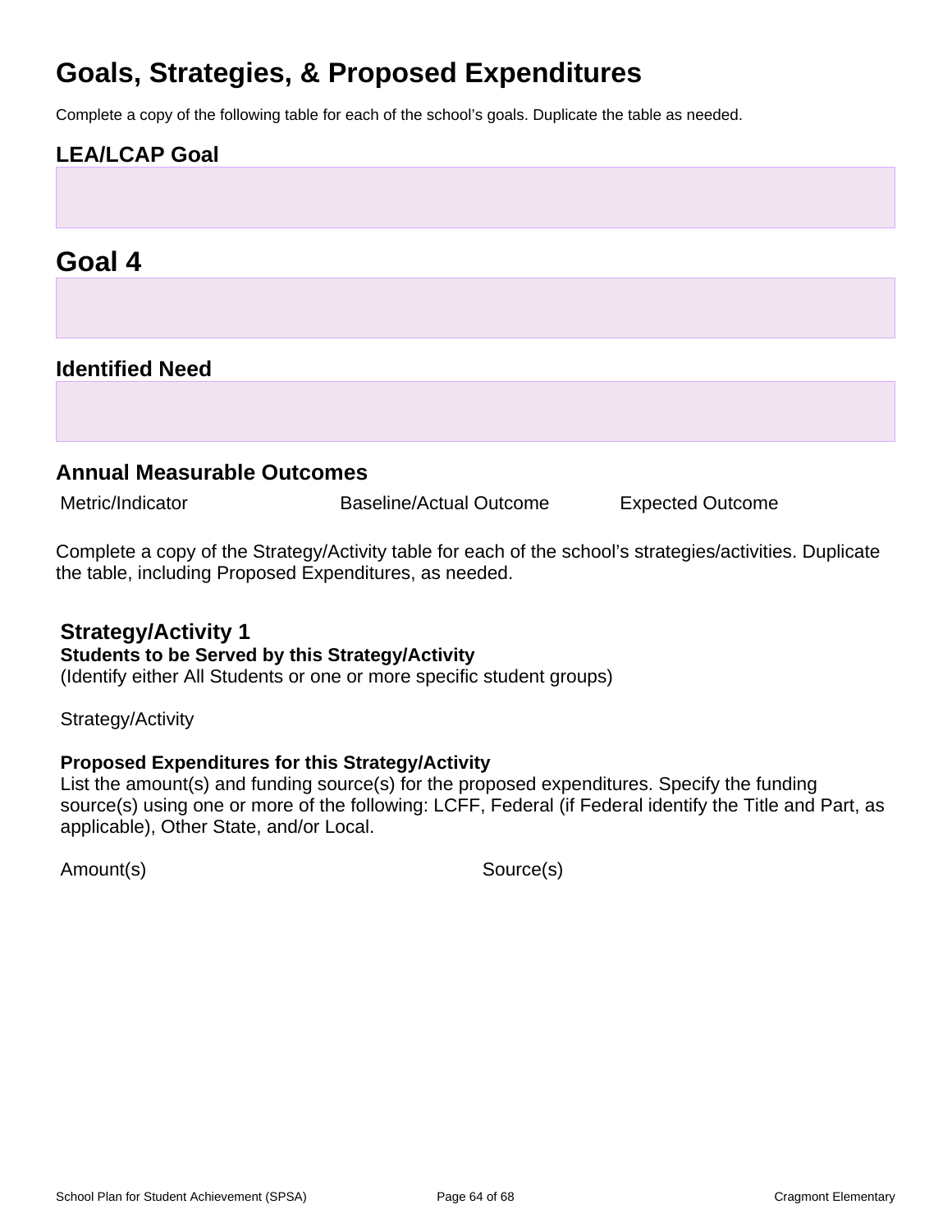# Goals, Strategies, & Proposed Expenditures

Complete a copy of the following table for each of the school's goals. Duplicate the table as needed.

## LEA/LCAP Goal

# Goal 4

## Identified Need

## Annual Measurable Outcomes

| Metric/Indicator | Baseline/Actual Outcome | Expected Outcome |
| --- | --- | --- |

Complete a copy of the Strategy/Activity table for each of the school's strategies/activities. Duplicate the table, including Proposed Expenditures, as needed.

## Strategy/Activity 1

**Students to be Served by this Strategy/Activity**

(Identify either All Students or one or more specific student groups)

Strategy/Activity

**Proposed Expenditures for this Strategy/Activity**

List the amount(s) and funding source(s) for the proposed expenditures. Specify the funding source(s) using one or more of the following: LCFF, Federal (if Federal identify the Title and Part, as applicable), Other State, and/or Local.

| Amount(s) | Source(s) |
| --- | --- |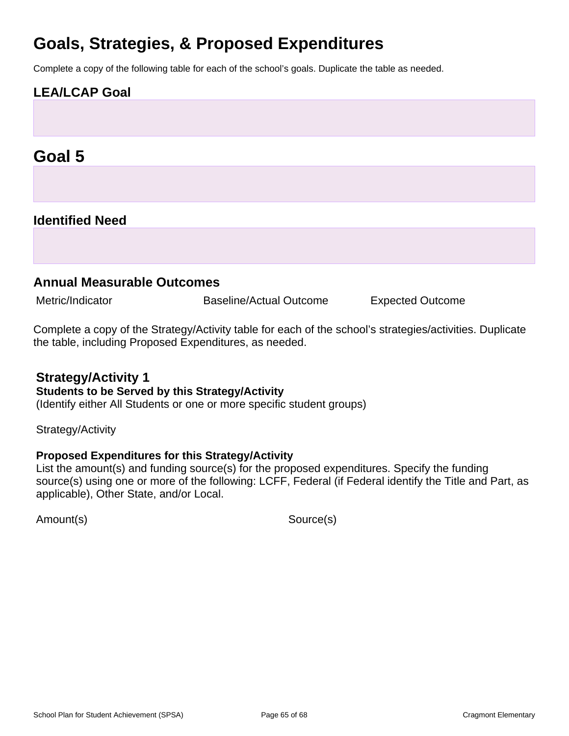# Goals, Strategies, & Proposed Expenditures

Complete a copy of the following table for each of the school's goals. Duplicate the table as needed.

## LEA/LCAP Goal

# Goal 5

## Identified Need

## Annual Measurable Outcomes

| Metric/Indicator | Baseline/Actual Outcome | Expected Outcome |
| --- | --- | --- |

Complete a copy of the Strategy/Activity table for each of the school's strategies/activities. Duplicate the table, including Proposed Expenditures, as needed.

### Strategy/Activity 1

**Students to be Served by this Strategy/Activity**

(Identify either All Students or one or more specific student groups)

Strategy/Activity

**Proposed Expenditures for this Strategy/Activity**

List the amount(s) and funding source(s) for the proposed expenditures. Specify the funding source(s) using one or more of the following: LCFF, Federal (if Federal identify the Title and Part, as applicable), Other State, and/or Local.

| Amount(s) | Source(s) |
| --- | --- |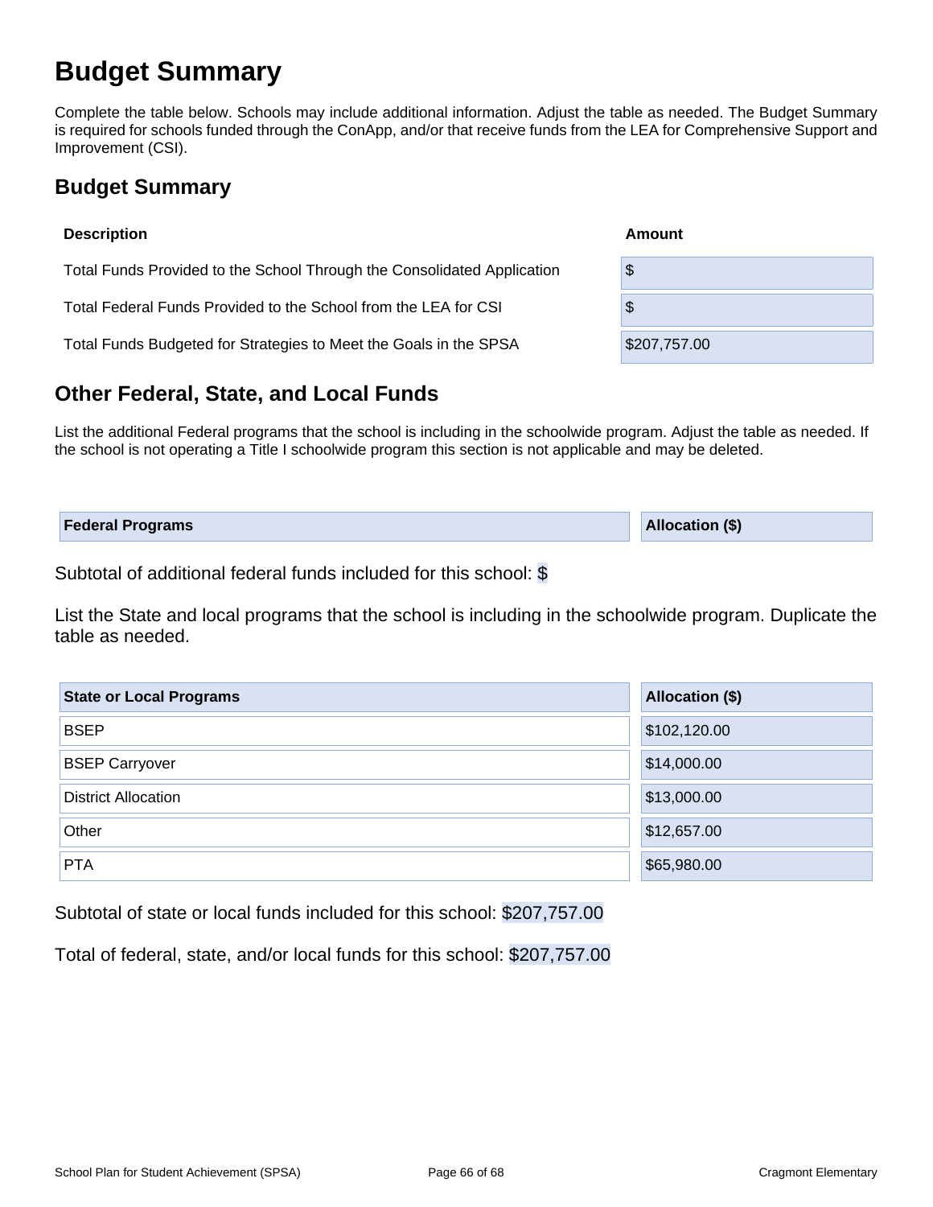# Budget Summary

Complete the table below. Schools may include additional information. Adjust the table as needed. The Budget Summary is required for schools funded through the ConApp, and/or that receive funds from the LEA for Comprehensive Support and Improvement (CSI).

## Budget Summary

| Description | Amount |
|---|---|
| Total Funds Provided to the School Through the Consolidated Application | $ |
| Total Federal Funds Provided to the School from the LEA for CSI | $ |
| Total Funds Budgeted for Strategies to Meet the Goals in the SPSA | $207,757.00 |

## Other Federal, State, and Local Funds

List the additional Federal programs that the school is including in the schoolwide program. Adjust the table as needed. If the school is not operating a Title I schoolwide program this section is not applicable and may be deleted.

| Federal Programs | Allocation ($) |
|---|---|

Subtotal of additional federal funds included for this school: $

List the State and local programs that the school is including in the schoolwide program. Duplicate the table as needed.

| State or Local Programs | Allocation ($) |
|---|---|
| BSEP | $102,120.00 |
| BSEP Carryover | $14,000.00 |
| District Allocation | $13,000.00 |
| Other | $12,657.00 |
| PTA | $65,980.00 |

Subtotal of state or local funds included for this school: $207,757.00

Total of federal, state, and/or local funds for this school: $207,757.00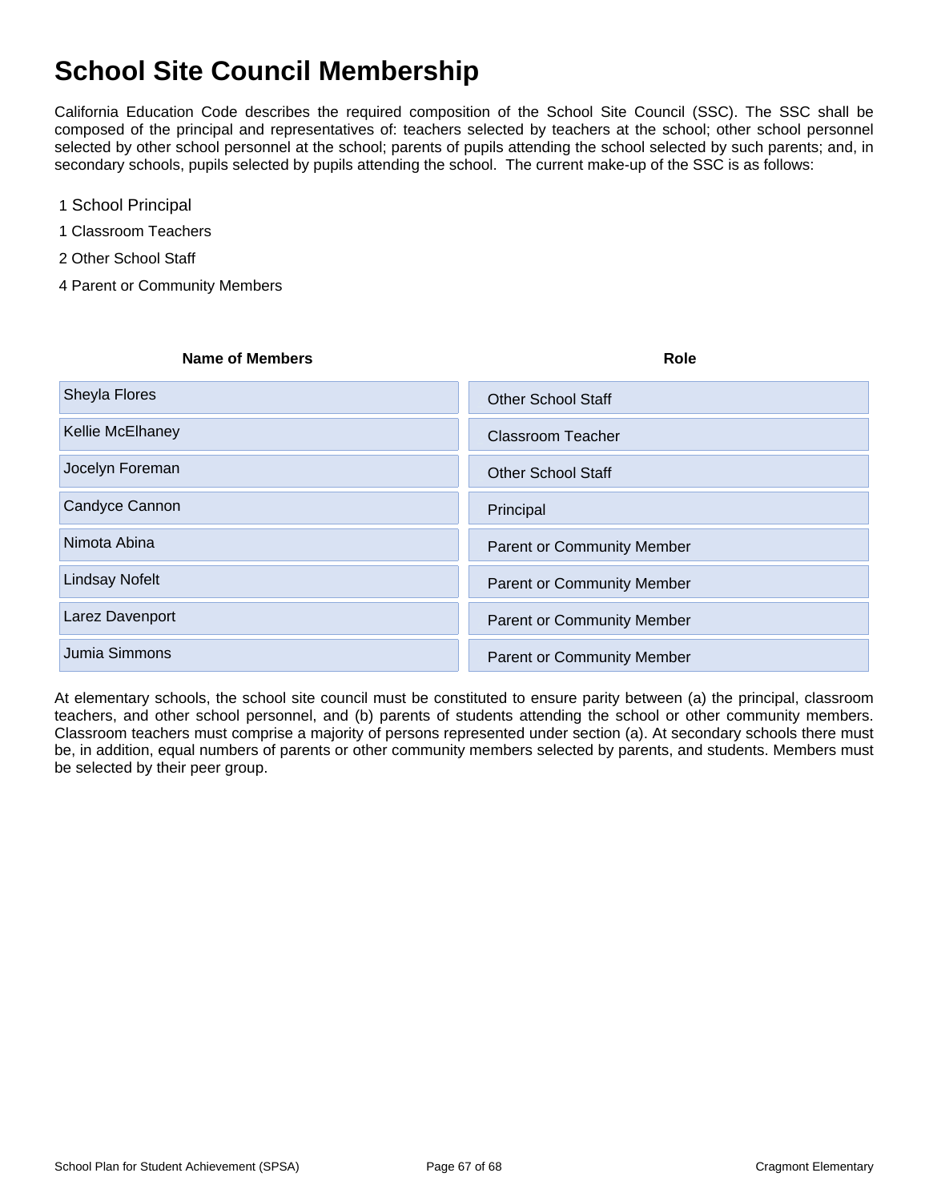# School Site Council Membership

California Education Code describes the required composition of the School Site Council (SSC). The SSC shall be composed of the principal and representatives of: teachers selected by teachers at the school; other school personnel selected by other school personnel at the school; parents of pupils attending the school selected by such parents; and, in secondary schools, pupils selected by pupils attending the school. The current make-up of the SSC is as follows:

1 School Principal

1 Classroom Teachers

2 Other School Staff

4 Parent or Community Members

| Name of Members | Role |
|---|---|
| Sheyla Flores | Other School Staff |
| Kellie McElhaney | Classroom Teacher |
| Jocelyn Foreman | Other School Staff |
| Candyce Cannon | Principal |
| Nimota Abina | Parent or Community Member |
| Lindsay Nofelt | Parent or Community Member |
| Larez Davenport | Parent or Community Member |
| Jumia Simmons | Parent or Community Member |

At elementary schools, the school site council must be constituted to ensure parity between (a) the principal, classroom teachers, and other school personnel, and (b) parents of students attending the school or other community members. Classroom teachers must comprise a majority of persons represented under section (a). At secondary schools there must be, in addition, equal numbers of parents or other community members selected by parents, and students. Members must be selected by their peer group.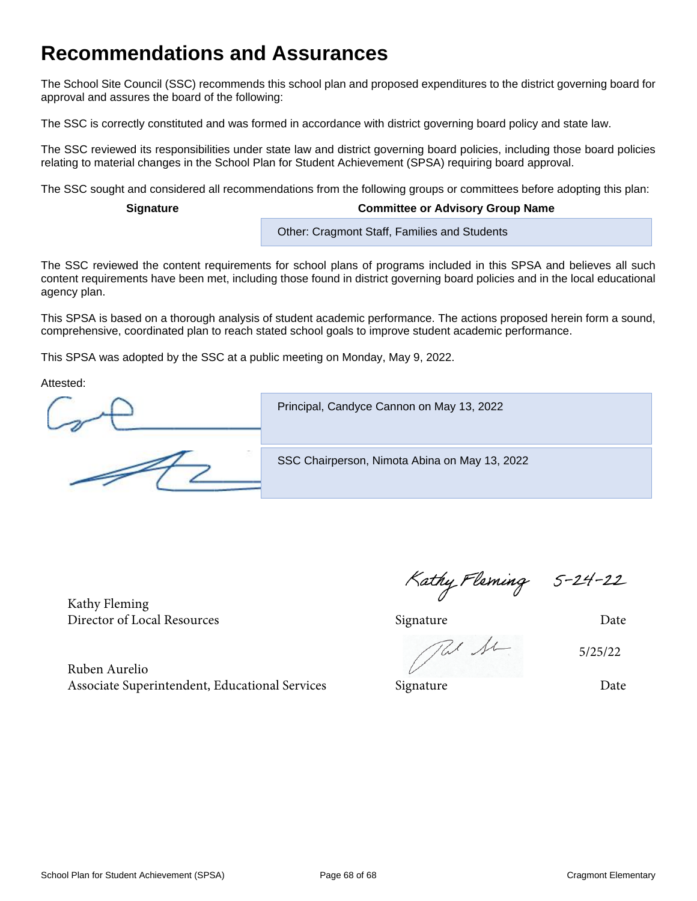# Recommendations and Assurances

The School Site Council (SSC) recommends this school plan and proposed expenditures to the district governing board for approval and assures the board of the following:

The SSC is correctly constituted and was formed in accordance with district governing board policy and state law.

The SSC reviewed its responsibilities under state law and district governing board policies, including those board policies relating to material changes in the School Plan for Student Achievement (SPSA) requiring board approval.

The SSC sought and considered all recommendations from the following groups or committees before adopting this plan:

| Signature | Committee or Advisory Group Name |
| --- | --- |
| | Other: Cragmont Staff, Families and Students |

The SSC reviewed the content requirements for school plans of programs included in this SPSA and believes all such content requirements have been met, including those found in district governing board policies and in the local educational agency plan.

This SPSA is based on a thorough analysis of student academic performance. The actions proposed herein form a sound, comprehensive, coordinated plan to reach stated school goals to improve student academic performance.

This SPSA was adopted by the SSC at a public meeting on Monday, May 9, 2022.

Attested:

| Signature | |
| --- | --- |
| | Principal, Candyce Cannon on May 13, 2022 |
| | SSC Chairperson, Nimota Abina on May 13, 2022 |

| Name | Signature | Date |
| --- | --- | --- |
| Kathy Fleming<br>Director of Local Resources | Kathy Fleming | 5-24-22 |
| Ruben Aurelio<br>Associate Superintendent, Educational Services | | 5/25/22 |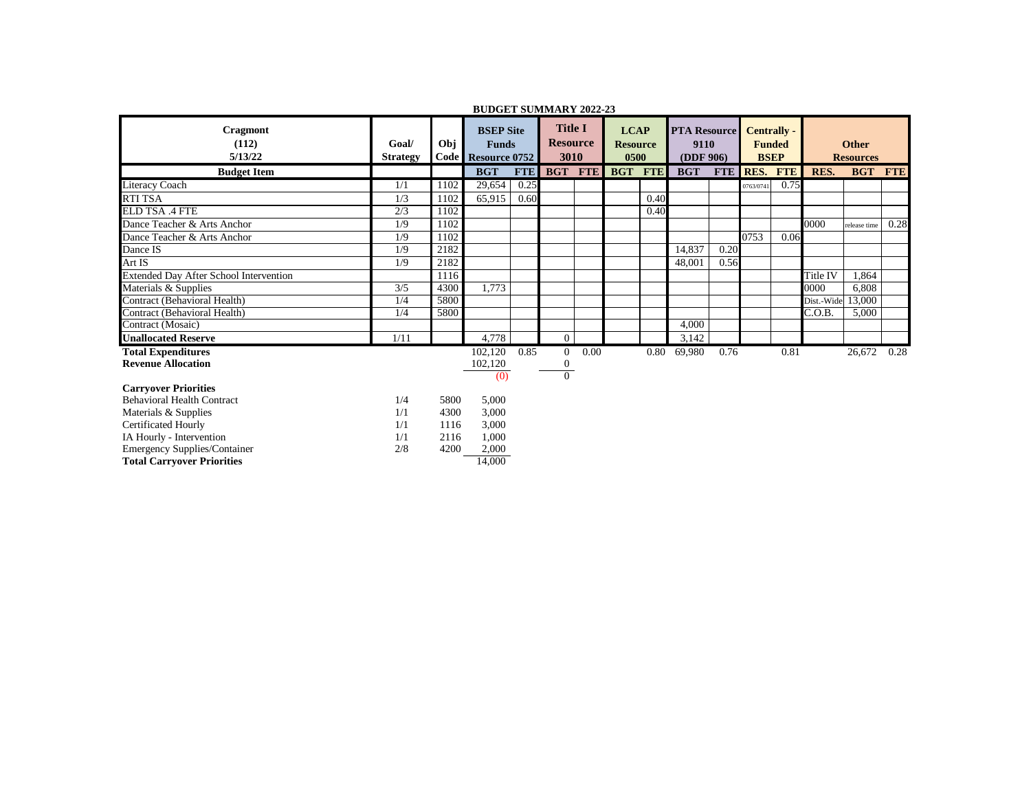**BUDGET SUMMARY 2022-23**

| Cragmont (112) 5/13/22 | Goal/ Strategy | Obj Code | BSEP Site Funds Resource 0752 | | Title I Resource 3010 | | LCAP Resource 0500 | | PTA Resource 9110 (DDF 906) | | Centrally - Funded BSEP | | Other Resources | | |
|---|---|---|---|---|---|---|---|---|---|---|---|---|---|---|---|
| **Budget Item** | | | **BGT** | **FTE** | **BGT** | **FTE** | **BGT** | **FTE** | **BGT** | **FTE** | **RES.** | **FTE** | **RES.** | **BGT** | **FTE** |
| Literacy Coach | 1/1 | 1102 | 29,654 | 0.25 | | | | | | | 0763/0741 | 0.75 | | | |
| RTI TSA | 1/3 | 1102 | 65,915 | 0.60 | | | | 0.40 | | | | | | | |
| ELD TSA .4 FTE | 2/3 | 1102 | | | | | | 0.40 | | | | | | | |
| Dance Teacher & Arts Anchor | 1/9 | 1102 | | | | | | | | | | | 0000 | release time | 0.28 |
| Dance Teacher & Arts Anchor | 1/9 | 1102 | | | | | | | | | 0753 | 0.06 | | | |
| Dance IS | 1/9 | 2182 | | | | | | | 14,837 | 0.20 | | | | | |
| Art IS | 1/9 | 2182 | | | | | | | 48,001 | 0.56 | | | | | |
| Extended Day After School Intervention | | 1116 | | | | | | | | | | | Title IV | 1,864 | |
| Materials & Supplies | 3/5 | 4300 | 1,773 | | | | | | | | | | 0000 | 6,808 | |
| Contract (Behavioral Health) | 1/4 | 5800 | | | | | | | | | | | Dist.-Wide | 13,000 | |
| Contract (Behavioral Health) | 1/4 | 5800 | | | | | | | | | | | C.O.B. | 5,000 | |
| Contract (Mosaic) | | | | | | | | | 4,000 | | | | | | |
| **Unallocated Reserve** | 1/11 | | 4,778 | | 0 | | | | 3,142 | | | | | | |
| **Total Expenditures** | | | 102,120 | 0.85 | 0 | 0.00 | | 0.80 | 69,980 | 0.76 | | 0.81 | | 26,672 | 0.28 |
| **Revenue Allocation** | | | 102,120 | | 0 | | | | | | | | | | |
| | | | (0) | | 0 | | | | | | | | | | |

| **Carryover Priorities** | | | |
|---|---|---|---|
| Behavioral Health Contract | 1/4 | 5800 | 5,000 |
| Materials & Supplies | 1/1 | 4300 | 3,000 |
| Certificated Hourly | 1/1 | 1116 | 3,000 |
| IA Hourly - Intervention | 1/1 | 2116 | 1,000 |
| Emergency Supplies/Container | 2/8 | 4200 | 2,000 |
| **Total Carryover Priorities** | | | 14,000 |